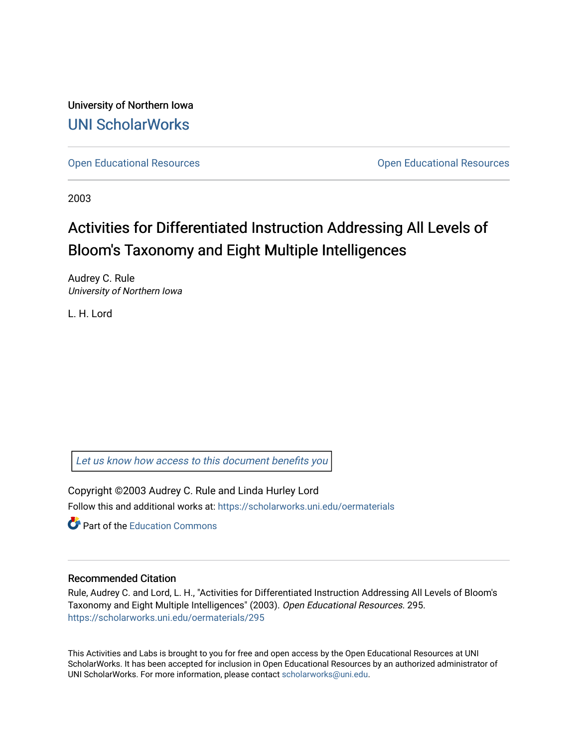University of Northern Iowa

UNI ScholarWorks

Open Educational Resources | Open Educational Resources

2003

# Activities for Differentiated Instruction Addressing All Levels of Bloom's Taxonomy and Eight Multiple Intelligences

Audrey C. Rule
*University of Northern Iowa*

L. H. Lord

Let us know how access to this document benefits you

Copyright ©2003 Audrey C. Rule and Linda Hurley Lord

Follow this and additional works at: https://scholarworks.uni.edu/oermaterials

Part of the Education Commons

## Recommended Citation

Rule, Audrey C. and Lord, L. H., "Activities for Differentiated Instruction Addressing All Levels of Bloom's Taxonomy and Eight Multiple Intelligences" (2003). *Open Educational Resources*. 295.
https://scholarworks.uni.edu/oermaterials/295

This Activities and Labs is brought to you for free and open access by the Open Educational Resources at UNI ScholarWorks. It has been accepted for inclusion in Open Educational Resources by an authorized administrator of UNI ScholarWorks. For more information, please contact scholarworks@uni.edu.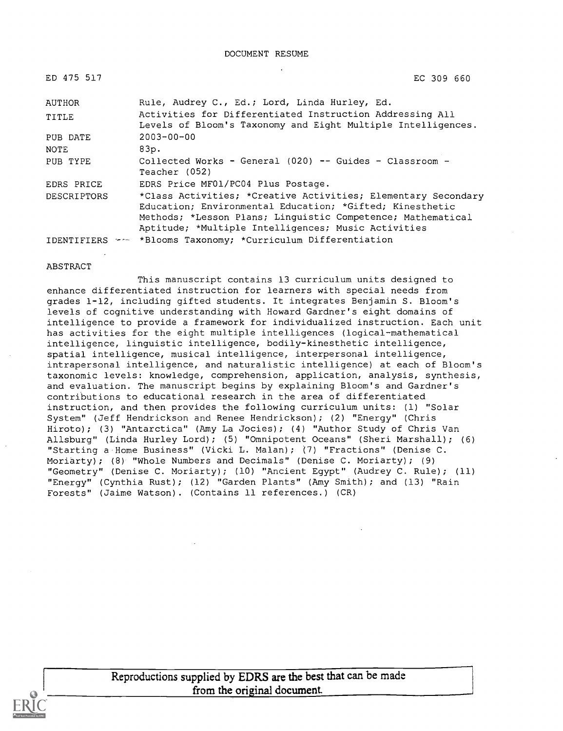DOCUMENT RESUME

| ED 475 517 | EC 309 660 |
|---|---|
| AUTHOR | Rule, Audrey C., Ed.; Lord, Linda Hurley, Ed. |
| TITLE | Activities for Differentiated Instruction Addressing All Levels of Bloom's Taxonomy and Eight Multiple Intelligences. |
| PUB DATE | 2003-00-00 |
| NOTE | 83p. |
| PUB TYPE | Collected Works - General (020) -- Guides - Classroom - Teacher (052) |
| EDRS PRICE | EDRS Price MF01/PC04 Plus Postage. |
| DESCRIPTORS | *Class Activities; *Creative Activities; Elementary Secondary Education; Environmental Education; *Gifted; Kinesthetic Methods; *Lesson Plans; Linguistic Competence; Mathematical Aptitude; *Multiple Intelligences; Music Activities |
| IDENTIFIERS | *Blooms Taxonomy; *Curriculum Differentiation |

ABSTRACT

This manuscript contains 13 curriculum units designed to enhance differentiated instruction for learners with special needs from grades 1-12, including gifted students. It integrates Benjamin S. Bloom's levels of cognitive understanding with Howard Gardner's eight domains of intelligence to provide a framework for individualized instruction. Each unit has activities for the eight multiple intelligences (logical-mathematical intelligence, linguistic intelligence, bodily-kinesthetic intelligence, spatial intelligence, musical intelligence, interpersonal intelligence, intrapersonal intelligence, and naturalistic intelligence) at each of Bloom's taxonomic levels: knowledge, comprehension, application, analysis, synthesis, and evaluation. The manuscript begins by explaining Bloom's and Gardner's contributions to educational research in the area of differentiated instruction, and then provides the following curriculum units: (1) "Solar System" (Jeff Hendrickson and Renee Hendrickson); (2) "Energy" (Chris Hiroto); (3) "Antarctica" (Amy La Jocies); (4) "Author Study of Chris Van Allsburg" (Linda Hurley Lord); (5) "Omnipotent Oceans" (Sheri Marshall); (6) "Starting a Home Business" (Vicki L. Malan); (7) "Fractions" (Denise C. Moriarty); (8) "Whole Numbers and Decimals" (Denise C. Moriarty); (9) "Geometry" (Denise C. Moriarty); (10) "Ancient Egypt" (Audrey C. Rule); (11) "Energy" (Cynthia Rust); (12) "Garden Plants" (Amy Smith); and (13) "Rain Forests" (Jaime Watson). (Contains 11 references.) (CR)

Reproductions supplied by EDRS are the best that can be made from the original document.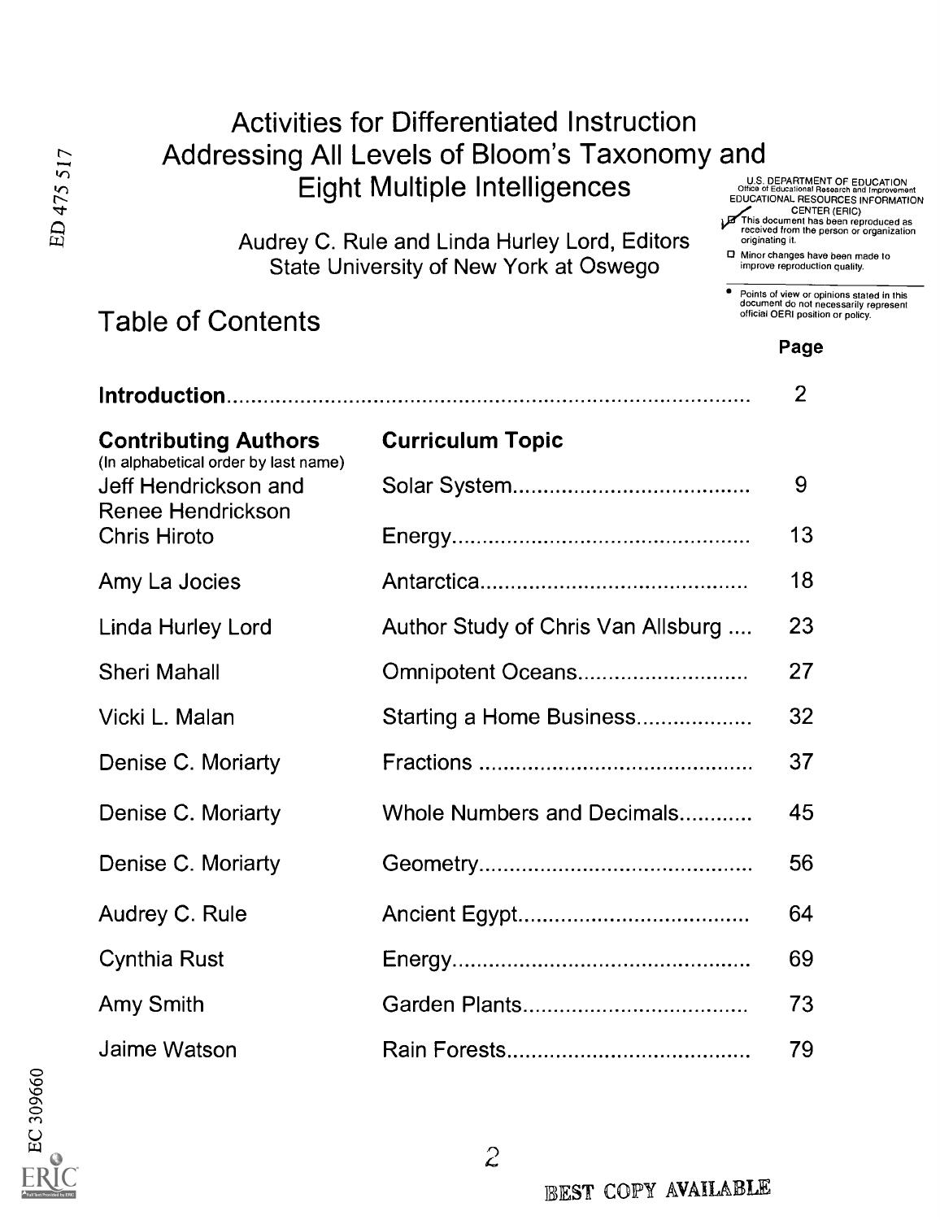# Activities for Differentiated Instruction Addressing All Levels of Bloom's Taxonomy and Eight Multiple Intelligences

Audrey C. Rule and Linda Hurley Lord, Editors
State University of New York at Oswego

U.S. DEPARTMENT OF EDUCATION
Office of Educational Research and Improvement
EDUCATIONAL RESOURCES INFORMATION CENTER (ERIC)
☑ This document has been reproduced as received from the person or organization originating it.
☐ Minor changes have been made to improve reproduction quality.

- Points of view or opinions stated in this document do not necessarily represent official OERI position or policy.

## Table of Contents

| | | Page |
|---|---|---|
| **Introduction** | | 2 |
| **Contributing Authors** (In alphabetical order by last name) | **Curriculum Topic** | |
| Jeff Hendrickson and Renee Hendrickson | Solar System | 9 |
| Chris Hiroto | Energy | 13 |
| Amy La Jocies | Antarctica | 18 |
| Linda Hurley Lord | Author Study of Chris Van Allsburg | 23 |
| Sheri Mahall | Omnipotent Oceans | 27 |
| Vicki L. Malan | Starting a Home Business | 32 |
| Denise C. Moriarty | Fractions | 37 |
| Denise C. Moriarty | Whole Numbers and Decimals | 45 |
| Denise C. Moriarty | Geometry | 56 |
| Audrey C. Rule | Ancient Egypt | 64 |
| Cynthia Rust | Energy | 69 |
| Amy Smith | Garden Plants | 73 |
| Jaime Watson | Rain Forests | 79 |

BEST COPY AVAILABLE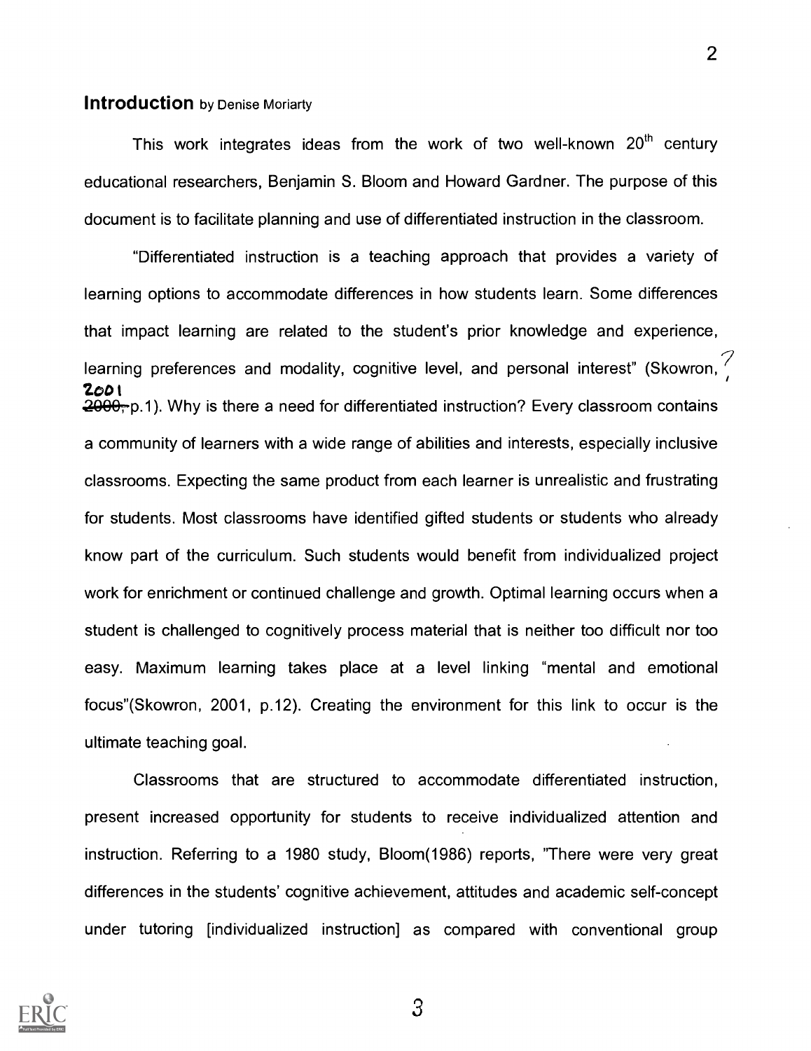## **Introduction** by Denise Moriarty

This work integrates ideas from the work of two well-known 20th century educational researchers, Benjamin S. Bloom and Howard Gardner. The purpose of this document is to facilitate planning and use of differentiated instruction in the classroom.

"Differentiated instruction is a teaching approach that provides a variety of learning options to accommodate differences in how students learn. Some differences that impact learning are related to the student's prior knowledge and experience, learning preferences and modality, cognitive level, and personal interest" (Skowron, 2001 p.1). Why is there a need for differentiated instruction? Every classroom contains a community of learners with a wide range of abilities and interests, especially inclusive classrooms. Expecting the same product from each learner is unrealistic and frustrating for students. Most classrooms have identified gifted students or students who already know part of the curriculum. Such students would benefit from individualized project work for enrichment or continued challenge and growth. Optimal learning occurs when a student is challenged to cognitively process material that is neither too difficult nor too easy. Maximum learning takes place at a level linking "mental and emotional focus"(Skowron, 2001, p.12). Creating the environment for this link to occur is the ultimate teaching goal.

Classrooms that are structured to accommodate differentiated instruction, present increased opportunity for students to receive individualized attention and instruction. Referring to a 1980 study, Bloom(1986) reports, "There were very great differences in the students' cognitive achievement, attitudes and academic self-concept under tutoring [individualized instruction] as compared with conventional group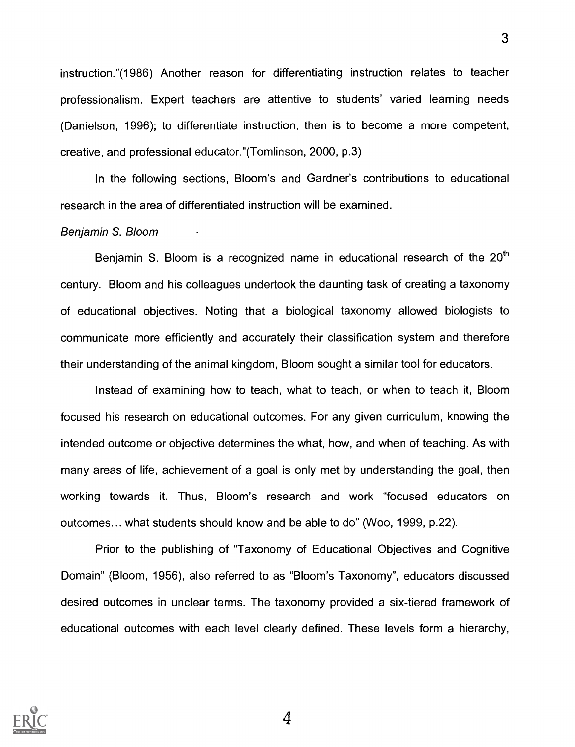instruction."(1986) Another reason for differentiating instruction relates to teacher professionalism. Expert teachers are attentive to students' varied learning needs (Danielson, 1996); to differentiate instruction, then is to become a more competent, creative, and professional educator."(Tomlinson, 2000, p.3)

In the following sections, Bloom's and Gardner's contributions to educational research in the area of differentiated instruction will be examined.

*Benjamin S. Bloom*

Benjamin S. Bloom is a recognized name in educational research of the 20th century. Bloom and his colleagues undertook the daunting task of creating a taxonomy of educational objectives. Noting that a biological taxonomy allowed biologists to communicate more efficiently and accurately their classification system and therefore their understanding of the animal kingdom, Bloom sought a similar tool for educators.

Instead of examining how to teach, what to teach, or when to teach it, Bloom focused his research on educational outcomes. For any given curriculum, knowing the intended outcome or objective determines the what, how, and when of teaching. As with many areas of life, achievement of a goal is only met by understanding the goal, then working towards it. Thus, Bloom's research and work "focused educators on outcomes… what students should know and be able to do" (Woo, 1999, p.22).

Prior to the publishing of "Taxonomy of Educational Objectives and Cognitive Domain" (Bloom, 1956), also referred to as "Bloom's Taxonomy", educators discussed desired outcomes in unclear terms. The taxonomy provided a six-tiered framework of educational outcomes with each level clearly defined. These levels form a hierarchy,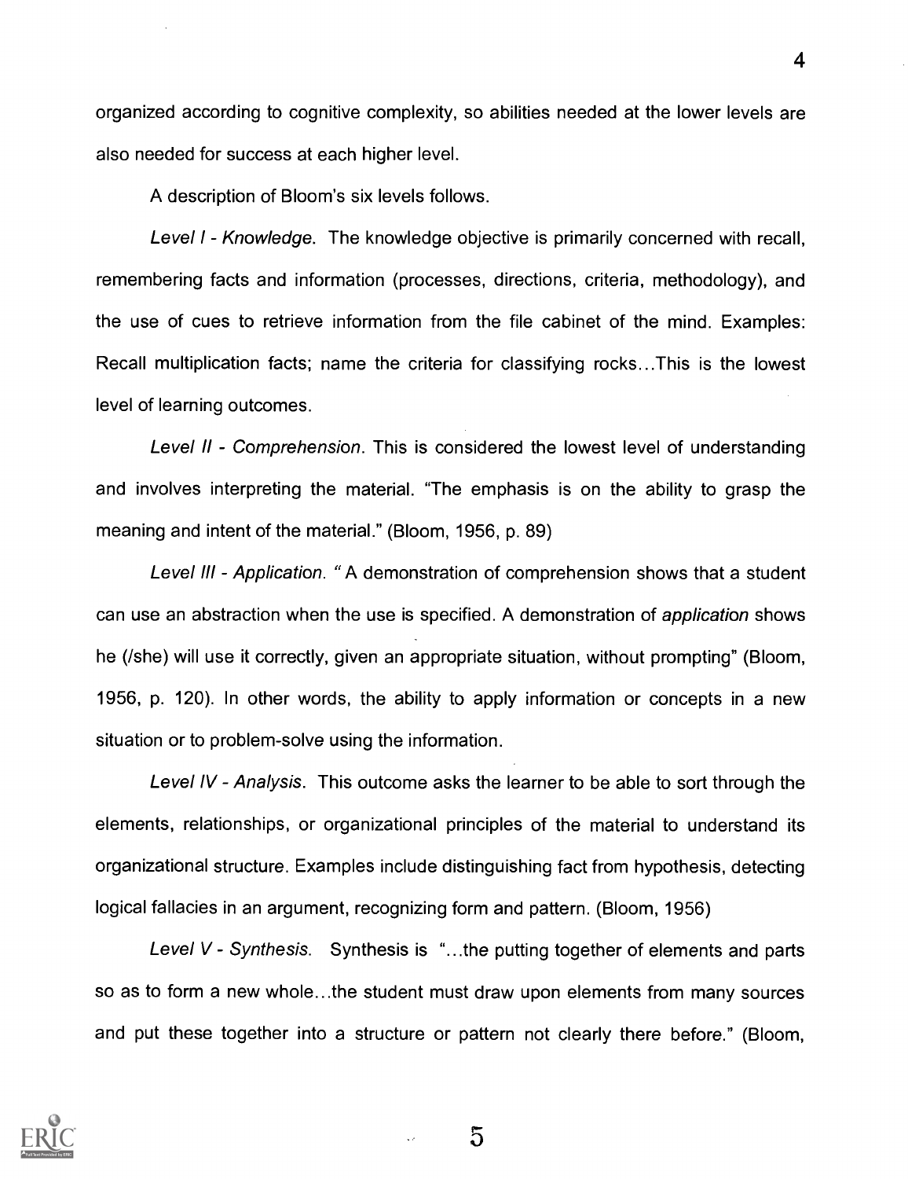organized according to cognitive complexity, so abilities needed at the lower levels are also needed for success at each higher level.

A description of Bloom's six levels follows.

*Level I - Knowledge.* The knowledge objective is primarily concerned with recall, remembering facts and information (processes, directions, criteria, methodology), and the use of cues to retrieve information from the file cabinet of the mind. Examples: Recall multiplication facts; name the criteria for classifying rocks...This is the lowest level of learning outcomes.

*Level II - Comprehension.* This is considered the lowest level of understanding and involves interpreting the material. "The emphasis is on the ability to grasp the meaning and intent of the material." (Bloom, 1956, p. 89)

*Level III - Application.* " A demonstration of comprehension shows that a student can use an abstraction when the use is specified. A demonstration of *application* shows he (/she) will use it correctly, given an appropriate situation, without prompting" (Bloom, 1956, p. 120). In other words, the ability to apply information or concepts in a new situation or to problem-solve using the information.

*Level IV - Analysis.* This outcome asks the learner to be able to sort through the elements, relationships, or organizational principles of the material to understand its organizational structure. Examples include distinguishing fact from hypothesis, detecting logical fallacies in an argument, recognizing form and pattern. (Bloom, 1956)

*Level V - Synthesis.* Synthesis is "...the putting together of elements and parts so as to form a new whole...the student must draw upon elements from many sources and put these together into a structure or pattern not clearly there before." (Bloom,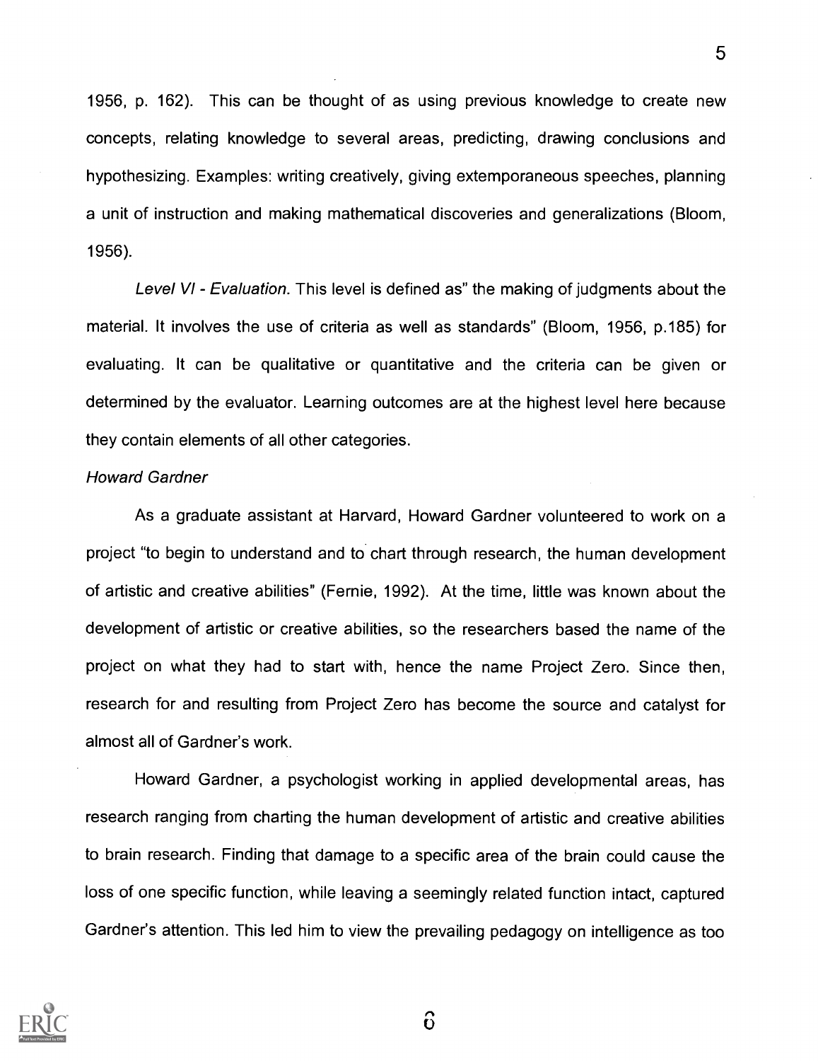1956, p. 162). This can be thought of as using previous knowledge to create new concepts, relating knowledge to several areas, predicting, drawing conclusions and hypothesizing. Examples: writing creatively, giving extemporaneous speeches, planning a unit of instruction and making mathematical discoveries and generalizations (Bloom, 1956).

*Level VI - Evaluation.* This level is defined as" the making of judgments about the material. It involves the use of criteria as well as standards" (Bloom, 1956, p.185) for evaluating. It can be qualitative or quantitative and the criteria can be given or determined by the evaluator. Learning outcomes are at the highest level here because they contain elements of all other categories.

*Howard Gardner*

As a graduate assistant at Harvard, Howard Gardner volunteered to work on a project "to begin to understand and to chart through research, the human development of artistic and creative abilities" (Fernie, 1992). At the time, little was known about the development of artistic or creative abilities, so the researchers based the name of the project on what they had to start with, hence the name Project Zero. Since then, research for and resulting from Project Zero has become the source and catalyst for almost all of Gardner's work.

Howard Gardner, a psychologist working in applied developmental areas, has research ranging from charting the human development of artistic and creative abilities to brain research. Finding that damage to a specific area of the brain could cause the loss of one specific function, while leaving a seemingly related function intact, captured Gardner's attention. This led him to view the prevailing pedagogy on intelligence as too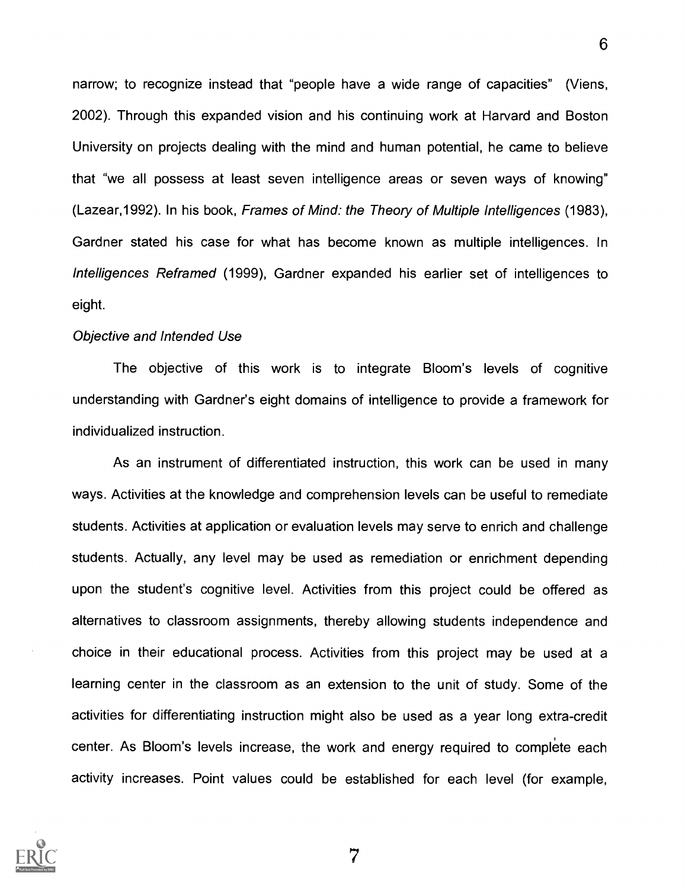narrow; to recognize instead that "people have a wide range of capacities" (Viens, 2002). Through this expanded vision and his continuing work at Harvard and Boston University on projects dealing with the mind and human potential, he came to believe that "we all possess at least seven intelligence areas or seven ways of knowing" (Lazear,1992). In his book, *Frames of Mind: the Theory of Multiple Intelligences* (1983), Gardner stated his case for what has become known as multiple intelligences. In *Intelligences Reframed* (1999), Gardner expanded his earlier set of intelligences to eight.

*Objective and Intended Use*

The objective of this work is to integrate Bloom's levels of cognitive understanding with Gardner's eight domains of intelligence to provide a framework for individualized instruction.

As an instrument of differentiated instruction, this work can be used in many ways. Activities at the knowledge and comprehension levels can be useful to remediate students. Activities at application or evaluation levels may serve to enrich and challenge students. Actually, any level may be used as remediation or enrichment depending upon the student's cognitive level. Activities from this project could be offered as alternatives to classroom assignments, thereby allowing students independence and choice in their educational process. Activities from this project may be used at a learning center in the classroom as an extension to the unit of study. Some of the activities for differentiating instruction might also be used as a year long extra-credit center. As Bloom's levels increase, the work and energy required to complete each activity increases. Point values could be established for each level (for example,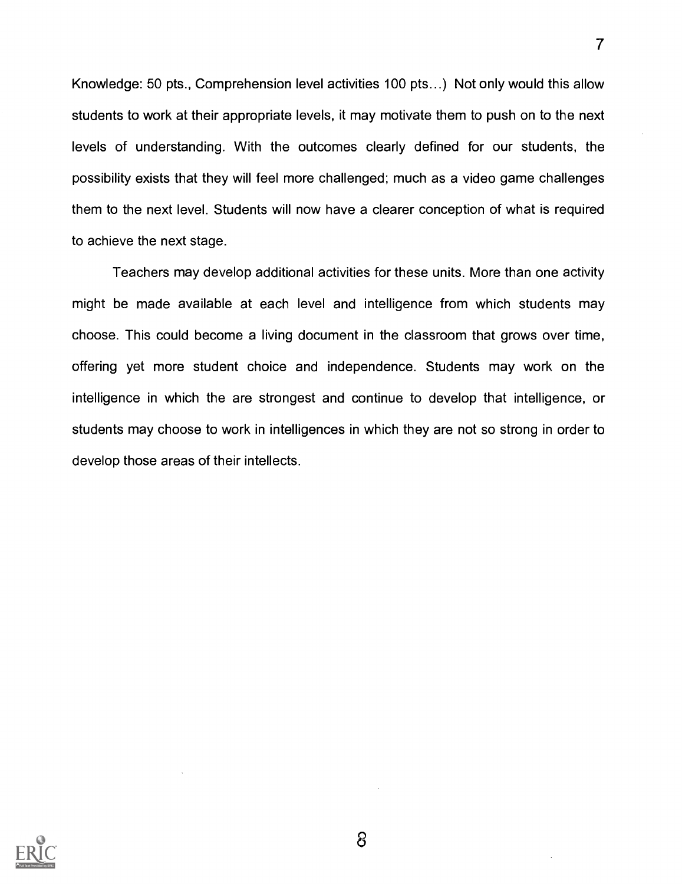Knowledge: 50 pts., Comprehension level activities 100 pts…) Not only would this allow students to work at their appropriate levels, it may motivate them to push on to the next levels of understanding. With the outcomes clearly defined for our students, the possibility exists that they will feel more challenged; much as a video game challenges them to the next level. Students will now have a clearer conception of what is required to achieve the next stage.

Teachers may develop additional activities for these units. More than one activity might be made available at each level and intelligence from which students may choose. This could become a living document in the classroom that grows over time, offering yet more student choice and independence. Students may work on the intelligence in which the are strongest and continue to develop that intelligence, or students may choose to work in intelligences in which they are not so strong in order to develop those areas of their intellects.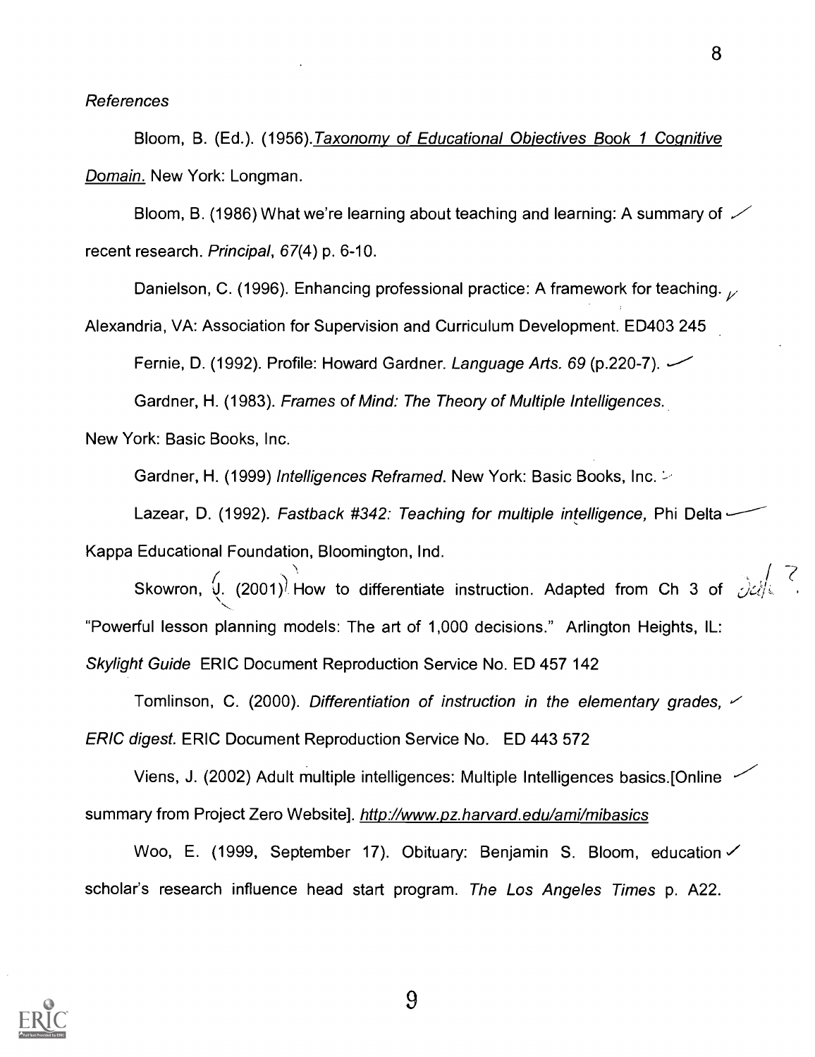*References*

Bloom, B. (Ed.). (1956). Taxonomy of Educational Objectives Book 1 Cognitive Domain. New York: Longman.

Bloom, B. (1986) What we're learning about teaching and learning: A summary of recent research. *Principal*, *67*(4) p. 6-10.

Danielson, C. (1996). Enhancing professional practice: A framework for teaching. Alexandria, VA: Association for Supervision and Curriculum Development. ED403 245

Fernie, D. (1992). Profile: Howard Gardner. *Language Arts. 69* (p.220-7).

Gardner, H. (1983). *Frames of Mind: The Theory of Multiple Intelligences.* New York: Basic Books, Inc.

Gardner, H. (1999) *Intelligences Reframed*. New York: Basic Books, Inc.

Lazear, D. (1992). *Fastback #342: Teaching for multiple intelligence,* Phi Delta Kappa Educational Foundation, Bloomington, Ind.

Skowron, J. (2001) How to differentiate instruction. Adapted from Ch 3 of "Powerful lesson planning models: The art of 1,000 decisions." Arlington Heights, IL: *Skylight Guide* ERIC Document Reproduction Service No. ED 457 142

Tomlinson, C. (2000). *Differentiation of instruction in the elementary grades, ERIC digest.* ERIC Document Reproduction Service No. ED 443 572

Viens, J. (2002) Adult multiple intelligences: Multiple Intelligences basics.[Online summary from Project Zero Website]. http://www.pz.harvard.edu/ami/mibasics

Woo, E. (1999, September 17). Obituary: Benjamin S. Bloom, education scholar's research influence head start program. *The Los Angeles Times* p. A22.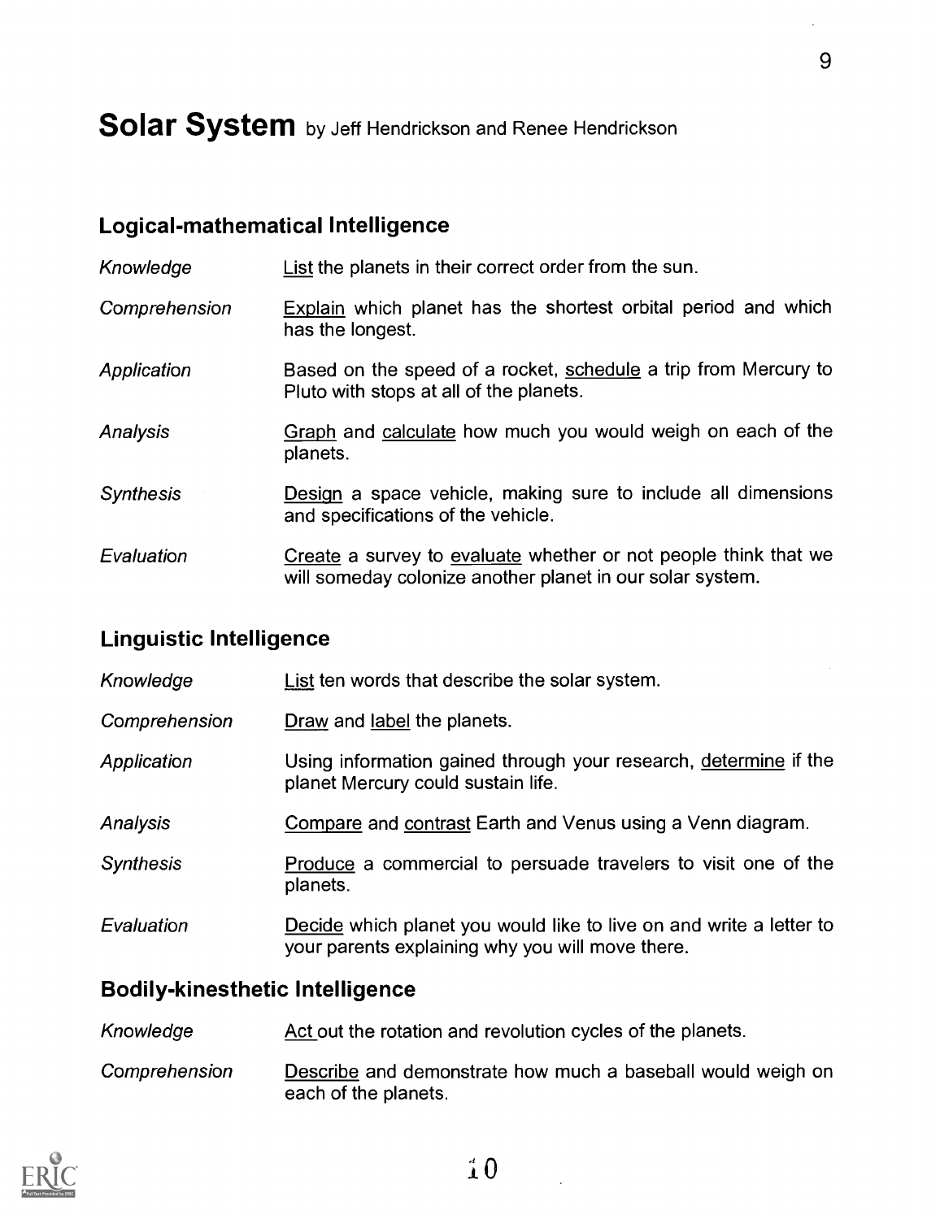# Solar System by Jeff Hendrickson and Renee Hendrickson

## Logical-mathematical Intelligence

| | |
|---|---|
| *Knowledge* | List the planets in their correct order from the sun. |
| *Comprehension* | Explain which planet has the shortest orbital period and which has the longest. |
| *Application* | Based on the speed of a rocket, schedule a trip from Mercury to Pluto with stops at all of the planets. |
| *Analysis* | Graph and calculate how much you would weigh on each of the planets. |
| *Synthesis* | Design a space vehicle, making sure to include all dimensions and specifications of the vehicle. |
| *Evaluation* | Create a survey to evaluate whether or not people think that we will someday colonize another planet in our solar system. |

## Linguistic Intelligence

| | |
|---|---|
| *Knowledge* | List ten words that describe the solar system. |
| *Comprehension* | Draw and label the planets. |
| *Application* | Using information gained through your research, determine if the planet Mercury could sustain life. |
| *Analysis* | Compare and contrast Earth and Venus using a Venn diagram. |
| *Synthesis* | Produce a commercial to persuade travelers to visit one of the planets. |
| *Evaluation* | Decide which planet you would like to live on and write a letter to your parents explaining why you will move there. |

## Bodily-kinesthetic Intelligence

| | |
|---|---|
| *Knowledge* | Act out the rotation and revolution cycles of the planets. |
| *Comprehension* | Describe and demonstrate how much a baseball would weigh on each of the planets. |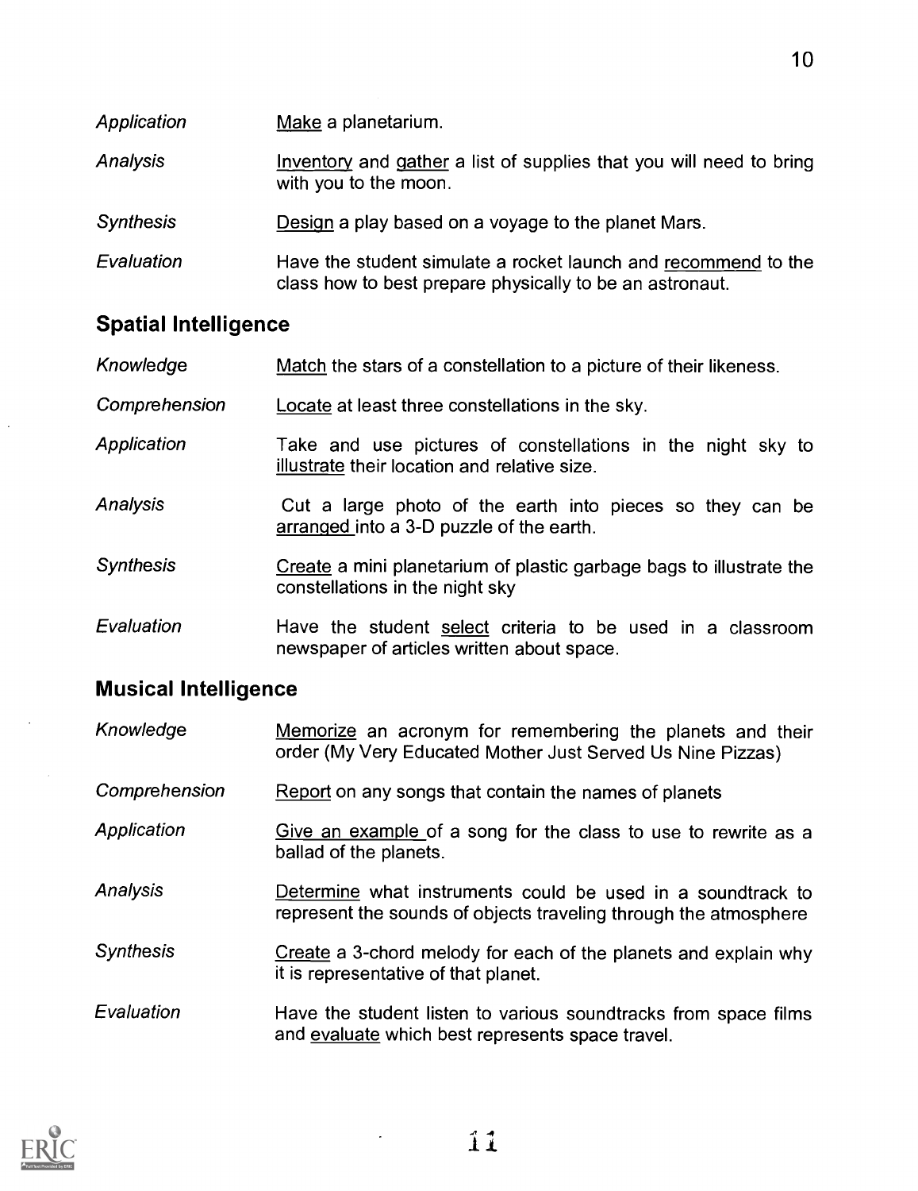| | |
|---|---|
| *Application* | Make a planetarium. |
| *Analysis* | Inventory and gather a list of supplies that you will need to bring with you to the moon. |
| *Synthesis* | Design a play based on a voyage to the planet Mars. |
| *Evaluation* | Have the student simulate a rocket launch and recommend to the class how to best prepare physically to be an astronaut. |

## Spatial Intelligence

| | |
|---|---|
| *Knowledge* | Match the stars of a constellation to a picture of their likeness. |
| *Comprehension* | Locate at least three constellations in the sky. |
| *Application* | Take and use pictures of constellations in the night sky to illustrate their location and relative size. |
| *Analysis* | Cut a large photo of the earth into pieces so they can be arranged into a 3-D puzzle of the earth. |
| *Synthesis* | Create a mini planetarium of plastic garbage bags to illustrate the constellations in the night sky |
| *Evaluation* | Have the student select criteria to be used in a classroom newspaper of articles written about space. |

## Musical Intelligence

| | |
|---|---|
| *Knowledge* | Memorize an acronym for remembering the planets and their order (My Very Educated Mother Just Served Us Nine Pizzas) |
| *Comprehension* | Report on any songs that contain the names of planets |
| *Application* | Give an example of a song for the class to use to rewrite as a ballad of the planets. |
| *Analysis* | Determine what instruments could be used in a soundtrack to represent the sounds of objects traveling through the atmosphere |
| *Synthesis* | Create a 3-chord melody for each of the planets and explain why it is representative of that planet. |
| *Evaluation* | Have the student listen to various soundtracks from space films and evaluate which best represents space travel. |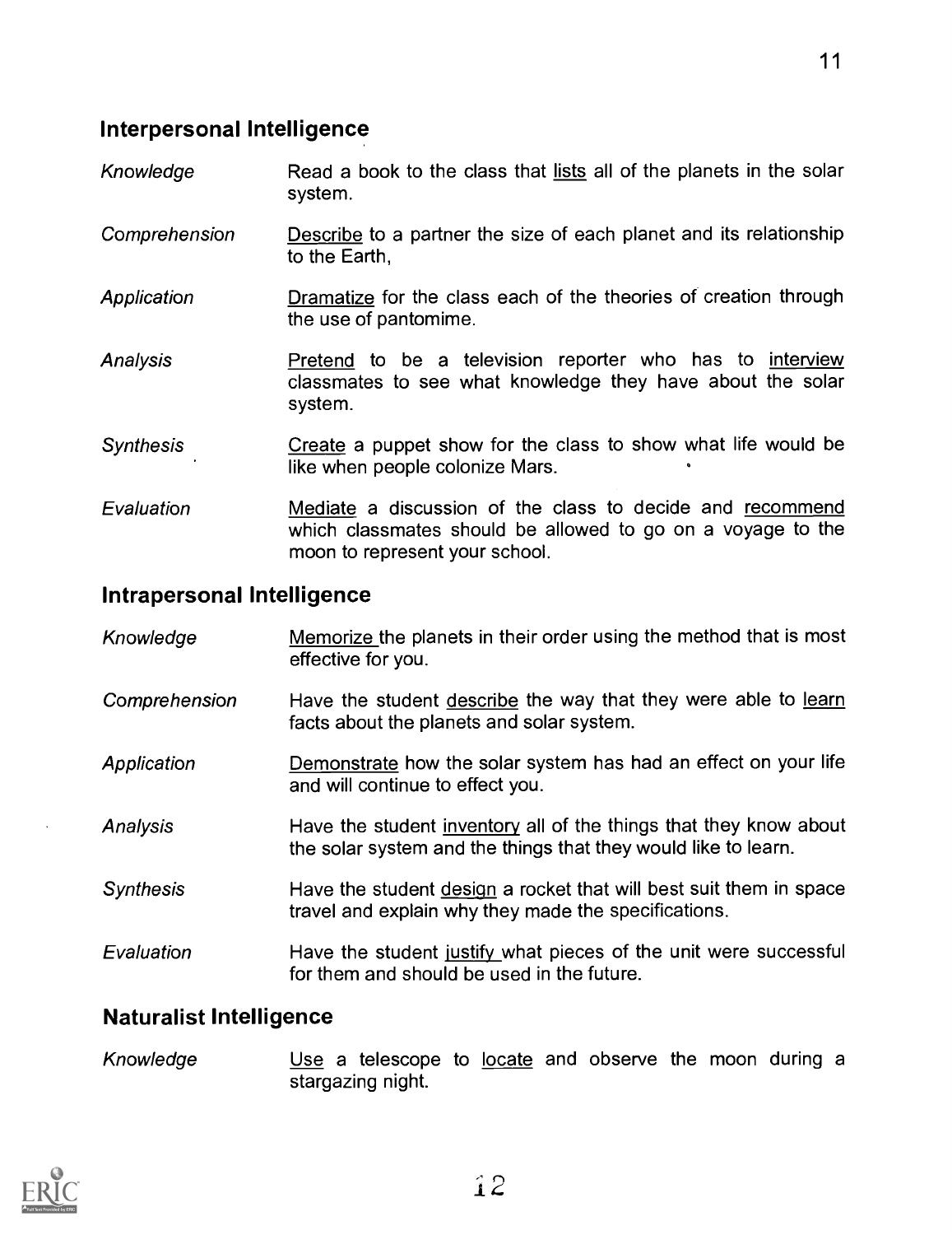## Interpersonal Intelligence

| | |
|---|---|
| *Knowledge* | Read a book to the class that lists all of the planets in the solar system. |
| *Comprehension* | Describe to a partner the size of each planet and its relationship to the Earth, |
| *Application* | Dramatize for the class each of the theories of creation through the use of pantomime. |
| *Analysis* | Pretend to be a television reporter who has to interview classmates to see what knowledge they have about the solar system. |
| *Synthesis* | Create a puppet show for the class to show what life would be like when people colonize Mars. |
| *Evaluation* | Mediate a discussion of the class to decide and recommend which classmates should be allowed to go on a voyage to the moon to represent your school. |

## Intrapersonal Intelligence

| | |
|---|---|
| *Knowledge* | Memorize the planets in their order using the method that is most effective for you. |
| *Comprehension* | Have the student describe the way that they were able to learn facts about the planets and solar system. |
| *Application* | Demonstrate how the solar system has had an effect on your life and will continue to effect you. |
| *Analysis* | Have the student inventory all of the things that they know about the solar system and the things that they would like to learn. |
| *Synthesis* | Have the student design a rocket that will best suit them in space travel and explain why they made the specifications. |
| *Evaluation* | Have the student justify what pieces of the unit were successful for them and should be used in the future. |

## Naturalist Intelligence

| | |
|---|---|
| *Knowledge* | Use a telescope to locate and observe the moon during a stargazing night. |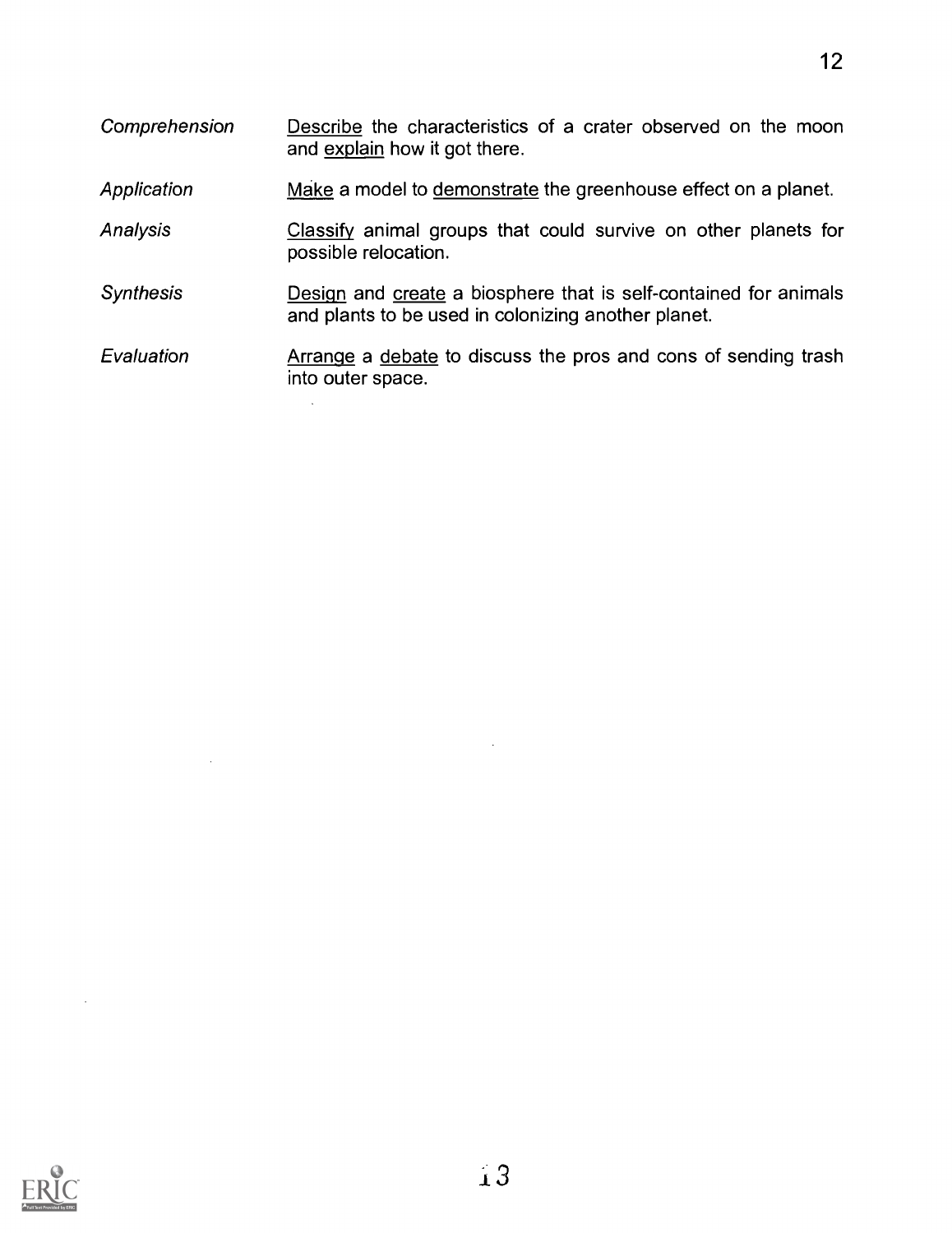| | |
|---|---|
| *Comprehension* | Describe the characteristics of a crater observed on the moon and explain how it got there. |
| *Application* | Make a model to demonstrate the greenhouse effect on a planet. |
| *Analysis* | Classify animal groups that could survive on other planets for possible relocation. |
| *Synthesis* | Design and create a biosphere that is self-contained for animals and plants to be used in colonizing another planet. |
| *Evaluation* | Arrange a debate to discuss the pros and cons of sending trash into outer space. |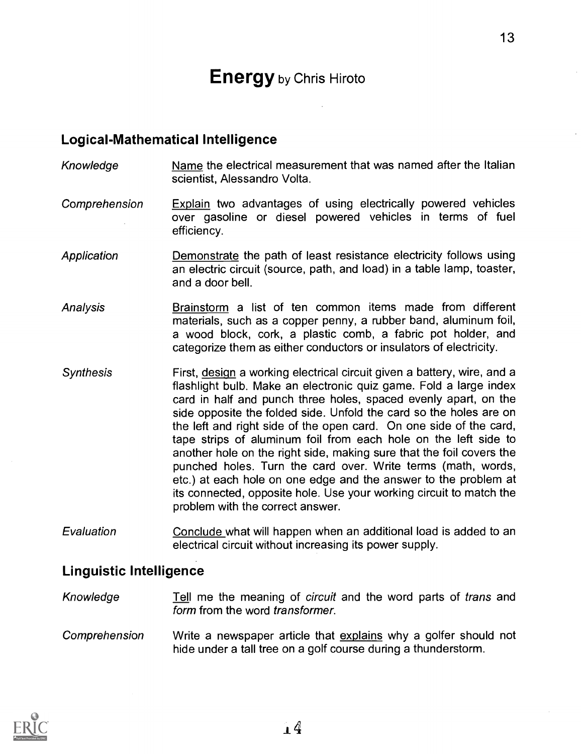# **Energy** by Chris Hiroto

## Logical-Mathematical Intelligence

*Knowledge* — Name the electrical measurement that was named after the Italian scientist, Alessandro Volta.

*Comprehension* — Explain two advantages of using electrically powered vehicles over gasoline or diesel powered vehicles in terms of fuel efficiency.

*Application* — Demonstrate the path of least resistance electricity follows using an electric circuit (source, path, and load) in a table lamp, toaster, and a door bell.

*Analysis* — Brainstorm a list of ten common items made from different materials, such as a copper penny, a rubber band, aluminum foil, a wood block, cork, a plastic comb, a fabric pot holder, and categorize them as either conductors or insulators of electricity.

*Synthesis* — First, design a working electrical circuit given a battery, wire, and a flashlight bulb. Make an electronic quiz game. Fold a large index card in half and punch three holes, spaced evenly apart, on the side opposite the folded side. Unfold the card so the holes are on the left and right side of the open card. On one side of the card, tape strips of aluminum foil from each hole on the left side to another hole on the right side, making sure that the foil covers the punched holes. Turn the card over. Write terms (math, words, etc.) at each hole on one edge and the answer to the problem at its connected, opposite hole. Use your working circuit to match the problem with the correct answer.

*Evaluation* — Conclude what will happen when an additional load is added to an electrical circuit without increasing its power supply.

## Linguistic Intelligence

*Knowledge* — Tell me the meaning of *circuit* and the word parts of *trans* and *form* from the word *transformer*.

*Comprehension* — Write a newspaper article that explains why a golfer should not hide under a tall tree on a golf course during a thunderstorm.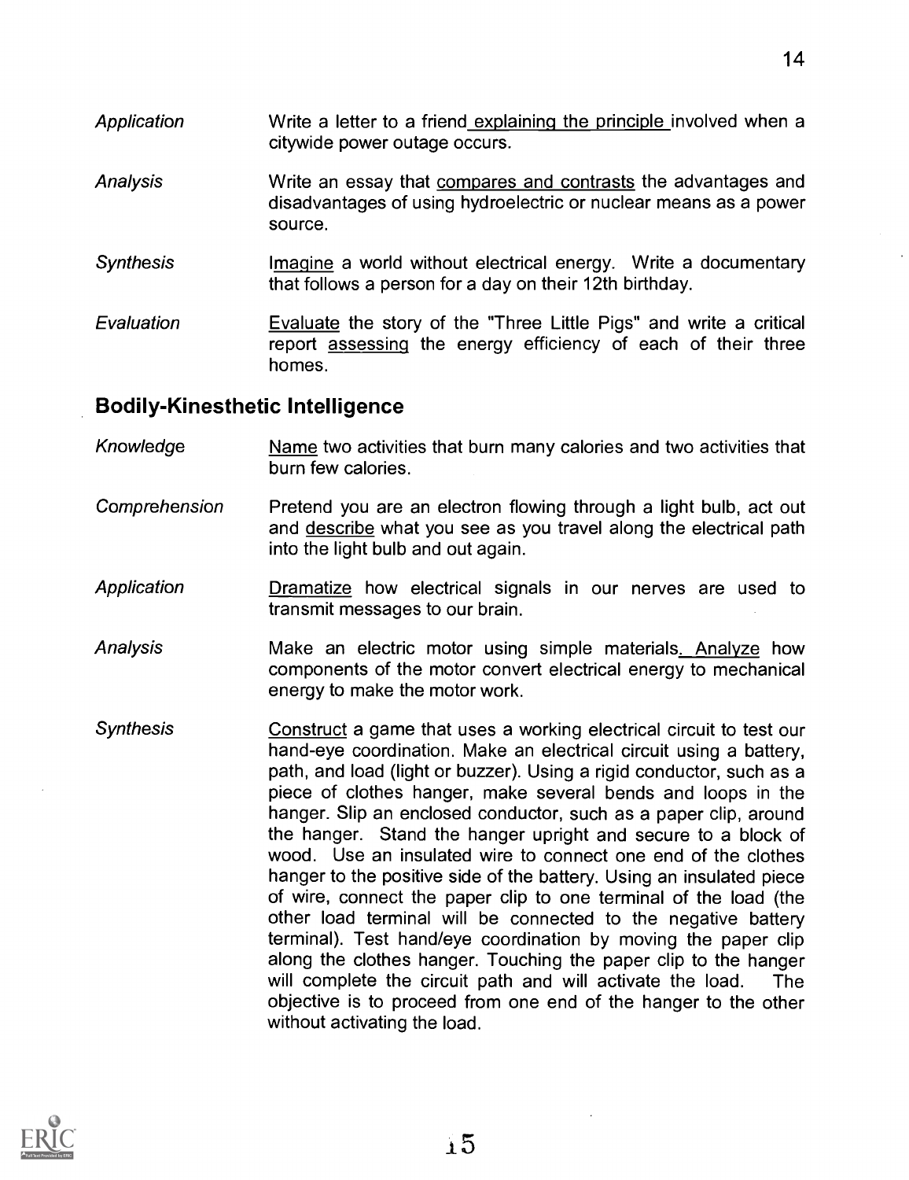*Application* Write a letter to a friend explaining the principle involved when a citywide power outage occurs.

*Analysis* Write an essay that compares and contrasts the advantages and disadvantages of using hydroelectric or nuclear means as a power source.

*Synthesis* Imagine a world without electrical energy. Write a documentary that follows a person for a day on their 12th birthday.

*Evaluation* Evaluate the story of the "Three Little Pigs" and write a critical report assessing the energy efficiency of each of their three homes.

## Bodily-Kinesthetic Intelligence

*Knowledge* Name two activities that burn many calories and two activities that burn few calories.

*Comprehension* Pretend you are an electron flowing through a light bulb, act out and describe what you see as you travel along the electrical path into the light bulb and out again.

*Application* Dramatize how electrical signals in our nerves are used to transmit messages to our brain.

*Analysis* Make an electric motor using simple materials. Analyze how components of the motor convert electrical energy to mechanical energy to make the motor work.

*Synthesis* Construct a game that uses a working electrical circuit to test our hand-eye coordination. Make an electrical circuit using a battery, path, and load (light or buzzer). Using a rigid conductor, such as a piece of clothes hanger, make several bends and loops in the hanger. Slip an enclosed conductor, such as a paper clip, around the hanger. Stand the hanger upright and secure to a block of wood. Use an insulated wire to connect one end of the clothes hanger to the positive side of the battery. Using an insulated piece of wire, connect the paper clip to one terminal of the load (the other load terminal will be connected to the negative battery terminal). Test hand/eye coordination by moving the paper clip along the clothes hanger. Touching the paper clip to the hanger will complete the circuit path and will activate the load. The objective is to proceed from one end of the hanger to the other without activating the load.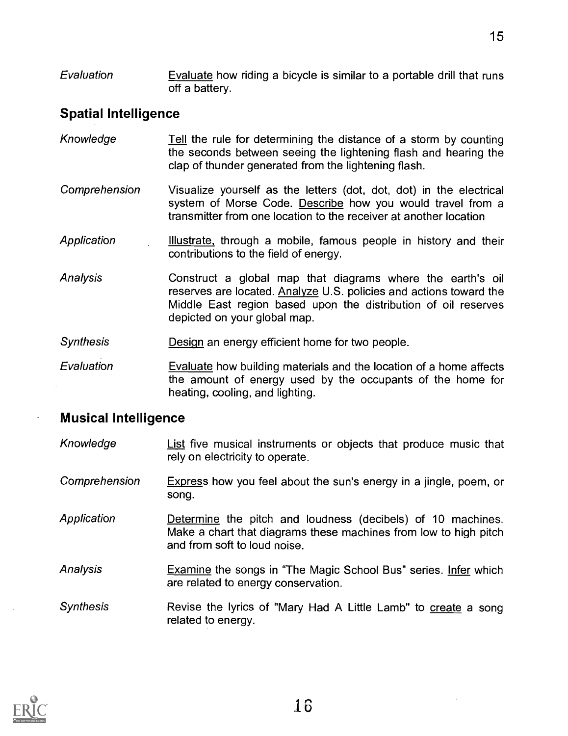*Evaluation* Evaluate how riding a bicycle is similar to a portable drill that runs off a battery.

## Spatial Intelligence

*Knowledge* Tell the rule for determining the distance of a storm by counting the seconds between seeing the lightening flash and hearing the clap of thunder generated from the lightening flash.

*Comprehension* Visualize yourself as the letters (dot, dot, dot) in the electrical system of Morse Code. Describe how you would travel from a transmitter from one location to the receiver at another location

*Application* Illustrate, through a mobile, famous people in history and their contributions to the field of energy.

*Analysis* Construct a global map that diagrams where the earth's oil reserves are located. Analyze U.S. policies and actions toward the Middle East region based upon the distribution of oil reserves depicted on your global map.

*Synthesis* Design an energy efficient home for two people.

*Evaluation* Evaluate how building materials and the location of a home affects the amount of energy used by the occupants of the home for heating, cooling, and lighting.

## Musical Intelligence

*Knowledge* List five musical instruments or objects that produce music that rely on electricity to operate.

*Comprehension* Express how you feel about the sun's energy in a jingle, poem, or song.

*Application* Determine the pitch and loudness (decibels) of 10 machines. Make a chart that diagrams these machines from low to high pitch and from soft to loud noise.

*Analysis* Examine the songs in "The Magic School Bus" series. Infer which are related to energy conservation.

*Synthesis* Revise the lyrics of "Mary Had A Little Lamb" to create a song related to energy.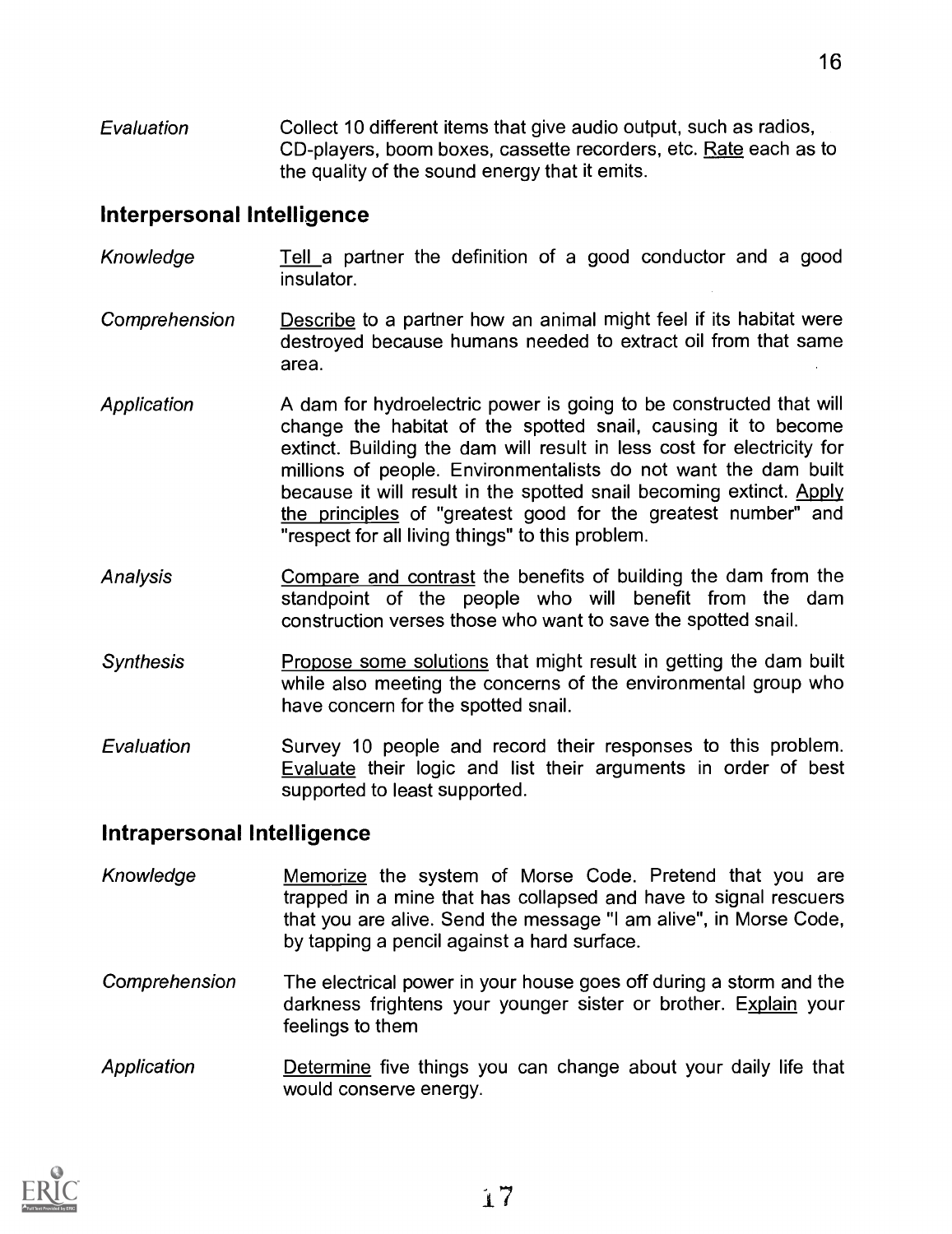*Evaluation* Collect 10 different items that give audio output, such as radios, CD-players, boom boxes, cassette recorders, etc. Rate each as to the quality of the sound energy that it emits.

## Interpersonal Intelligence

*Knowledge* Tell a partner the definition of a good conductor and a good insulator.

*Comprehension* Describe to a partner how an animal might feel if its habitat were destroyed because humans needed to extract oil from that same area.

*Application* A dam for hydroelectric power is going to be constructed that will change the habitat of the spotted snail, causing it to become extinct. Building the dam will result in less cost for electricity for millions of people. Environmentalists do not want the dam built because it will result in the spotted snail becoming extinct. Apply the principles of "greatest good for the greatest number" and "respect for all living things" to this problem.

*Analysis* Compare and contrast the benefits of building the dam from the standpoint of the people who will benefit from the dam construction verses those who want to save the spotted snail.

*Synthesis* Propose some solutions that might result in getting the dam built while also meeting the concerns of the environmental group who have concern for the spotted snail.

*Evaluation* Survey 10 people and record their responses to this problem. Evaluate their logic and list their arguments in order of best supported to least supported.

## Intrapersonal Intelligence

*Knowledge* Memorize the system of Morse Code. Pretend that you are trapped in a mine that has collapsed and have to signal rescuers that you are alive. Send the message "I am alive", in Morse Code, by tapping a pencil against a hard surface.

*Comprehension* The electrical power in your house goes off during a storm and the darkness frightens your younger sister or brother. Explain your feelings to them

*Application* Determine five things you can change about your daily life that would conserve energy.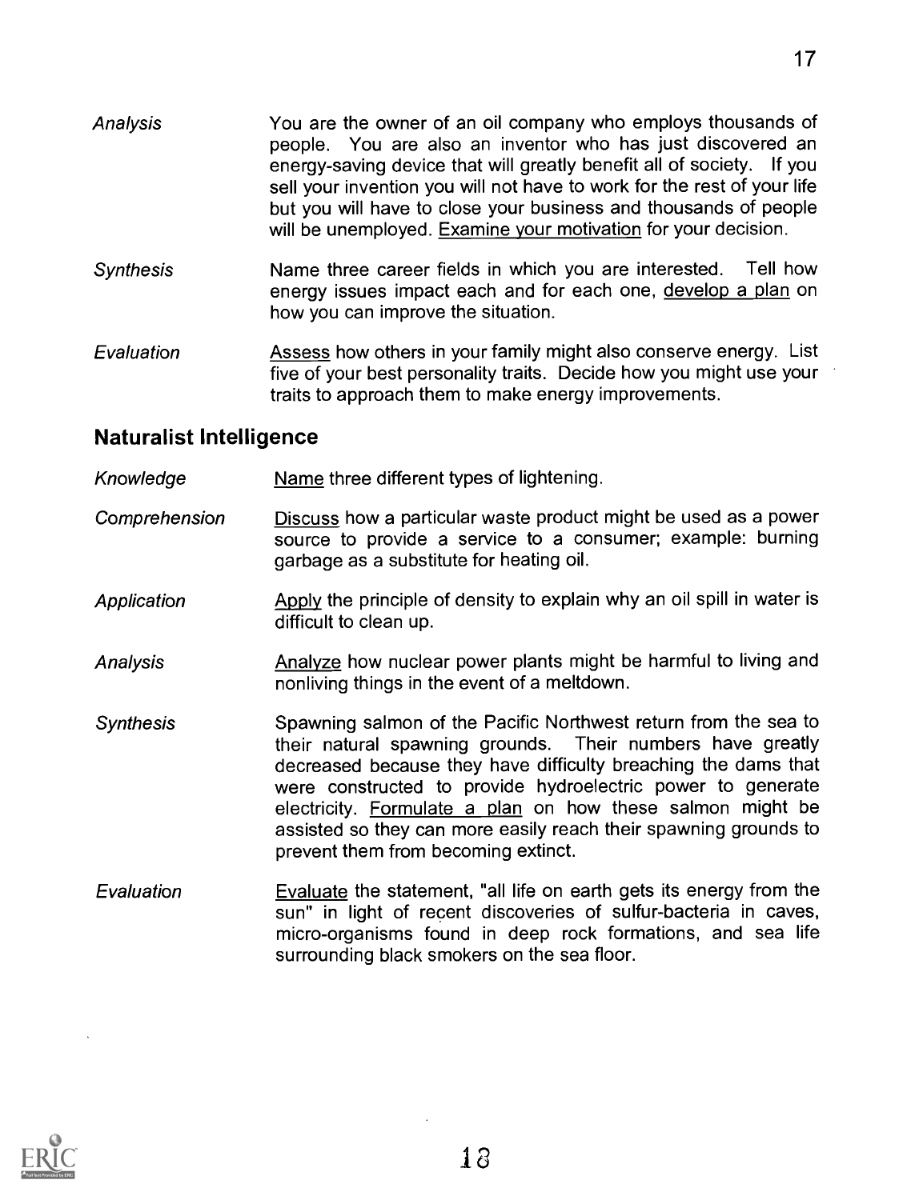*Analysis* You are the owner of an oil company who employs thousands of people. You are also an inventor who has just discovered an energy-saving device that will greatly benefit all of society. If you sell your invention you will not have to work for the rest of your life but you will have to close your business and thousands of people will be unemployed. <u>Examine your motivation</u> for your decision.

*Synthesis* Name three career fields in which you are interested. Tell how energy issues impact each and for each one, <u>develop a plan</u> on how you can improve the situation.

*Evaluation* <u>Assess</u> how others in your family might also conserve energy. List five of your best personality traits. Decide how you might use your traits to approach them to make energy improvements.

## Naturalist Intelligence

*Knowledge* <u>Name</u> three different types of lightening.

*Comprehension* <u>Discuss</u> how a particular waste product might be used as a power source to provide a service to a consumer; example: burning garbage as a substitute for heating oil.

*Application* <u>Apply</u> the principle of density to explain why an oil spill in water is difficult to clean up.

*Analysis* <u>Analyze</u> how nuclear power plants might be harmful to living and nonliving things in the event of a meltdown.

*Synthesis* Spawning salmon of the Pacific Northwest return from the sea to their natural spawning grounds. Their numbers have greatly decreased because they have difficulty breaching the dams that were constructed to provide hydroelectric power to generate electricity. <u>Formulate a plan</u> on how these salmon might be assisted so they can more easily reach their spawning grounds to prevent them from becoming extinct.

*Evaluation* <u>Evaluate</u> the statement, "all life on earth gets its energy from the sun" in light of recent discoveries of sulfur-bacteria in caves, micro-organisms found in deep rock formations, and sea life surrounding black smokers on the sea floor.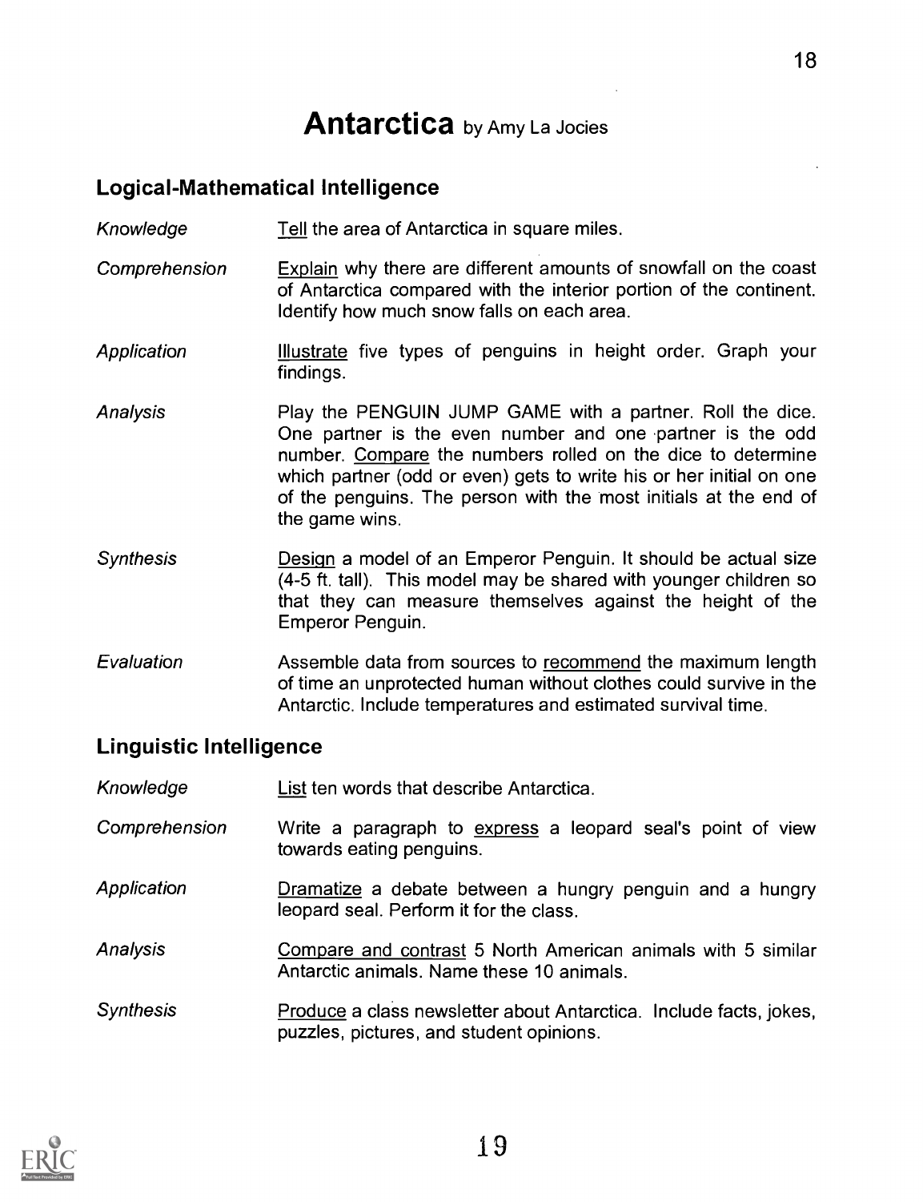# Antarctica by Amy La Jocies

## Logical-Mathematical Intelligence

| | |
|---|---|
| *Knowledge* | Tell the area of Antarctica in square miles. |
| *Comprehension* | Explain why there are different amounts of snowfall on the coast of Antarctica compared with the interior portion of the continent. Identify how much snow falls on each area. |
| *Application* | Illustrate five types of penguins in height order. Graph your findings. |
| *Analysis* | Play the PENGUIN JUMP GAME with a partner. Roll the dice. One partner is the even number and one partner is the odd number. Compare the numbers rolled on the dice to determine which partner (odd or even) gets to write his or her initial on one of the penguins. The person with the most initials at the end of the game wins. |
| *Synthesis* | Design a model of an Emperor Penguin. It should be actual size (4-5 ft. tall). This model may be shared with younger children so that they can measure themselves against the height of the Emperor Penguin. |
| *Evaluation* | Assemble data from sources to recommend the maximum length of time an unprotected human without clothes could survive in the Antarctic. Include temperatures and estimated survival time. |

## Linguistic Intelligence

| | |
|---|---|
| *Knowledge* | List ten words that describe Antarctica. |
| *Comprehension* | Write a paragraph to express a leopard seal's point of view towards eating penguins. |
| *Application* | Dramatize a debate between a hungry penguin and a hungry leopard seal. Perform it for the class. |
| *Analysis* | Compare and contrast 5 North American animals with 5 similar Antarctic animals. Name these 10 animals. |
| *Synthesis* | Produce a class newsletter about Antarctica. Include facts, jokes, puzzles, pictures, and student opinions. |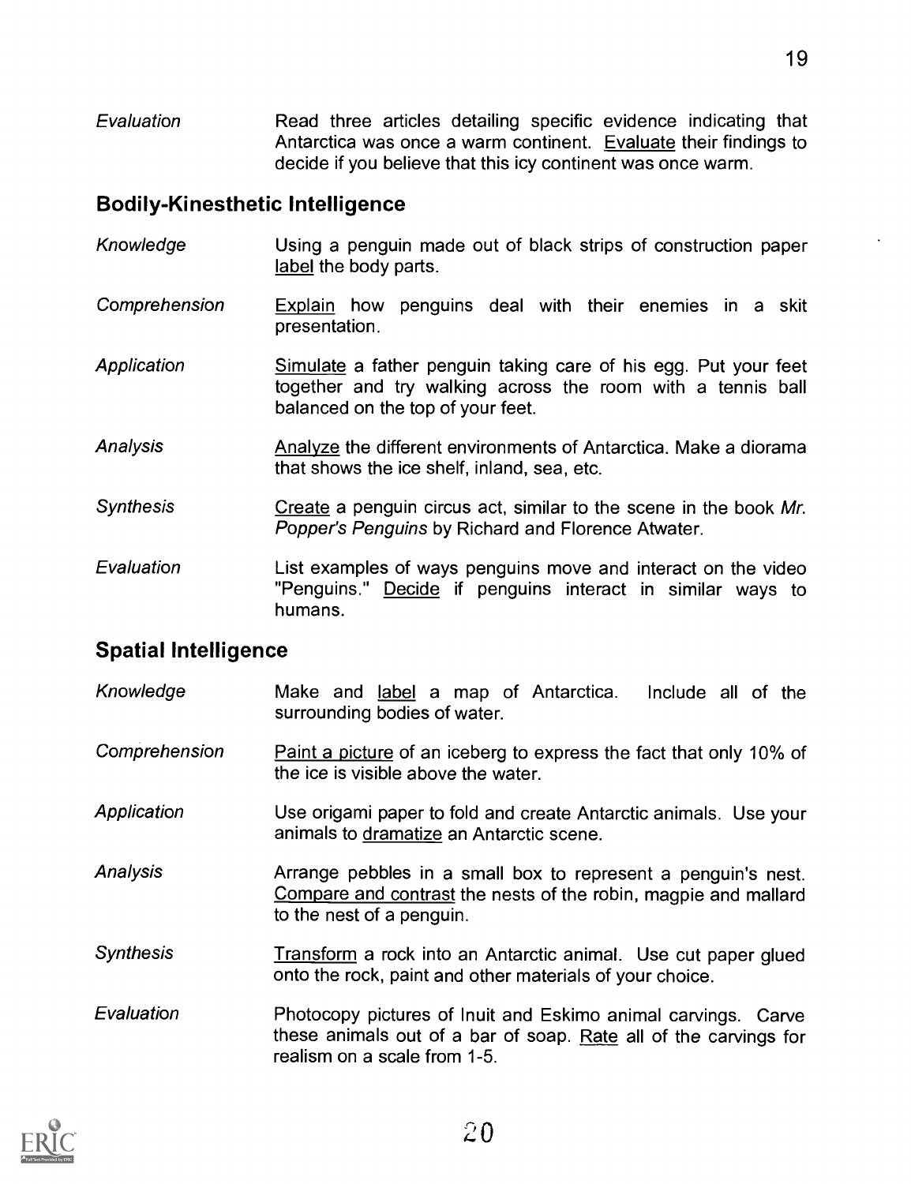*Evaluation* Read three articles detailing specific evidence indicating that Antarctica was once a warm continent. Evaluate their findings to decide if you believe that this icy continent was once warm.

## Bodily-Kinesthetic Intelligence

*Knowledge* Using a penguin made out of black strips of construction paper label the body parts.

*Comprehension* Explain how penguins deal with their enemies in a skit presentation.

*Application* Simulate a father penguin taking care of his egg. Put your feet together and try walking across the room with a tennis ball balanced on the top of your feet.

*Analysis* Analyze the different environments of Antarctica. Make a diorama that shows the ice shelf, inland, sea, etc.

*Synthesis* Create a penguin circus act, similar to the scene in the book *Mr. Popper's Penguins* by Richard and Florence Atwater.

*Evaluation* List examples of ways penguins move and interact on the video "Penguins." Decide if penguins interact in similar ways to humans.

## Spatial Intelligence

*Knowledge* Make and label a map of Antarctica. Include all of the surrounding bodies of water.

*Comprehension* Paint a picture of an iceberg to express the fact that only 10% of the ice is visible above the water.

*Application* Use origami paper to fold and create Antarctic animals. Use your animals to dramatize an Antarctic scene.

*Analysis* Arrange pebbles in a small box to represent a penguin's nest. Compare and contrast the nests of the robin, magpie and mallard to the nest of a penguin.

*Synthesis* Transform a rock into an Antarctic animal. Use cut paper glued onto the rock, paint and other materials of your choice.

*Evaluation* Photocopy pictures of Inuit and Eskimo animal carvings. Carve these animals out of a bar of soap. Rate all of the carvings for realism on a scale from 1-5.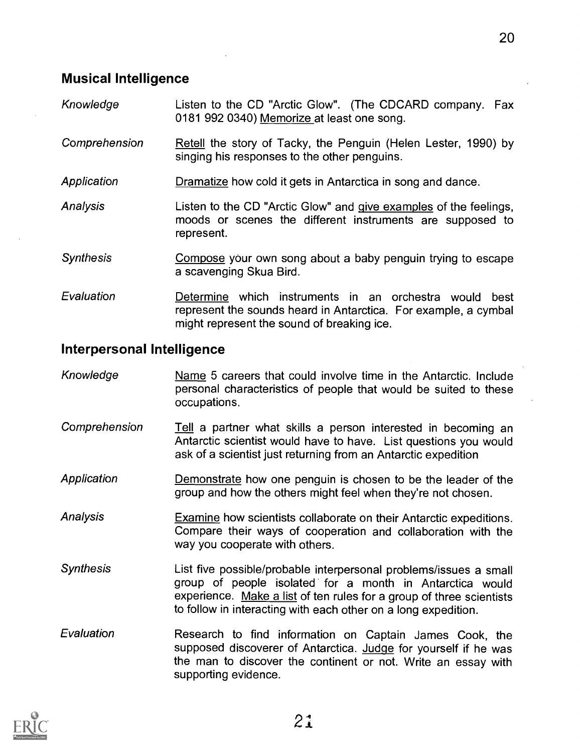## Musical Intelligence

| | |
|---|---|
| *Knowledge* | Listen to the CD "Arctic Glow". (The CDCARD company. Fax 0181 992 0340) Memorize at least one song. |
| *Comprehension* | Retell the story of Tacky, the Penguin (Helen Lester, 1990) by singing his responses to the other penguins. |
| *Application* | Dramatize how cold it gets in Antarctica in song and dance. |
| *Analysis* | Listen to the CD "Arctic Glow" and give examples of the feelings, moods or scenes the different instruments are supposed to represent. |
| *Synthesis* | Compose your own song about a baby penguin trying to escape a scavenging Skua Bird. |
| *Evaluation* | Determine which instruments in an orchestra would best represent the sounds heard in Antarctica. For example, a cymbal might represent the sound of breaking ice. |

## Interpersonal Intelligence

| | |
|---|---|
| *Knowledge* | Name 5 careers that could involve time in the Antarctic. Include personal characteristics of people that would be suited to these occupations. |
| *Comprehension* | Tell a partner what skills a person interested in becoming an Antarctic scientist would have to have. List questions you would ask of a scientist just returning from an Antarctic expedition |
| *Application* | Demonstrate how one penguin is chosen to be the leader of the group and how the others might feel when they're not chosen. |
| *Analysis* | Examine how scientists collaborate on their Antarctic expeditions. Compare their ways of cooperation and collaboration with the way you cooperate with others. |
| *Synthesis* | List five possible/probable interpersonal problems/issues a small group of people isolated for a month in Antarctica would experience. Make a list of ten rules for a group of three scientists to follow in interacting with each other on a long expedition. |
| *Evaluation* | Research to find information on Captain James Cook, the supposed discoverer of Antarctica. Judge for yourself if he was the man to discover the continent or not. Write an essay with supporting evidence. |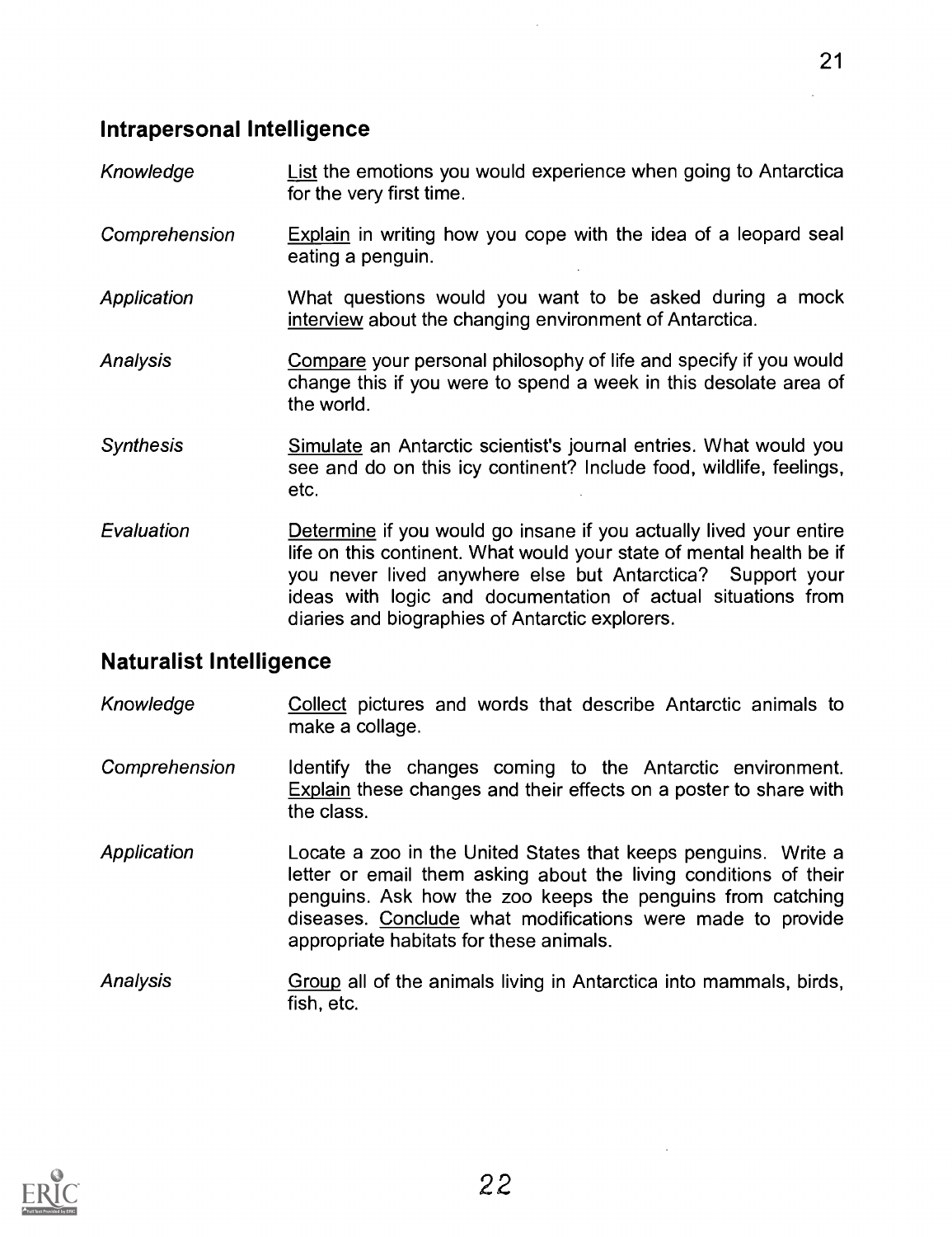## Intrapersonal Intelligence

| | |
|---|---|
| *Knowledge* | List the emotions you would experience when going to Antarctica for the very first time. |
| *Comprehension* | Explain in writing how you cope with the idea of a leopard seal eating a penguin. |
| *Application* | What questions would you want to be asked during a mock interview about the changing environment of Antarctica. |
| *Analysis* | Compare your personal philosophy of life and specify if you would change this if you were to spend a week in this desolate area of the world. |
| *Synthesis* | Simulate an Antarctic scientist's journal entries. What would you see and do on this icy continent? Include food, wildlife, feelings, etc. |
| *Evaluation* | Determine if you would go insane if you actually lived your entire life on this continent. What would your state of mental health be if you never lived anywhere else but Antarctica? Support your ideas with logic and documentation of actual situations from diaries and biographies of Antarctic explorers. |

## Naturalist Intelligence

| | |
|---|---|
| *Knowledge* | Collect pictures and words that describe Antarctic animals to make a collage. |
| *Comprehension* | Identify the changes coming to the Antarctic environment. Explain these changes and their effects on a poster to share with the class. |
| *Application* | Locate a zoo in the United States that keeps penguins. Write a letter or email them asking about the living conditions of their penguins. Ask how the zoo keeps the penguins from catching diseases. Conclude what modifications were made to provide appropriate habitats for these animals. |
| *Analysis* | Group all of the animals living in Antarctica into mammals, birds, fish, etc. |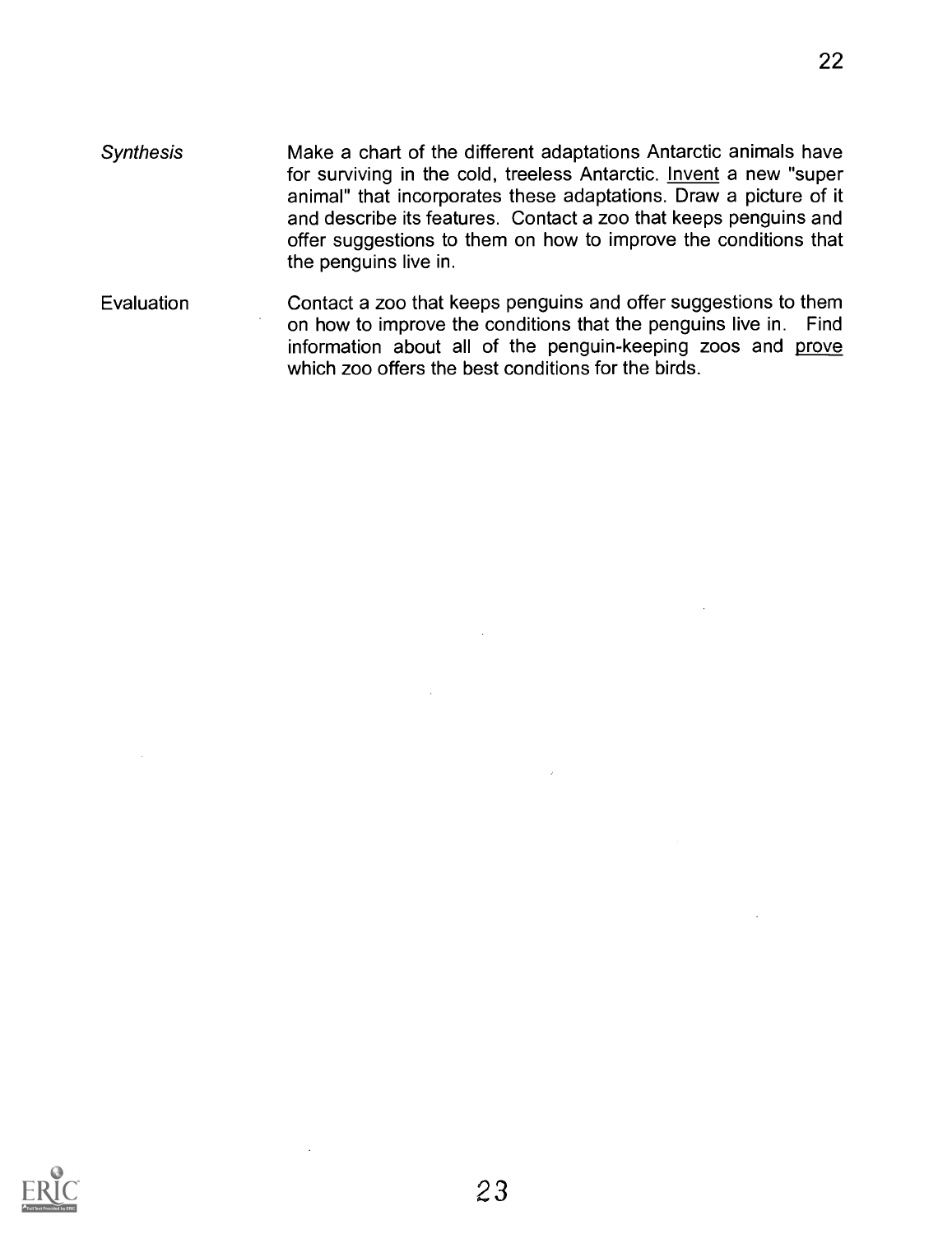| | |
|---|---|
| *Synthesis* | Make a chart of the different adaptations Antarctic animals have for surviving in the cold, treeless Antarctic. <u>Invent</u> a new "super animal" that incorporates these adaptations. Draw a picture of it and describe its features. Contact a zoo that keeps penguins and offer suggestions to them on how to improve the conditions that the penguins live in. |
| Evaluation | Contact a zoo that keeps penguins and offer suggestions to them on how to improve the conditions that the penguins live in. Find information about all of the penguin-keeping zoos and <u>prove</u> which zoo offers the best conditions for the birds. |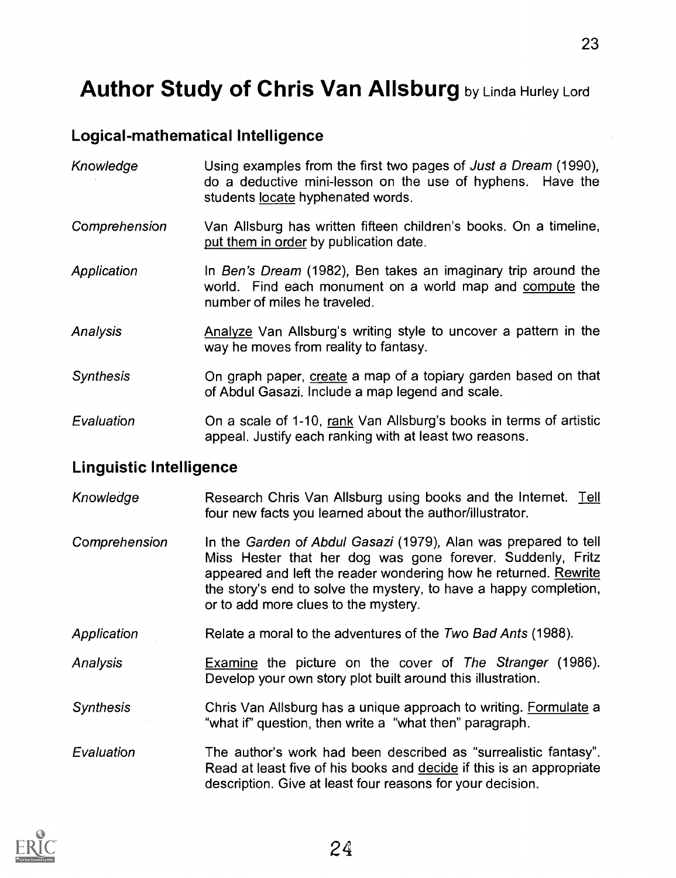# Author Study of Chris Van Allsburg by Linda Hurley Lord

## Logical-mathematical Intelligence

| | |
|---|---|
| *Knowledge* | Using examples from the first two pages of *Just a Dream* (1990), do a deductive mini-lesson on the use of hyphens. Have the students locate hyphenated words. |
| *Comprehension* | Van Allsburg has written fifteen children's books. On a timeline, put them in order by publication date. |
| *Application* | In *Ben's Dream* (1982), Ben takes an imaginary trip around the world. Find each monument on a world map and compute the number of miles he traveled. |
| *Analysis* | Analyze Van Allsburg's writing style to uncover a pattern in the way he moves from reality to fantasy. |
| *Synthesis* | On graph paper, create a map of a topiary garden based on that of Abdul Gasazi. Include a map legend and scale. |
| *Evaluation* | On a scale of 1-10, rank Van Allsburg's books in terms of artistic appeal. Justify each ranking with at least two reasons. |

## Linguistic Intelligence

| | |
|---|---|
| *Knowledge* | Research Chris Van Allsburg using books and the Internet. Tell four new facts you learned about the author/illustrator. |
| *Comprehension* | In the *Garden of Abdul Gasazi* (1979), Alan was prepared to tell Miss Hester that her dog was gone forever. Suddenly, Fritz appeared and left the reader wondering how he returned. Rewrite the story's end to solve the mystery, to have a happy completion, or to add more clues to the mystery. |
| *Application* | Relate a moral to the adventures of the *Two Bad Ants* (1988). |
| *Analysis* | Examine the picture on the cover of *The Stranger* (1986). Develop your own story plot built around this illustration. |
| *Synthesis* | Chris Van Allsburg has a unique approach to writing. Formulate a "what if" question, then write a "what then" paragraph. |
| *Evaluation* | The author's work had been described as "surrealistic fantasy". Read at least five of his books and decide if this is an appropriate description. Give at least four reasons for your decision. |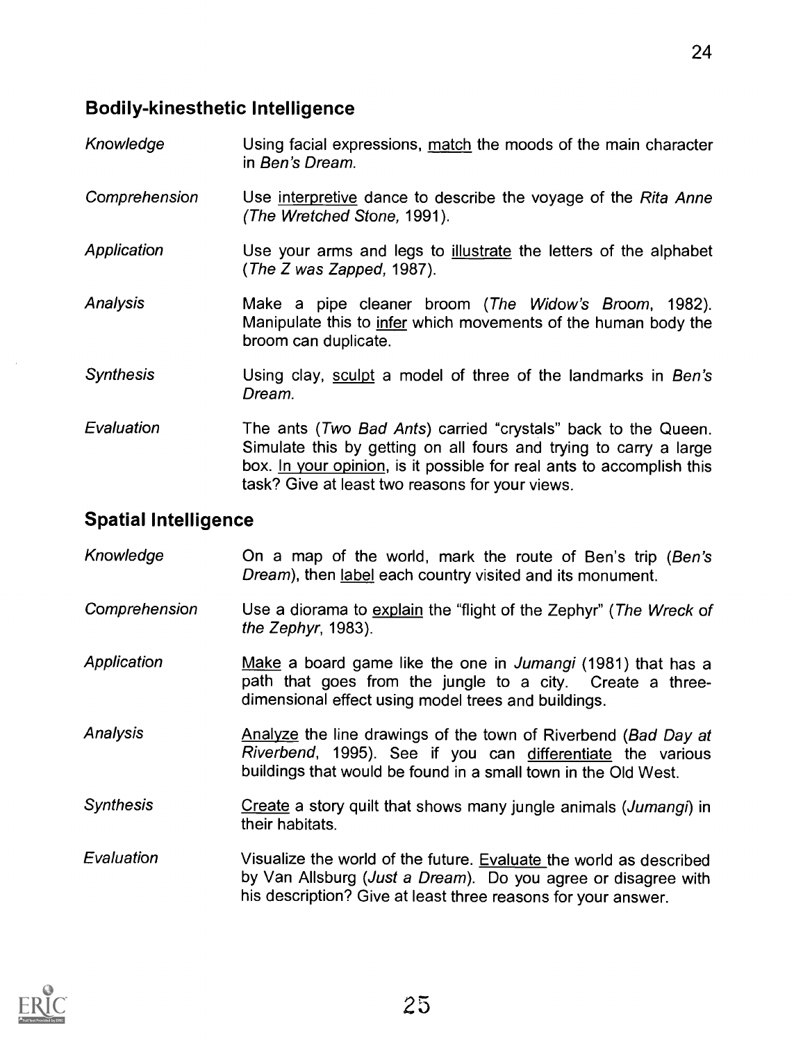## Bodily-kinesthetic Intelligence

| | |
|---|---|
| *Knowledge* | Using facial expressions, match the moods of the main character in *Ben's Dream*. |
| *Comprehension* | Use interpretive dance to describe the voyage of the *Rita Anne* (*The Wretched Stone*, 1991). |
| *Application* | Use your arms and legs to illustrate the letters of the alphabet (*The Z was Zapped*, 1987). |
| *Analysis* | Make a pipe cleaner broom (*The Widow's Broom*, 1982). Manipulate this to infer which movements of the human body the broom can duplicate. |
| *Synthesis* | Using clay, sculpt a model of three of the landmarks in *Ben's Dream*. |
| *Evaluation* | The ants (*Two Bad Ants*) carried "crystals" back to the Queen. Simulate this by getting on all fours and trying to carry a large box. In your opinion, is it possible for real ants to accomplish this task? Give at least two reasons for your views. |

## Spatial Intelligence

| | |
|---|---|
| *Knowledge* | On a map of the world, mark the route of Ben's trip (*Ben's Dream*), then label each country visited and its monument. |
| *Comprehension* | Use a diorama to explain the "flight of the Zephyr" (*The Wreck of the Zephyr*, 1983). |
| *Application* | Make a board game like the one in *Jumangi* (1981) that has a path that goes from the jungle to a city. Create a three-dimensional effect using model trees and buildings. |
| *Analysis* | Analyze the line drawings of the town of Riverbend (*Bad Day at Riverbend*, 1995). See if you can differentiate the various buildings that would be found in a small town in the Old West. |
| *Synthesis* | Create a story quilt that shows many jungle animals (*Jumangi*) in their habitats. |
| *Evaluation* | Visualize the world of the future. Evaluate the world as described by Van Allsburg (*Just a Dream*). Do you agree or disagree with his description? Give at least three reasons for your answer. |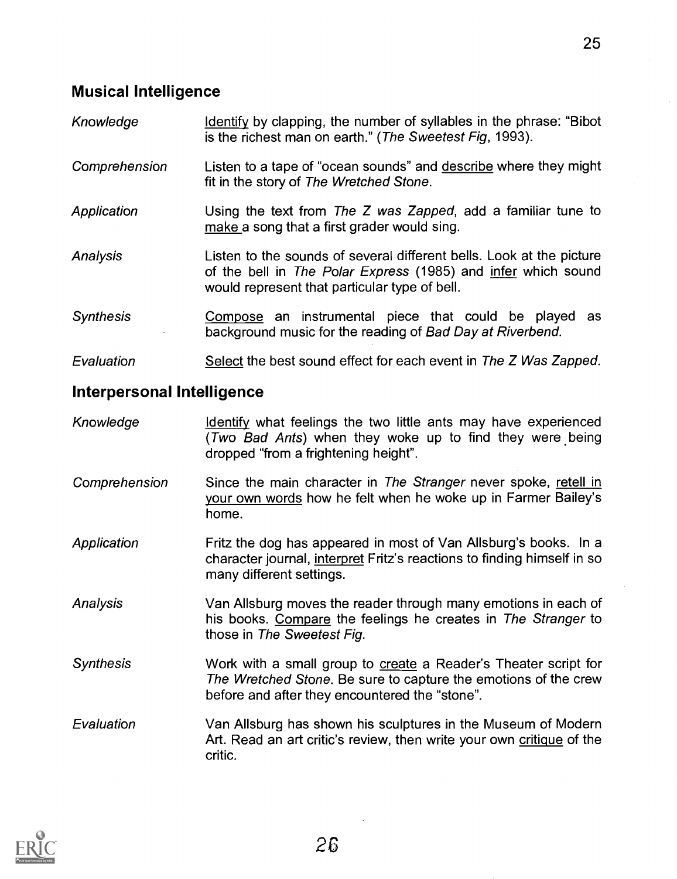## Musical Intelligence

| | |
|---|---|
| *Knowledge* | Identify by clapping, the number of syllables in the phrase: "Bibot is the richest man on earth." (*The Sweetest Fig*, 1993). |
| *Comprehension* | Listen to a tape of "ocean sounds" and describe where they might fit in the story of *The Wretched Stone*. |
| *Application* | Using the text from *The Z was Zapped*, add a familiar tune to make a song that a first grader would sing. |
| *Analysis* | Listen to the sounds of several different bells. Look at the picture of the bell in *The Polar Express* (1985) and infer which sound would represent that particular type of bell. |
| *Synthesis* | Compose an instrumental piece that could be played as background music for the reading of *Bad Day at Riverbend*. |
| *Evaluation* | Select the best sound effect for each event in *The Z Was Zapped*. |

## Interpersonal Intelligence

| | |
|---|---|
| *Knowledge* | Identify what feelings the two little ants may have experienced (*Two Bad Ants*) when they woke up to find they were being dropped "from a frightening height". |
| *Comprehension* | Since the main character in *The Stranger* never spoke, retell in your own words how he felt when he woke up in Farmer Bailey's home. |
| *Application* | Fritz the dog has appeared in most of Van Allsburg's books. In a character journal, interpret Fritz's reactions to finding himself in so many different settings. |
| *Analysis* | Van Allsburg moves the reader through many emotions in each of his books. Compare the feelings he creates in *The Stranger* to those in *The Sweetest Fig*. |
| *Synthesis* | Work with a small group to create a Reader's Theater script for *The Wretched Stone*. Be sure to capture the emotions of the crew before and after they encountered the "stone". |
| *Evaluation* | Van Allsburg has shown his sculptures in the Museum of Modern Art. Read an art critic's review, then write your own critique of the critic. |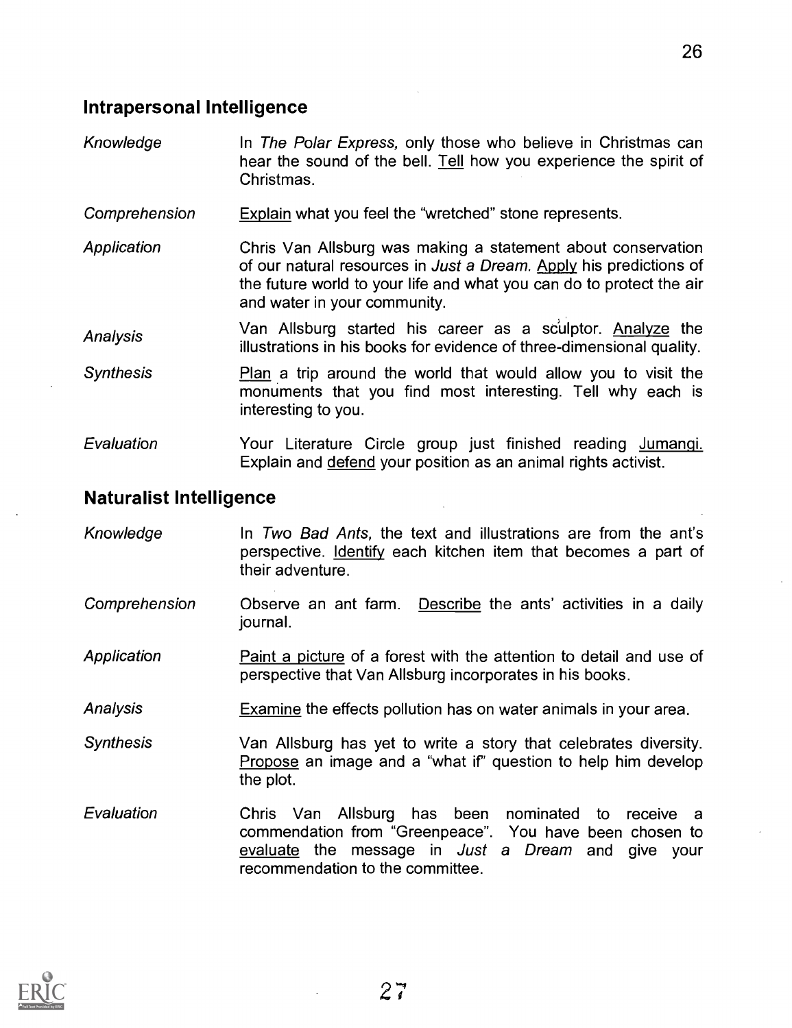## Intrapersonal Intelligence

| | |
|---|---|
| *Knowledge* | In *The Polar Express,* only those who believe in Christmas can hear the sound of the bell. Tell how you experience the spirit of Christmas. |
| *Comprehension* | Explain what you feel the "wretched" stone represents. |
| *Application* | Chris Van Allsburg was making a statement about conservation of our natural resources in *Just a Dream.* Apply his predictions of the future world to your life and what you can do to protect the air and water in your community. |
| *Analysis* | Van Allsburg started his career as a sculptor. Analyze the illustrations in his books for evidence of three-dimensional quality. |
| *Synthesis* | Plan a trip around the world that would allow you to visit the monuments that you find most interesting. Tell why each is interesting to you. |
| *Evaluation* | Your Literature Circle group just finished reading Jumangi. Explain and defend your position as an animal rights activist. |

## Naturalist Intelligence

| | |
|---|---|
| *Knowledge* | In *Two Bad Ants,* the text and illustrations are from the ant's perspective. Identify each kitchen item that becomes a part of their adventure. |
| *Comprehension* | Observe an ant farm. Describe the ants' activities in a daily journal. |
| *Application* | Paint a picture of a forest with the attention to detail and use of perspective that Van Allsburg incorporates in his books. |
| *Analysis* | Examine the effects pollution has on water animals in your area. |
| *Synthesis* | Van Allsburg has yet to write a story that celebrates diversity. Propose an image and a "what if" question to help him develop the plot. |
| *Evaluation* | Chris Van Allsburg has been nominated to receive a commendation from "Greenpeace". You have been chosen to evaluate the message in *Just a Dream* and give your recommendation to the committee. |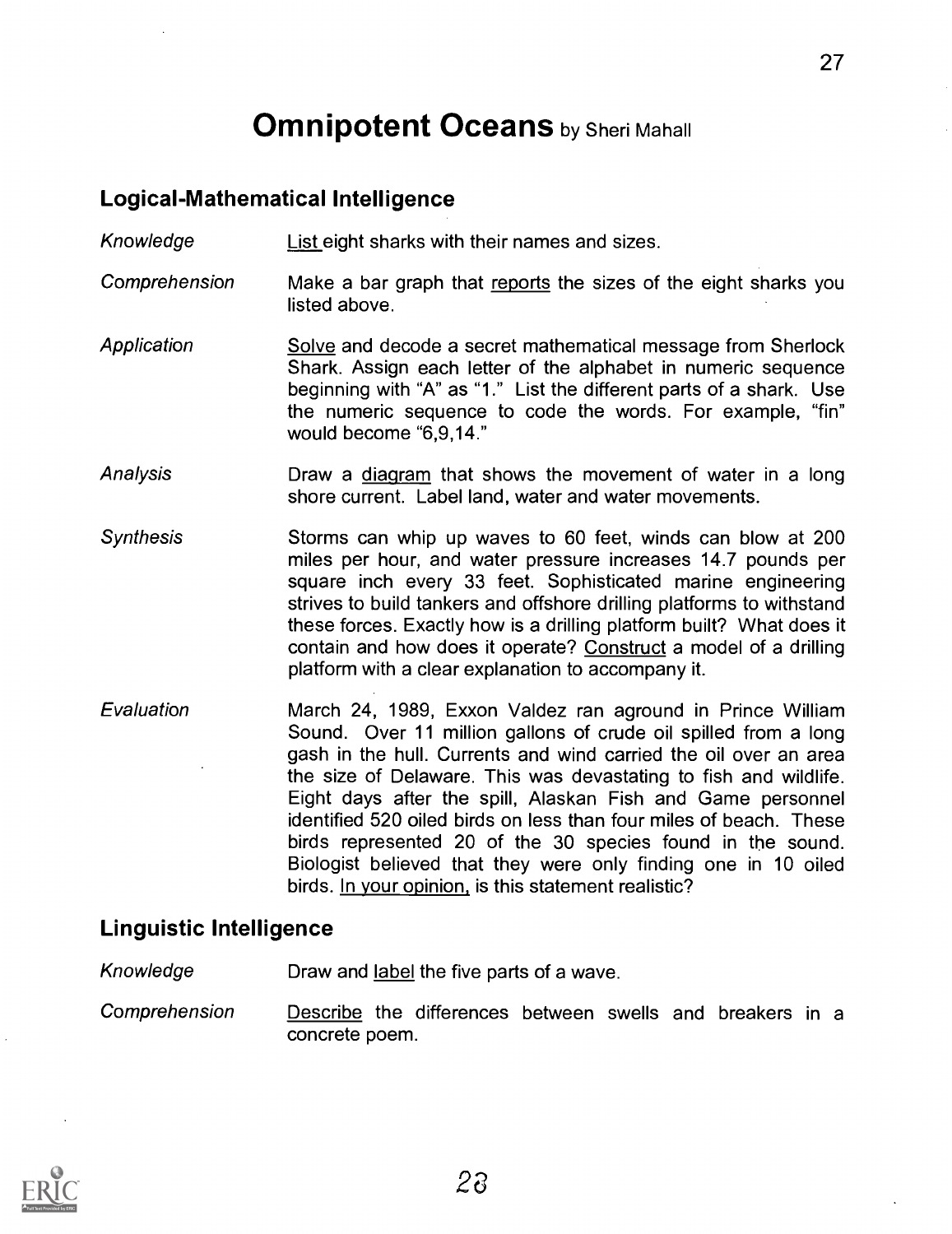# **Omnipotent Oceans** by Sheri Mahall

## Logical-Mathematical Intelligence

*Knowledge* List eight sharks with their names and sizes.

*Comprehension* Make a bar graph that reports the sizes of the eight sharks you listed above.

*Application* Solve and decode a secret mathematical message from Sherlock Shark. Assign each letter of the alphabet in numeric sequence beginning with "A" as "1." List the different parts of a shark. Use the numeric sequence to code the words. For example, "fin" would become "6,9,14."

*Analysis* Draw a diagram that shows the movement of water in a long shore current. Label land, water and water movements.

*Synthesis* Storms can whip up waves to 60 feet, winds can blow at 200 miles per hour, and water pressure increases 14.7 pounds per square inch every 33 feet. Sophisticated marine engineering strives to build tankers and offshore drilling platforms to withstand these forces. Exactly how is a drilling platform built? What does it contain and how does it operate? Construct a model of a drilling platform with a clear explanation to accompany it.

*Evaluation* March 24, 1989, Exxon Valdez ran aground in Prince William Sound. Over 11 million gallons of crude oil spilled from a long gash in the hull. Currents and wind carried the oil over an area the size of Delaware. This was devastating to fish and wildlife. Eight days after the spill, Alaskan Fish and Game personnel identified 520 oiled birds on less than four miles of beach. These birds represented 20 of the 30 species found in the sound. Biologist believed that they were only finding one in 10 oiled birds. In your opinion, is this statement realistic?

## Linguistic Intelligence

*Knowledge* Draw and label the five parts of a wave.

*Comprehension* Describe the differences between swells and breakers in a concrete poem.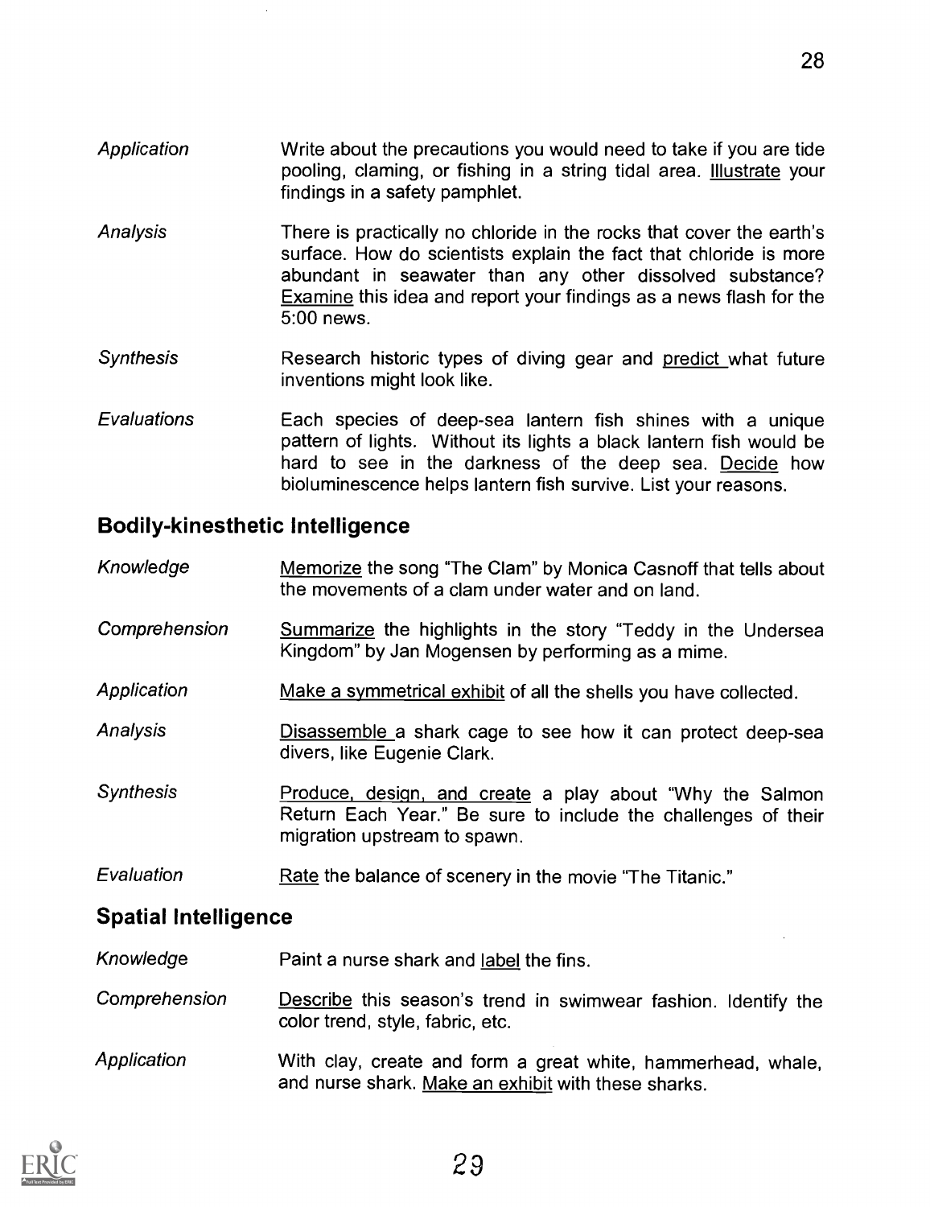| | |
|---|---|
| *Application* | Write about the precautions you would need to take if you are tide pooling, claming, or fishing in a string tidal area. Illustrate your findings in a safety pamphlet. |
| *Analysis* | There is practically no chloride in the rocks that cover the earth's surface. How do scientists explain the fact that chloride is more abundant in seawater than any other dissolved substance? Examine this idea and report your findings as a news flash for the 5:00 news. |
| *Synthesis* | Research historic types of diving gear and predict what future inventions might look like. |
| *Evaluations* | Each species of deep-sea lantern fish shines with a unique pattern of lights. Without its lights a black lantern fish would be hard to see in the darkness of the deep sea. Decide how bioluminescence helps lantern fish survive. List your reasons. |

## Bodily-kinesthetic Intelligence

| | |
|---|---|
| *Knowledge* | Memorize the song "The Clam" by Monica Casnoff that tells about the movements of a clam under water and on land. |
| *Comprehension* | Summarize the highlights in the story "Teddy in the Undersea Kingdom" by Jan Mogensen by performing as a mime. |
| *Application* | Make a symmetrical exhibit of all the shells you have collected. |
| *Analysis* | Disassemble a shark cage to see how it can protect deep-sea divers, like Eugenie Clark. |
| *Synthesis* | Produce, design, and create a play about "Why the Salmon Return Each Year." Be sure to include the challenges of their migration upstream to spawn. |
| *Evaluation* | Rate the balance of scenery in the movie "The Titanic." |

## Spatial Intelligence

| | |
|---|---|
| *Knowledge* | Paint a nurse shark and label the fins. |
| *Comprehension* | Describe this season's trend in swimwear fashion. Identify the color trend, style, fabric, etc. |
| *Application* | With clay, create and form a great white, hammerhead, whale, and nurse shark. Make an exhibit with these sharks. |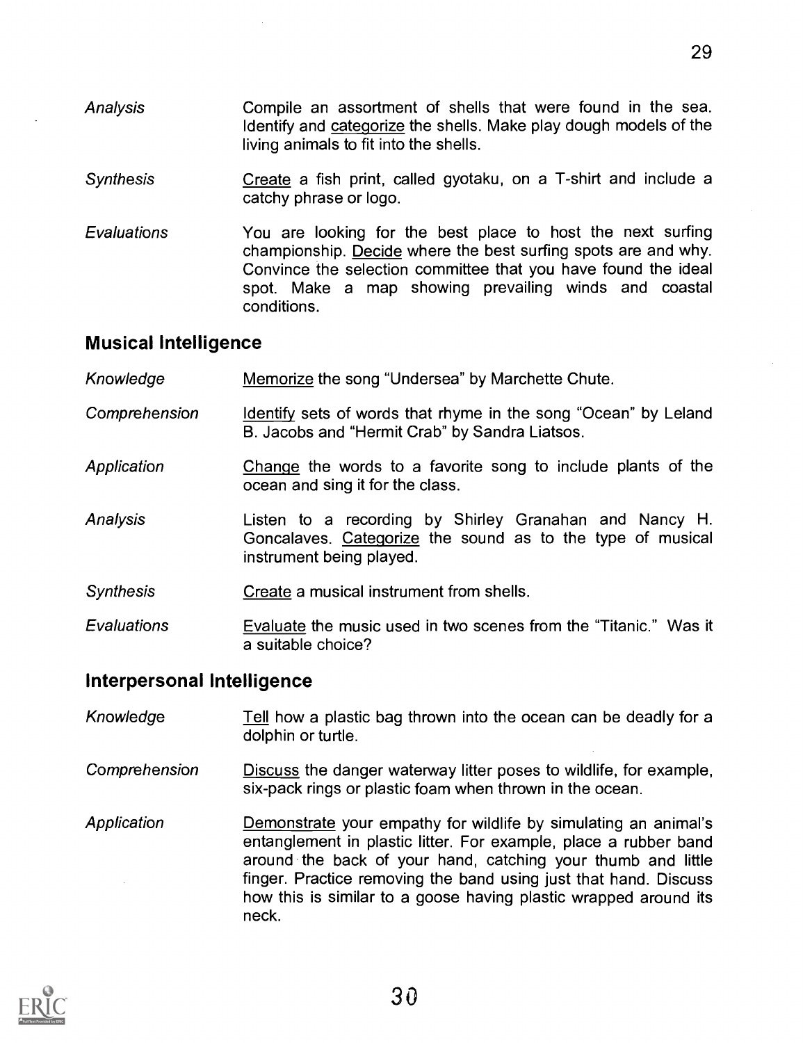*Analysis* — Compile an assortment of shells that were found in the sea. Identify and categorize the shells. Make play dough models of the living animals to fit into the shells.

*Synthesis* — Create a fish print, called gyotaku, on a T-shirt and include a catchy phrase or logo.

*Evaluations* — You are looking for the best place to host the next surfing championship. Decide where the best surfing spots are and why. Convince the selection committee that you have found the ideal spot. Make a map showing prevailing winds and coastal conditions.

## Musical Intelligence

*Knowledge* — Memorize the song "Undersea" by Marchette Chute.

*Comprehension* — Identify sets of words that rhyme in the song "Ocean" by Leland B. Jacobs and "Hermit Crab" by Sandra Liatsos.

*Application* — Change the words to a favorite song to include plants of the ocean and sing it for the class.

*Analysis* — Listen to a recording by Shirley Granahan and Nancy H. Goncalaves. Categorize the sound as to the type of musical instrument being played.

*Synthesis* — Create a musical instrument from shells.

*Evaluations* — Evaluate the music used in two scenes from the "Titanic." Was it a suitable choice?

## Interpersonal Intelligence

*Knowledge* — Tell how a plastic bag thrown into the ocean can be deadly for a dolphin or turtle.

*Comprehension* — Discuss the danger waterway litter poses to wildlife, for example, six-pack rings or plastic foam when thrown in the ocean.

*Application* — Demonstrate your empathy for wildlife by simulating an animal's entanglement in plastic litter. For example, place a rubber band around the back of your hand, catching your thumb and little finger. Practice removing the band using just that hand. Discuss how this is similar to a goose having plastic wrapped around its neck.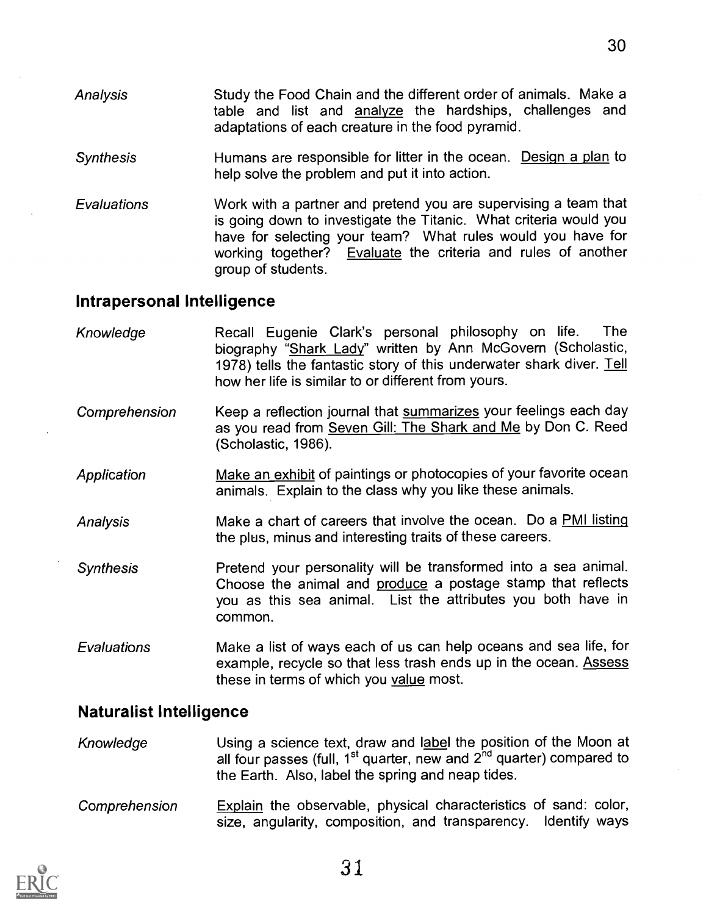*Analysis* Study the Food Chain and the different order of animals. Make a table and list and analyze the hardships, challenges and adaptations of each creature in the food pyramid.

*Synthesis* Humans are responsible for litter in the ocean. Design a plan to help solve the problem and put it into action.

*Evaluations* Work with a partner and pretend you are supervising a team that is going down to investigate the Titanic. What criteria would you have for selecting your team? What rules would you have for working together? Evaluate the criteria and rules of another group of students.

## Intrapersonal Intelligence

*Knowledge* Recall Eugenie Clark's personal philosophy on life. The biography "Shark Lady" written by Ann McGovern (Scholastic, 1978) tells the fantastic story of this underwater shark diver. Tell how her life is similar to or different from yours.

*Comprehension* Keep a reflection journal that summarizes your feelings each day as you read from Seven Gill: The Shark and Me by Don C. Reed (Scholastic, 1986).

*Application* Make an exhibit of paintings or photocopies of your favorite ocean animals. Explain to the class why you like these animals.

*Analysis* Make a chart of careers that involve the ocean. Do a PMI listing the plus, minus and interesting traits of these careers.

*Synthesis* Pretend your personality will be transformed into a sea animal. Choose the animal and produce a postage stamp that reflects you as this sea animal. List the attributes you both have in common.

*Evaluations* Make a list of ways each of us can help oceans and sea life, for example, recycle so that less trash ends up in the ocean. Assess these in terms of which you value most.

## Naturalist Intelligence

*Knowledge* Using a science text, draw and label the position of the Moon at all four passes (full, 1st quarter, new and 2nd quarter) compared to the Earth. Also, label the spring and neap tides.

*Comprehension* Explain the observable, physical characteristics of sand: color, size, angularity, composition, and transparency. Identify ways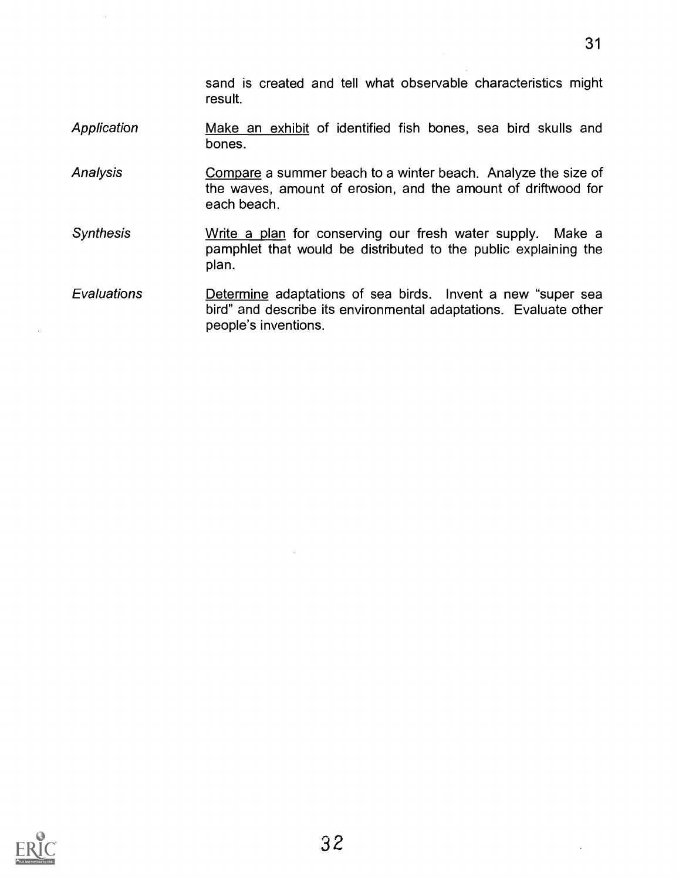sand is created and tell what observable characteristics might result.

| | |
|---|---|
| *Application* | Make an exhibit of identified fish bones, sea bird skulls and bones. |
| *Analysis* | Compare a summer beach to a winter beach. Analyze the size of the waves, amount of erosion, and the amount of driftwood for each beach. |
| *Synthesis* | Write a plan for conserving our fresh water supply. Make a pamphlet that would be distributed to the public explaining the plan. |
| *Evaluations* | Determine adaptations of sea birds. Invent a new "super sea bird" and describe its environmental adaptations. Evaluate other people's inventions. |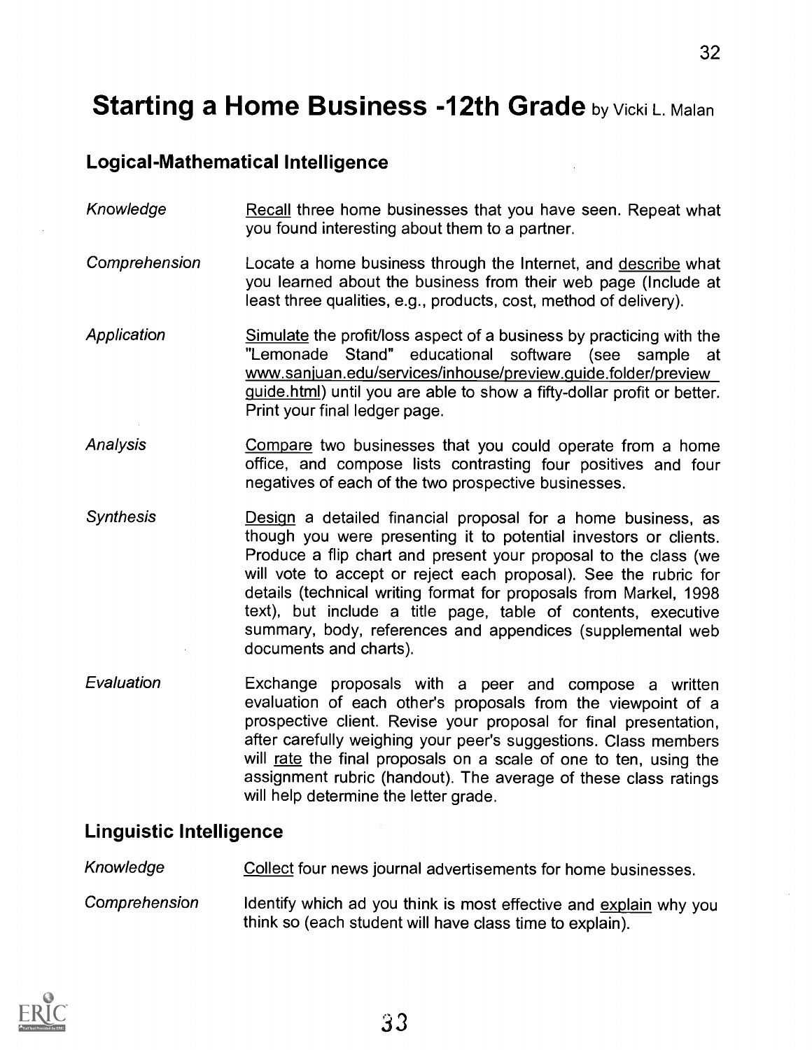# Starting a Home Business -12th Grade by Vicki L. Malan

## Logical-Mathematical Intelligence

*Knowledge* — Recall three home businesses that you have seen. Repeat what you found interesting about them to a partner.

*Comprehension* — Locate a home business through the Internet, and describe what you learned about the business from their web page (Include at least three qualities, e.g., products, cost, method of delivery).

*Application* — Simulate the profit/loss aspect of a business by practicing with the "Lemonade Stand" educational software (see sample at www.sanjuan.edu/services/inhouse/preview.guide.folder/preview guide.html) until you are able to show a fifty-dollar profit or better. Print your final ledger page.

*Analysis* — Compare two businesses that you could operate from a home office, and compose lists contrasting four positives and four negatives of each of the two prospective businesses.

*Synthesis* — Design a detailed financial proposal for a home business, as though you were presenting it to potential investors or clients. Produce a flip chart and present your proposal to the class (we will vote to accept or reject each proposal). See the rubric for details (technical writing format for proposals from Markel, 1998 text), but include a title page, table of contents, executive summary, body, references and appendices (supplemental web documents and charts).

*Evaluation* — Exchange proposals with a peer and compose a written evaluation of each other's proposals from the viewpoint of a prospective client. Revise your proposal for final presentation, after carefully weighing your peer's suggestions. Class members will rate the final proposals on a scale of one to ten, using the assignment rubric (handout). The average of these class ratings will help determine the letter grade.

## Linguistic Intelligence

*Knowledge* — Collect four news journal advertisements for home businesses.

*Comprehension* — Identify which ad you think is most effective and explain why you think so (each student will have class time to explain).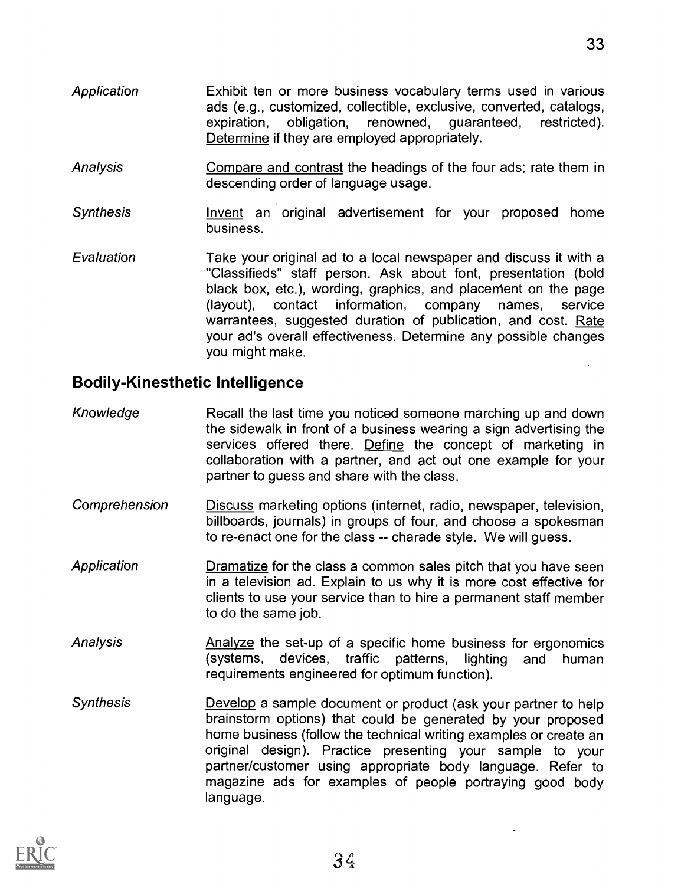*Application* Exhibit ten or more business vocabulary terms used in various ads (e.g., customized, collectible, exclusive, converted, catalogs, expiration, obligation, renowned, guaranteed, restricted). Determine if they are employed appropriately.

*Analysis* Compare and contrast the headings of the four ads; rate them in descending order of language usage.

*Synthesis* Invent an original advertisement for your proposed home business.

*Evaluation* Take your original ad to a local newspaper and discuss it with a "Classifieds" staff person. Ask about font, presentation (bold black box, etc.), wording, graphics, and placement on the page (layout), contact information, company names, service warrantees, suggested duration of publication, and cost. Rate your ad's overall effectiveness. Determine any possible changes you might make.

## Bodily-Kinesthetic Intelligence

*Knowledge* Recall the last time you noticed someone marching up and down the sidewalk in front of a business wearing a sign advertising the services offered there. Define the concept of marketing in collaboration with a partner, and act out one example for your partner to guess and share with the class.

*Comprehension* Discuss marketing options (internet, radio, newspaper, television, billboards, journals) in groups of four, and choose a spokesman to re-enact one for the class -- charade style. We will guess.

*Application* Dramatize for the class a common sales pitch that you have seen in a television ad. Explain to us why it is more cost effective for clients to use your service than to hire a permanent staff member to do the same job.

*Analysis* Analyze the set-up of a specific home business for ergonomics (systems, devices, traffic patterns, lighting and human requirements engineered for optimum function).

*Synthesis* Develop a sample document or product (ask your partner to help brainstorm options) that could be generated by your proposed home business (follow the technical writing examples or create an original design). Practice presenting your sample to your partner/customer using appropriate body language. Refer to magazine ads for examples of people portraying good body language.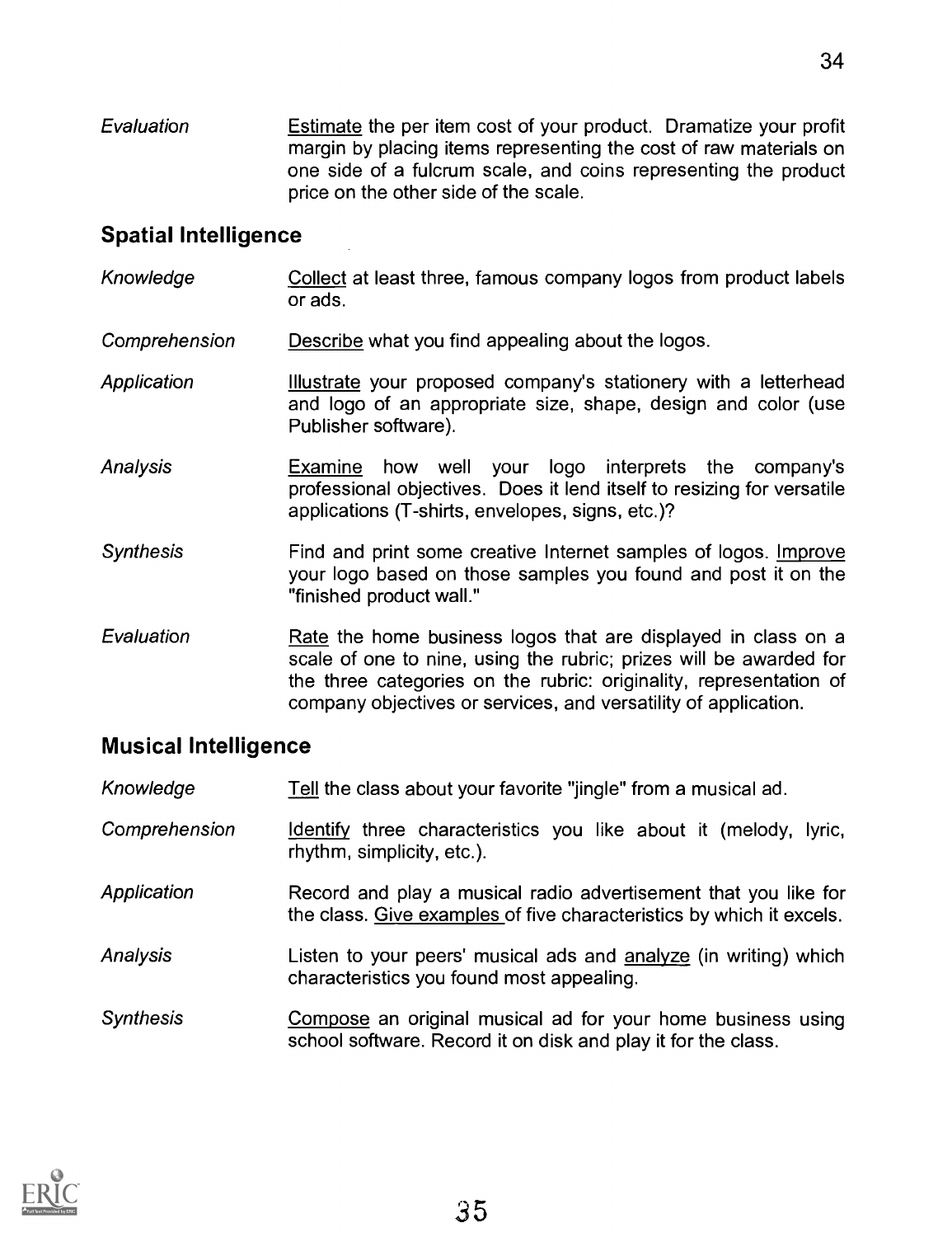*Evaluation* — Estimate the per item cost of your product. Dramatize your profit margin by placing items representing the cost of raw materials on one side of a fulcrum scale, and coins representing the product price on the other side of the scale.

## Spatial Intelligence

*Knowledge* — Collect at least three, famous company logos from product labels or ads.

*Comprehension* — Describe what you find appealing about the logos.

*Application* — Illustrate your proposed company's stationery with a letterhead and logo of an appropriate size, shape, design and color (use Publisher software).

*Analysis* — Examine how well your logo interprets the company's professional objectives. Does it lend itself to resizing for versatile applications (T-shirts, envelopes, signs, etc.)?

*Synthesis* — Find and print some creative Internet samples of logos. Improve your logo based on those samples you found and post it on the "finished product wall."

*Evaluation* — Rate the home business logos that are displayed in class on a scale of one to nine, using the rubric; prizes will be awarded for the three categories on the rubric: originality, representation of company objectives or services, and versatility of application.

## Musical Intelligence

*Knowledge* — Tell the class about your favorite "jingle" from a musical ad.

*Comprehension* — Identify three characteristics you like about it (melody, lyric, rhythm, simplicity, etc.).

*Application* — Record and play a musical radio advertisement that you like for the class. Give examples of five characteristics by which it excels.

*Analysis* — Listen to your peers' musical ads and analyze (in writing) which characteristics you found most appealing.

*Synthesis* — Compose an original musical ad for your home business using school software. Record it on disk and play it for the class.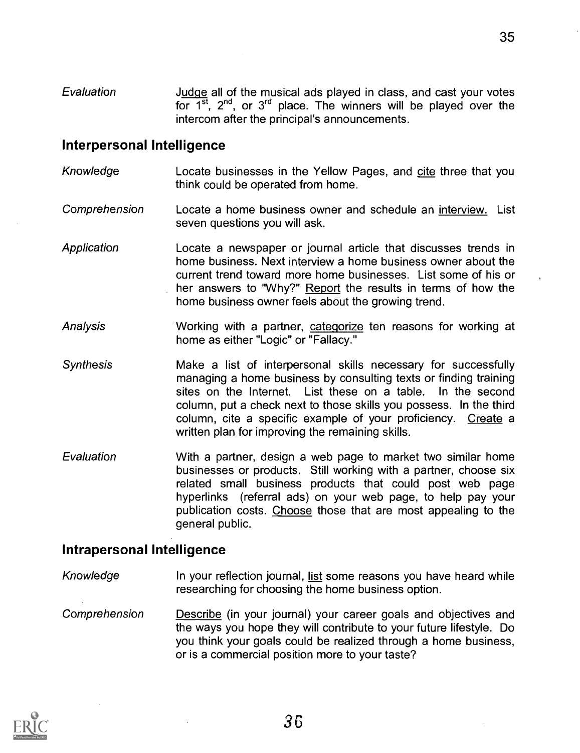*Evaluation* — Judge all of the musical ads played in class, and cast your votes for 1st, 2nd, or 3rd place. The winners will be played over the intercom after the principal's announcements.

## Interpersonal Intelligence

*Knowledge* — Locate businesses in the Yellow Pages, and cite three that you think could be operated from home.

*Comprehension* — Locate a home business owner and schedule an interview. List seven questions you will ask.

*Application* — Locate a newspaper or journal article that discusses trends in home business. Next interview a home business owner about the current trend toward more home businesses. List some of his or her answers to "Why?" Report the results in terms of how the home business owner feels about the growing trend.

*Analysis* — Working with a partner, categorize ten reasons for working at home as either "Logic" or "Fallacy."

*Synthesis* — Make a list of interpersonal skills necessary for successfully managing a home business by consulting texts or finding training sites on the Internet. List these on a table. In the second column, put a check next to those skills you possess. In the third column, cite a specific example of your proficiency. Create a written plan for improving the remaining skills.

*Evaluation* — With a partner, design a web page to market two similar home businesses or products. Still working with a partner, choose six related small business products that could post web page hyperlinks (referral ads) on your web page, to help pay your publication costs. Choose those that are most appealing to the general public.

## Intrapersonal Intelligence

*Knowledge* — In your reflection journal, list some reasons you have heard while researching for choosing the home business option.

*Comprehension* — Describe (in your journal) your career goals and objectives and the ways you hope they will contribute to your future lifestyle. Do you think your goals could be realized through a home business, or is a commercial position more to your taste?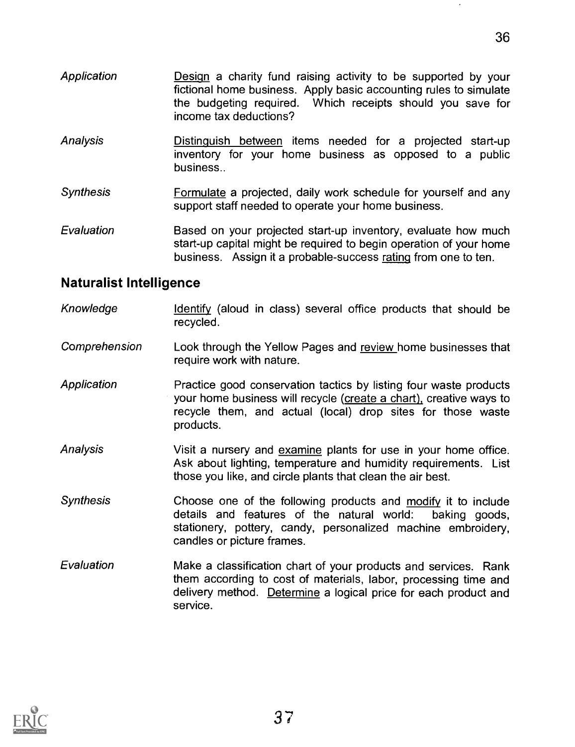*Application* Design a charity fund raising activity to be supported by your fictional home business. Apply basic accounting rules to simulate the budgeting required. Which receipts should you save for income tax deductions?

*Analysis* Distinguish between items needed for a projected start-up inventory for your home business as opposed to a public business..

*Synthesis* Formulate a projected, daily work schedule for yourself and any support staff needed to operate your home business.

*Evaluation* Based on your projected start-up inventory, evaluate how much start-up capital might be required to begin operation of your home business. Assign it a probable-success rating from one to ten.

## Naturalist Intelligence

*Knowledge* Identify (aloud in class) several office products that should be recycled.

*Comprehension* Look through the Yellow Pages and review home businesses that require work with nature.

*Application* Practice good conservation tactics by listing four waste products your home business will recycle (create a chart), creative ways to recycle them, and actual (local) drop sites for those waste products.

*Analysis* Visit a nursery and examine plants for use in your home office. Ask about lighting, temperature and humidity requirements. List those you like, and circle plants that clean the air best.

*Synthesis* Choose one of the following products and modify it to include details and features of the natural world: baking goods, stationery, pottery, candy, personalized machine embroidery, candles or picture frames.

*Evaluation* Make a classification chart of your products and services. Rank them according to cost of materials, labor, processing time and delivery method. Determine a logical price for each product and service.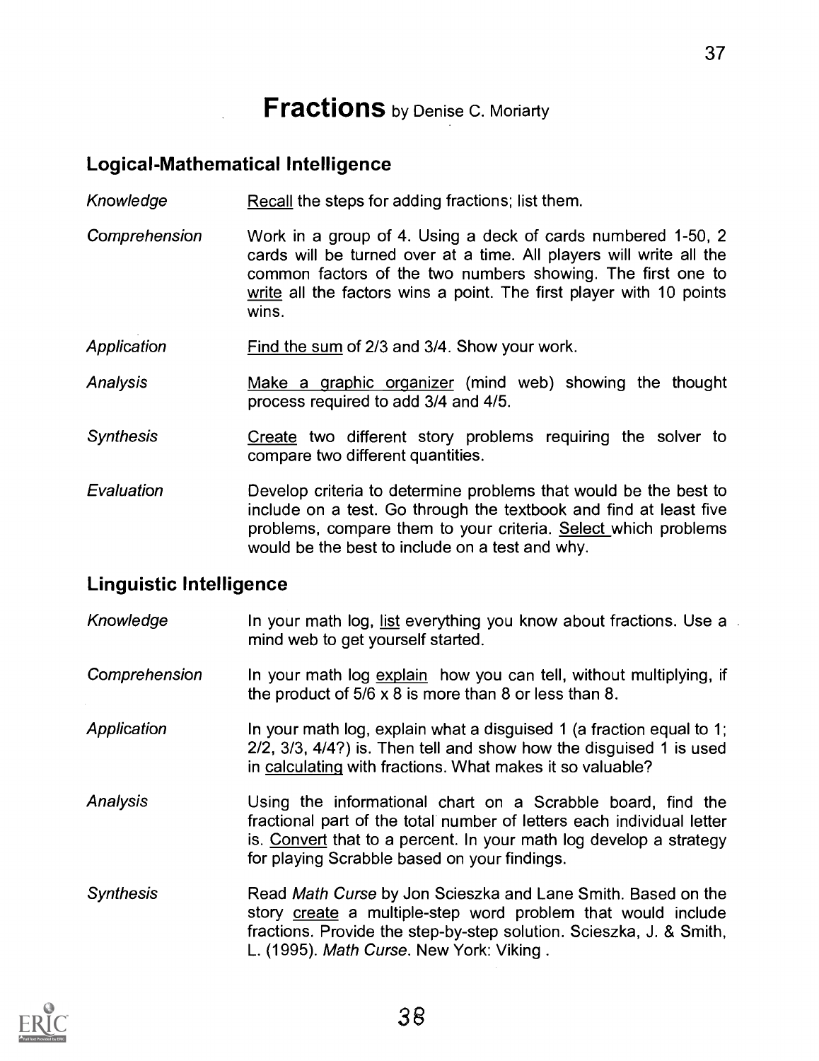# **Fractions** by Denise C. Moriarty

## Logical-Mathematical Intelligence

*Knowledge* — Recall the steps for adding fractions; list them.

*Comprehension* — Work in a group of 4. Using a deck of cards numbered 1-50, 2 cards will be turned over at a time. All players will write all the common factors of the two numbers showing. The first one to write all the factors wins a point. The first player with 10 points wins.

*Application* — Find the sum of 2/3 and 3/4. Show your work.

*Analysis* — Make a graphic organizer (mind web) showing the thought process required to add 3/4 and 4/5.

*Synthesis* — Create two different story problems requiring the solver to compare two different quantities.

*Evaluation* — Develop criteria to determine problems that would be the best to include on a test. Go through the textbook and find at least five problems, compare them to your criteria. Select which problems would be the best to include on a test and why.

## Linguistic Intelligence

*Knowledge* — In your math log, list everything you know about fractions. Use a mind web to get yourself started.

*Comprehension* — In your math log explain how you can tell, without multiplying, if the product of 5/6 x 8 is more than 8 or less than 8.

*Application* — In your math log, explain what a disguised 1 (a fraction equal to 1; 2/2, 3/3, 4/4?) is. Then tell and show how the disguised 1 is used in calculating with fractions. What makes it so valuable?

*Analysis* — Using the informational chart on a Scrabble board, find the fractional part of the total number of letters each individual letter is. Convert that to a percent. In your math log develop a strategy for playing Scrabble based on your findings.

*Synthesis* — Read *Math Curse* by Jon Scieszka and Lane Smith. Based on the story create a multiple-step word problem that would include fractions. Provide the step-by-step solution. Scieszka, J. & Smith, L. (1995). *Math Curse*. New York: Viking .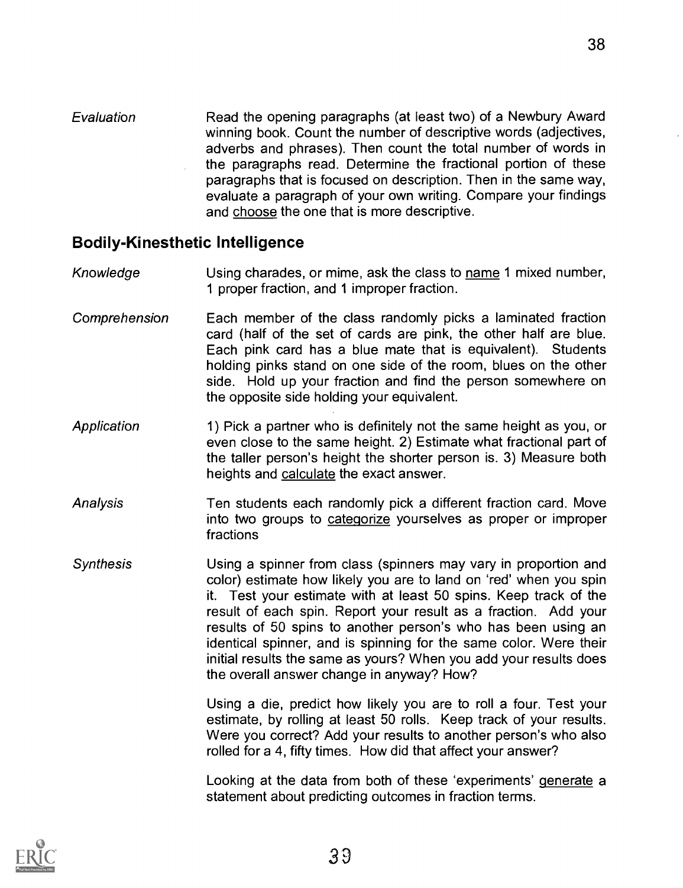*Evaluation* Read the opening paragraphs (at least two) of a Newbury Award winning book. Count the number of descriptive words (adjectives, adverbs and phrases). Then count the total number of words in the paragraphs read. Determine the fractional portion of these paragraphs that is focused on description. Then in the same way, evaluate a paragraph of your own writing. Compare your findings and choose the one that is more descriptive.

## Bodily-Kinesthetic Intelligence

*Knowledge* Using charades, or mime, ask the class to name 1 mixed number, 1 proper fraction, and 1 improper fraction.

*Comprehension* Each member of the class randomly picks a laminated fraction card (half of the set of cards are pink, the other half are blue. Each pink card has a blue mate that is equivalent). Students holding pinks stand on one side of the room, blues on the other side. Hold up your fraction and find the person somewhere on the opposite side holding your equivalent.

*Application* 1) Pick a partner who is definitely not the same height as you, or even close to the same height. 2) Estimate what fractional part of the taller person's height the shorter person is. 3) Measure both heights and calculate the exact answer.

*Analysis* Ten students each randomly pick a different fraction card. Move into two groups to categorize yourselves as proper or improper fractions

*Synthesis* Using a spinner from class (spinners may vary in proportion and color) estimate how likely you are to land on 'red' when you spin it. Test your estimate with at least 50 spins. Keep track of the result of each spin. Report your result as a fraction. Add your results of 50 spins to another person's who has been using an identical spinner, and is spinning for the same color. Were their initial results the same as yours? When you add your results does the overall answer change in anyway? How?

Using a die, predict how likely you are to roll a four. Test your estimate, by rolling at least 50 rolls. Keep track of your results. Were you correct? Add your results to another person's who also rolled for a 4, fifty times. How did that affect your answer?

Looking at the data from both of these 'experiments' generate a statement about predicting outcomes in fraction terms.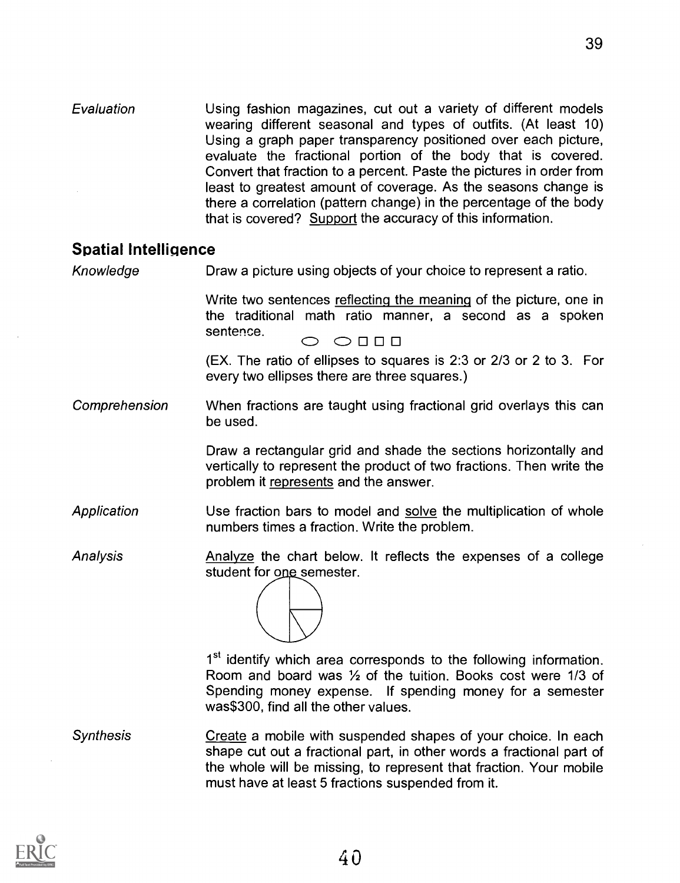*Evaluation*

Using fashion magazines, cut out a variety of different models wearing different seasonal and types of outfits. (At least 10) Using a graph paper transparency positioned over each picture, evaluate the fractional portion of the body that is covered. Convert that fraction to a percent. Paste the pictures in order from least to greatest amount of coverage. As the seasons change is there a correlation (pattern change) in the percentage of the body that is covered? Support the accuracy of this information.

## Spatial Intelligence

*Knowledge*

Draw a picture using objects of your choice to represent a ratio.

Write two sentences reflecting the meaning of the picture, one in the traditional math ratio manner, a second as a spoken sentence.

⬭ ⬭ □ □ □

(EX. The ratio of ellipses to squares is 2:3 or 2/3 or 2 to 3. For every two ellipses there are three squares.)

*Comprehension*

When fractions are taught using fractional grid overlays this can be used.

Draw a rectangular grid and shade the sections horizontally and vertically to represent the product of two fractions. Then write the problem it represents and the answer.

*Application*

Use fraction bars to model and solve the multiplication of whole numbers times a fraction. Write the problem.

*Analysis*

Analyze the chart below. It reflects the expenses of a college student for one semester.

1st identify which area corresponds to the following information. Room and board was ½ of the tuition. Books cost were 1/3 of Spending money expense. If spending money for a semester was$300, find all the other values.

*Synthesis*

Create a mobile with suspended shapes of your choice. In each shape cut out a fractional part, in other words a fractional part of the whole will be missing, to represent that fraction. Your mobile must have at least 5 fractions suspended from it.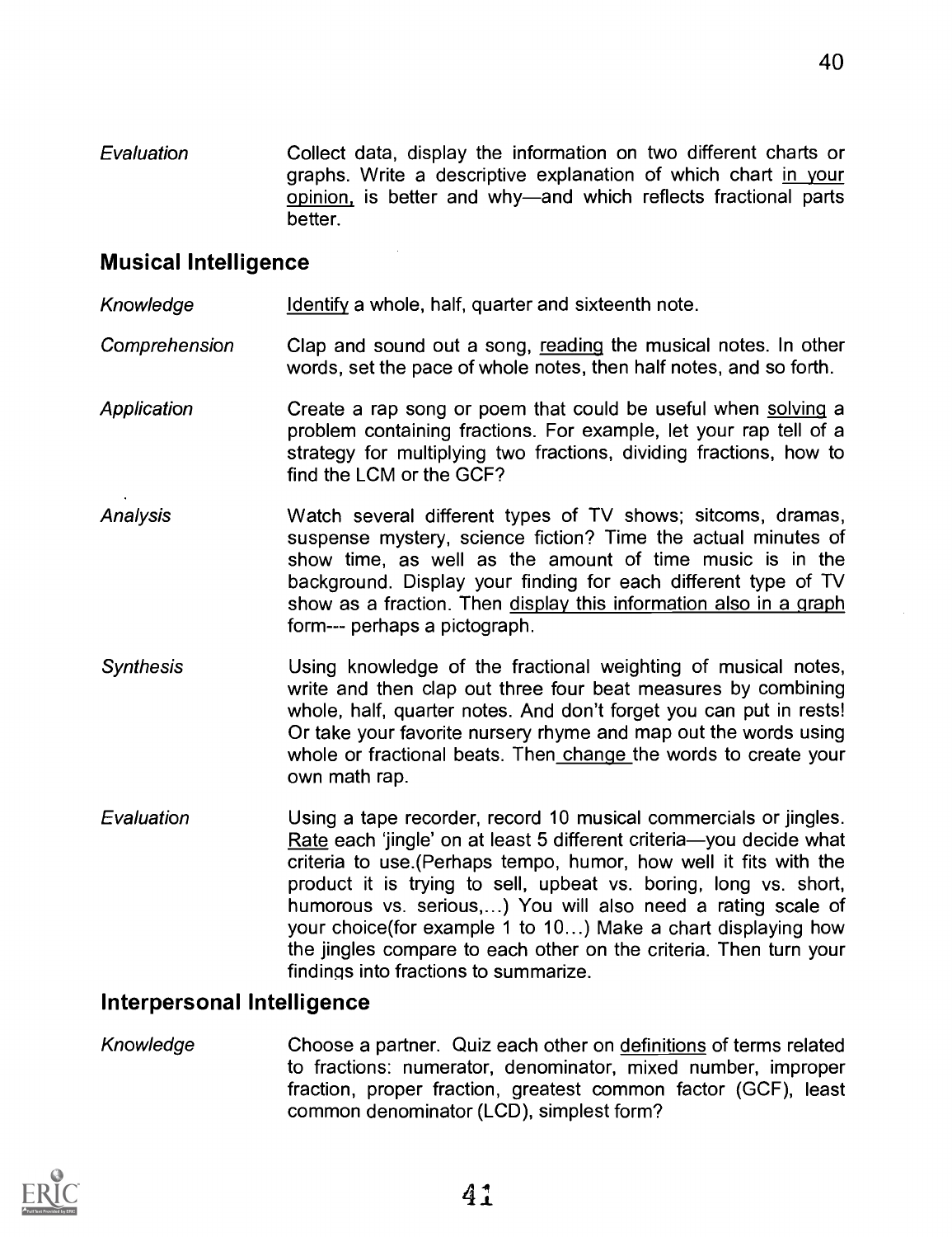*Evaluation* — Collect data, display the information on two different charts or graphs. Write a descriptive explanation of which chart in your opinion, is better and why—and which reflects fractional parts better.

## Musical Intelligence

*Knowledge* — Identify a whole, half, quarter and sixteenth note.

*Comprehension* — Clap and sound out a song, reading the musical notes. In other words, set the pace of whole notes, then half notes, and so forth.

*Application* — Create a rap song or poem that could be useful when solving a problem containing fractions. For example, let your rap tell of a strategy for multiplying two fractions, dividing fractions, how to find the LCM or the GCF?

*Analysis* — Watch several different types of TV shows; sitcoms, dramas, suspense mystery, science fiction? Time the actual minutes of show time, as well as the amount of time music is in the background. Display your finding for each different type of TV show as a fraction. Then display this information also in a graph form--- perhaps a pictograph.

*Synthesis* — Using knowledge of the fractional weighting of musical notes, write and then clap out three four beat measures by combining whole, half, quarter notes. And don't forget you can put in rests! Or take your favorite nursery rhyme and map out the words using whole or fractional beats. Then change the words to create your own math rap.

*Evaluation* — Using a tape recorder, record 10 musical commercials or jingles. Rate each 'jingle' on at least 5 different criteria—you decide what criteria to use.(Perhaps tempo, humor, how well it fits with the product it is trying to sell, upbeat vs. boring, long vs. short, humorous vs. serious,...) You will also need a rating scale of your choice(for example 1 to 10...) Make a chart displaying how the jingles compare to each other on the criteria. Then turn your findings into fractions to summarize.

## Interpersonal Intelligence

*Knowledge* — Choose a partner. Quiz each other on definitions of terms related to fractions: numerator, denominator, mixed number, improper fraction, proper fraction, greatest common factor (GCF), least common denominator (LCD), simplest form?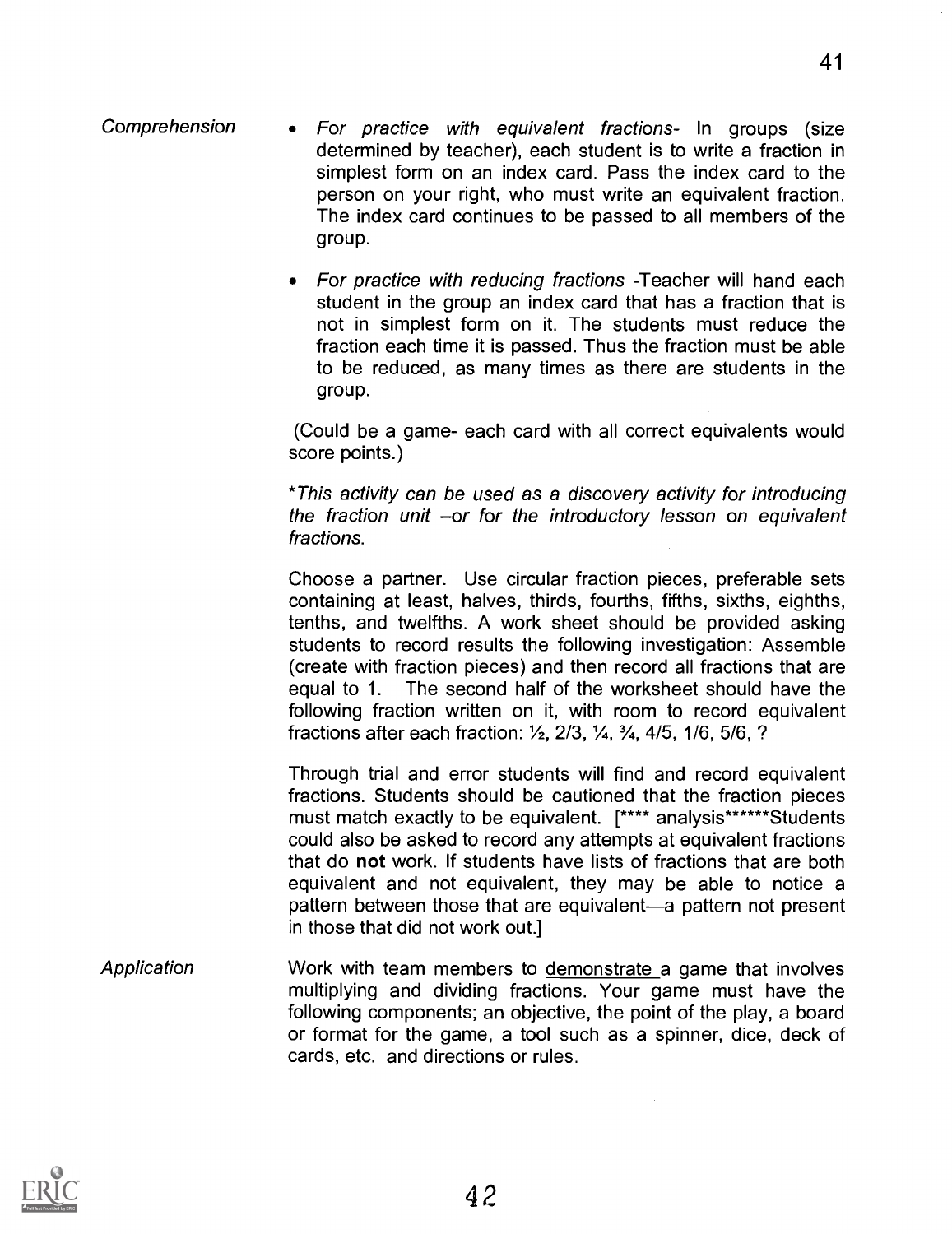*Comprehension*

- *For practice with equivalent fractions-* In groups (size determined by teacher), each student is to write a fraction in simplest form on an index card. Pass the index card to the person on your right, who must write an equivalent fraction. The index card continues to be passed to all members of the group.

- *For practice with reducing fractions* -Teacher will hand each student in the group an index card that has a fraction that is not in simplest form on it. The students must reduce the fraction each time it is passed. Thus the fraction must be able to be reduced, as many times as there are students in the group.

(Could be a game- each card with all correct equivalents would score points.)

**This activity can be used as a discovery activity for introducing the fraction unit –or for the introductory lesson on equivalent fractions.*

Choose a partner. Use circular fraction pieces, preferable sets containing at least, halves, thirds, fourths, fifths, sixths, eighths, tenths, and twelfths. A work sheet should be provided asking students to record results the following investigation: Assemble (create with fraction pieces) and then record all fractions that are equal to 1. The second half of the worksheet should have the following fraction written on it, with room to record equivalent fractions after each fraction: ½, 2/3, ¼, ¾, 4/5, 1/6, 5/6, ?

Through trial and error students will find and record equivalent fractions. Students should be cautioned that the fraction pieces must match exactly to be equivalent. [**** analysis******Students could also be asked to record any attempts at equivalent fractions that do **not** work. If students have lists of fractions that are both equivalent and not equivalent, they may be able to notice a pattern between those that are equivalent—a pattern not present in those that did not work out.]

*Application*

Work with team members to <u>demonstrate</u> a game that involves multiplying and dividing fractions. Your game must have the following components; an objective, the point of the play, a board or format for the game, a tool such as a spinner, dice, deck of cards, etc. and directions or rules.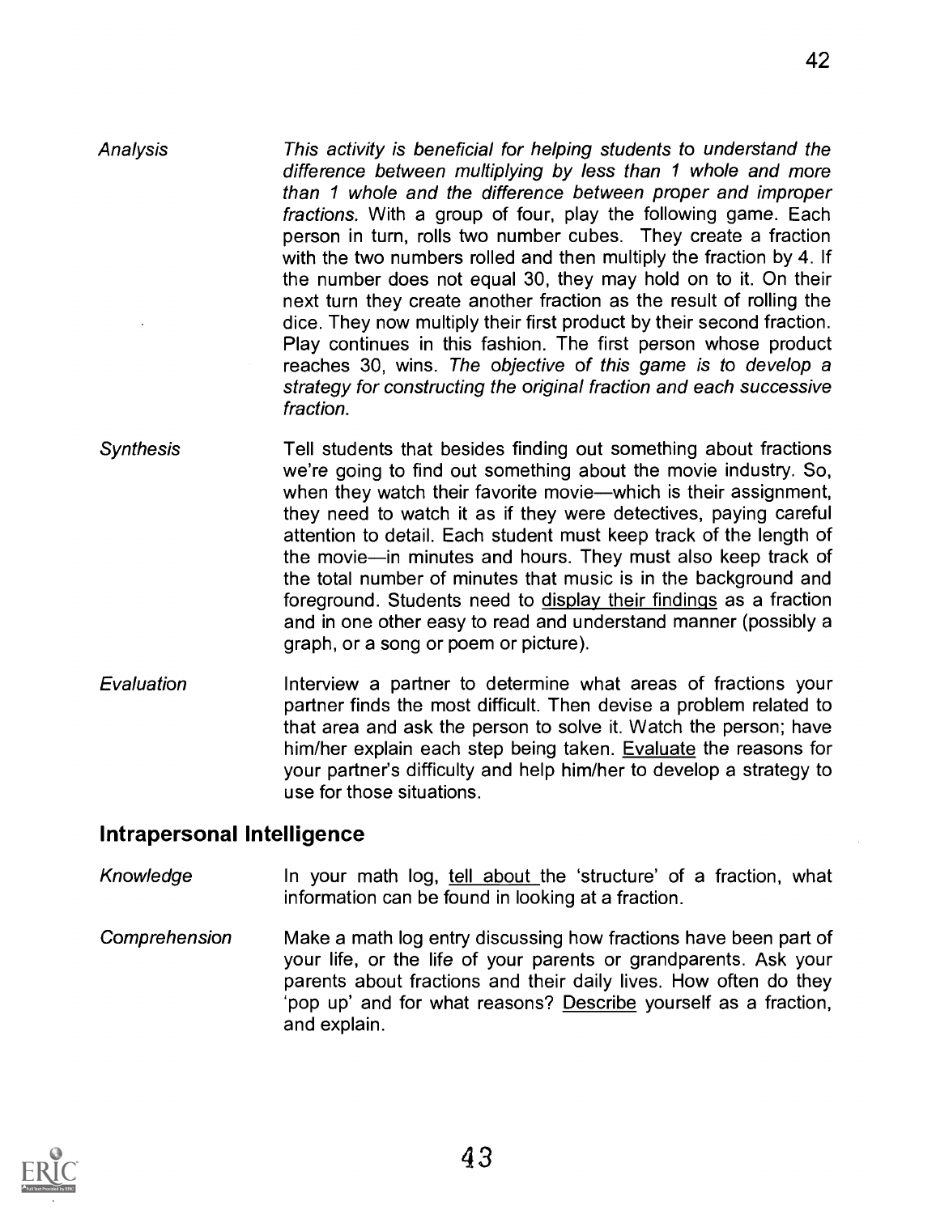*Analysis* — *This activity is beneficial for helping students to understand the difference between multiplying by less than 1 whole and more than 1 whole and the difference between proper and improper fractions.* With a group of four, play the following game. Each person in turn, rolls two number cubes. They create a fraction with the two numbers rolled and then multiply the fraction by 4. If the number does not equal 30, they may hold on to it. On their next turn they create another fraction as the result of rolling the dice. They now multiply their first product by their second fraction. Play continues in this fashion. The first person whose product reaches 30, wins. *The objective of this game is to develop a strategy for constructing the original fraction and each successive fraction.*

*Synthesis* — Tell students that besides finding out something about fractions we're going to find out something about the movie industry. So, when they watch their favorite movie—which is their assignment, they need to watch it as if they were detectives, paying careful attention to detail. Each student must keep track of the length of the movie—in minutes and hours. They must also keep track of the total number of minutes that music is in the background and foreground. Students need to <u>display their findings</u> as a fraction and in one other easy to read and understand manner (possibly a graph, or a song or poem or picture).

*Evaluation* — Interview a partner to determine what areas of fractions your partner finds the most difficult. Then devise a problem related to that area and ask the person to solve it. Watch the person; have him/her explain each step being taken. <u>Evaluate</u> the reasons for your partner's difficulty and help him/her to develop a strategy to use for those situations.

## Intrapersonal Intelligence

*Knowledge* — In your math log, <u>tell about</u> the 'structure' of a fraction, what information can be found in looking at a fraction.

*Comprehension* — Make a math log entry discussing how fractions have been part of your life, or the life of your parents or grandparents. Ask your parents about fractions and their daily lives. How often do they 'pop up' and for what reasons? <u>Describe</u> yourself as a fraction, and explain.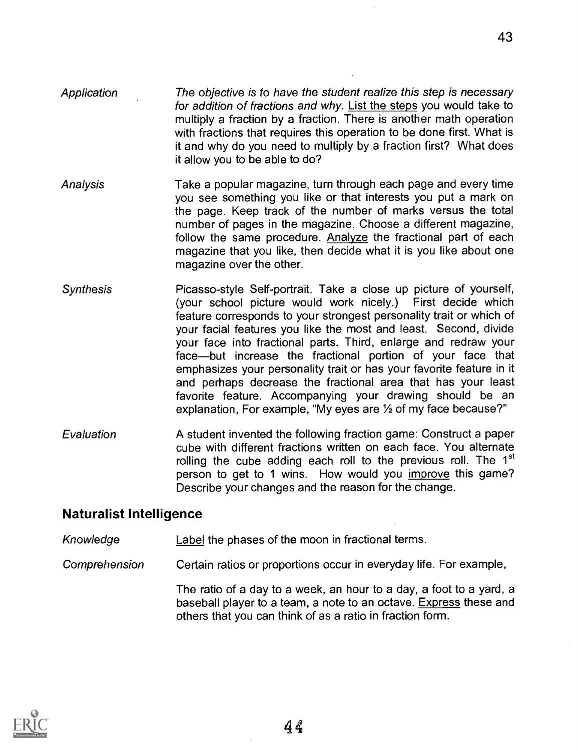*Application* — *The objective is to have the student realize this step is necessary for addition of fractions and why.* List the steps you would take to multiply a fraction by a fraction. There is another math operation with fractions that requires this operation to be done first. What is it and why do you need to multiply by a fraction first? What does it allow you to be able to do?

*Analysis* — Take a popular magazine, turn through each page and every time you see something you like or that interests you put a mark on the page. Keep track of the number of marks versus the total number of pages in the magazine. Choose a different magazine, follow the same procedure. Analyze the fractional part of each magazine that you like, then decide what it is you like about one magazine over the other.

*Synthesis* — Picasso-style Self-portrait. Take a close up picture of yourself, (your school picture would work nicely.) First decide which feature corresponds to your strongest personality trait or which of your facial features you like the most and least. Second, divide your face into fractional parts. Third, enlarge and redraw your face—but increase the fractional portion of your face that emphasizes your personality trait or has your favorite feature in it and perhaps decrease the fractional area that has your least favorite feature. Accompanying your drawing should be an explanation, For example, "My eyes are ½ of my face because?"

*Evaluation* — A student invented the following fraction game: Construct a paper cube with different fractions written on each face. You alternate rolling the cube adding each roll to the previous roll. The 1st person to get to 1 wins. How would you improve this game? Describe your changes and the reason for the change.

## Naturalist Intelligence

*Knowledge* — Label the phases of the moon in fractional terms.

*Comprehension* — Certain ratios or proportions occur in everyday life. For example,

The ratio of a day to a week, an hour to a day, a foot to a yard, a baseball player to a team, a note to an octave. Express these and others that you can think of as a ratio in fraction form.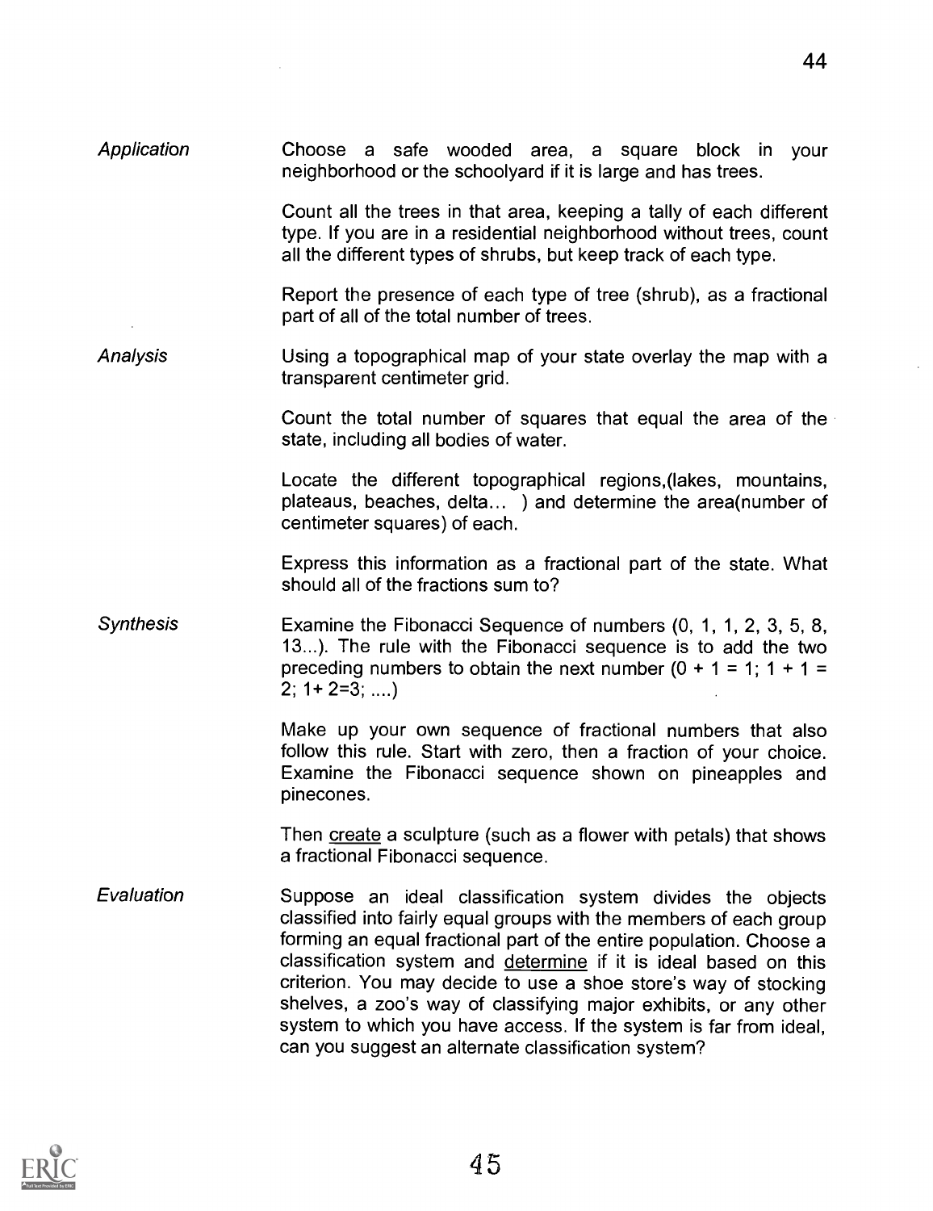*Application*

Choose a safe wooded area, a square block in your neighborhood or the schoolyard if it is large and has trees.

Count all the trees in that area, keeping a tally of each different type. If you are in a residential neighborhood without trees, count all the different types of shrubs, but keep track of each type.

Report the presence of each type of tree (shrub), as a fractional part of all of the total number of trees.

*Analysis*

Using a topographical map of your state overlay the map with a transparent centimeter grid.

Count the total number of squares that equal the area of the state, including all bodies of water.

Locate the different topographical regions,(lakes, mountains, plateaus, beaches, delta... ) and determine the area(number of centimeter squares) of each.

Express this information as a fractional part of the state. What should all of the fractions sum to?

*Synthesis*

Examine the Fibonacci Sequence of numbers (0, 1, 1, 2, 3, 5, 8, 13...). The rule with the Fibonacci sequence is to add the two preceding numbers to obtain the next number ($0 + 1 = 1$; $1 + 1 = 2$; $1+ 2=3$; ....)

Make up your own sequence of fractional numbers that also follow this rule. Start with zero, then a fraction of your choice. Examine the Fibonacci sequence shown on pineapples and pinecones.

Then <u>create</u> a sculpture (such as a flower with petals) that shows a fractional Fibonacci sequence.

*Evaluation*

Suppose an ideal classification system divides the objects classified into fairly equal groups with the members of each group forming an equal fractional part of the entire population. Choose a classification system and <u>determine</u> if it is ideal based on this criterion. You may decide to use a shoe store's way of stocking shelves, a zoo's way of classifying major exhibits, or any other system to which you have access. If the system is far from ideal, can you suggest an alternate classification system?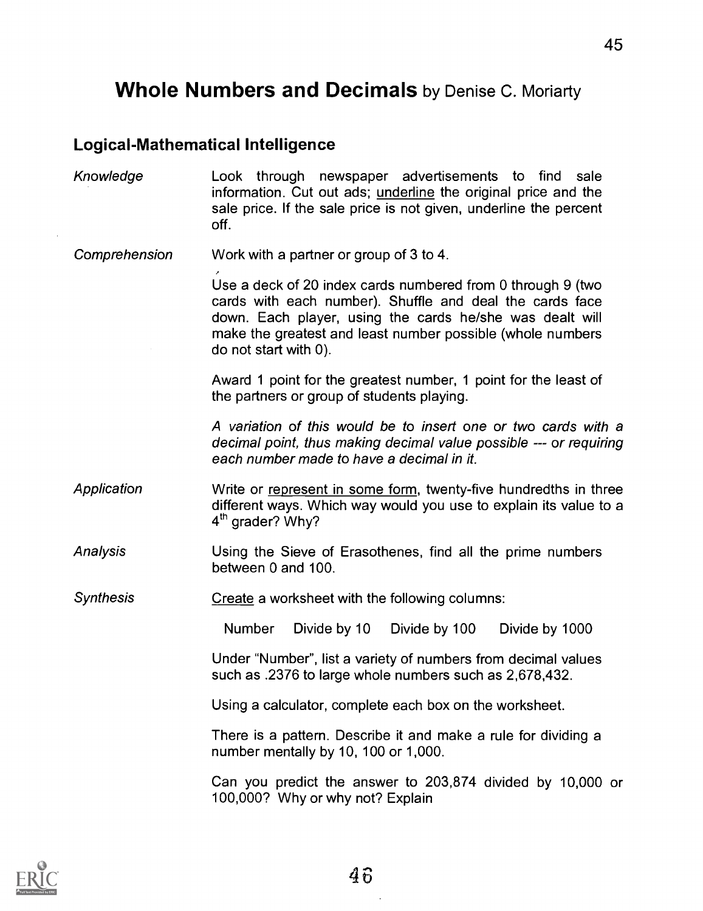# **Whole Numbers and Decimals** by Denise C. Moriarty

## Logical-Mathematical Intelligence

*Knowledge*

Look through newspaper advertisements to find sale information. Cut out ads; underline the original price and the sale price. If the sale price is not given, underline the percent off.

*Comprehension*

Work with a partner or group of 3 to 4.

Use a deck of 20 index cards numbered from 0 through 9 (two cards with each number). Shuffle and deal the cards face down. Each player, using the cards he/she was dealt will make the greatest and least number possible (whole numbers do not start with 0).

Award 1 point for the greatest number, 1 point for the least of the partners or group of students playing.

*A variation of this would be to insert one or two cards with a decimal point, thus making decimal value possible --- or requiring each number made to have a decimal in it.*

*Application*

Write or represent in some form, twenty-five hundredths in three different ways. Which way would you use to explain its value to a 4th grader? Why?

*Analysis*

Using the Sieve of Erasothenes, find all the prime numbers between 0 and 100.

*Synthesis*

Create a worksheet with the following columns:

| Number | Divide by 10 | Divide by 100 | Divide by 1000 |
|---|---|---|---|

Under "Number", list a variety of numbers from decimal values such as .2376 to large whole numbers such as 2,678,432.

Using a calculator, complete each box on the worksheet.

There is a pattern. Describe it and make a rule for dividing a number mentally by 10, 100 or 1,000.

Can you predict the answer to 203,874 divided by 10,000 or 100,000? Why or why not? Explain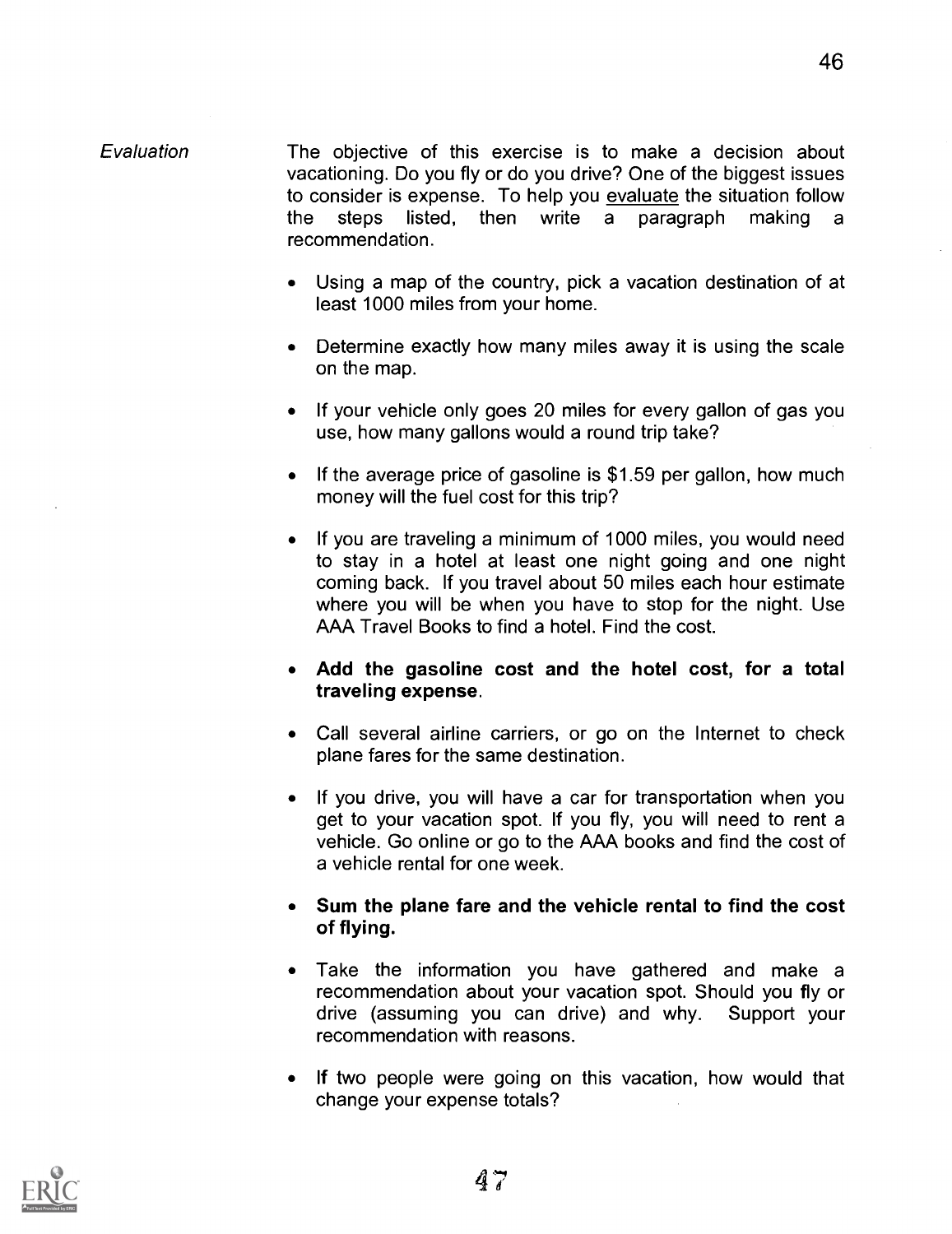*Evaluation*

The objective of this exercise is to make a decision about vacationing. Do you fly or do you drive? One of the biggest issues to consider is expense. To help you <u>evaluate</u> the situation follow the steps listed, then write a paragraph making a recommendation.

- Using a map of the country, pick a vacation destination of at least 1000 miles from your home.
- Determine exactly how many miles away it is using the scale on the map.
- If your vehicle only goes 20 miles for every gallon of gas you use, how many gallons would a round trip take?
- If the average price of gasoline is $1.59 per gallon, how much money will the fuel cost for this trip?
- If you are traveling a minimum of 1000 miles, you would need to stay in a hotel at least one night going and one night coming back. If you travel about 50 miles each hour estimate where you will be when you have to stop for the night. Use AAA Travel Books to find a hotel. Find the cost.
- **Add the gasoline cost and the hotel cost, for a total traveling expense.**
- Call several airline carriers, or go on the Internet to check plane fares for the same destination.
- If you drive, you will have a car for transportation when you get to your vacation spot. If you fly, you will need to rent a vehicle. Go online or go to the AAA books and find the cost of a vehicle rental for one week.
- **Sum the plane fare and the vehicle rental to find the cost of flying.**
- Take the information you have gathered and make a recommendation about your vacation spot. Should you fly or drive (assuming you can drive) and why. Support your recommendation with reasons.
- If two people were going on this vacation, how would that change your expense totals?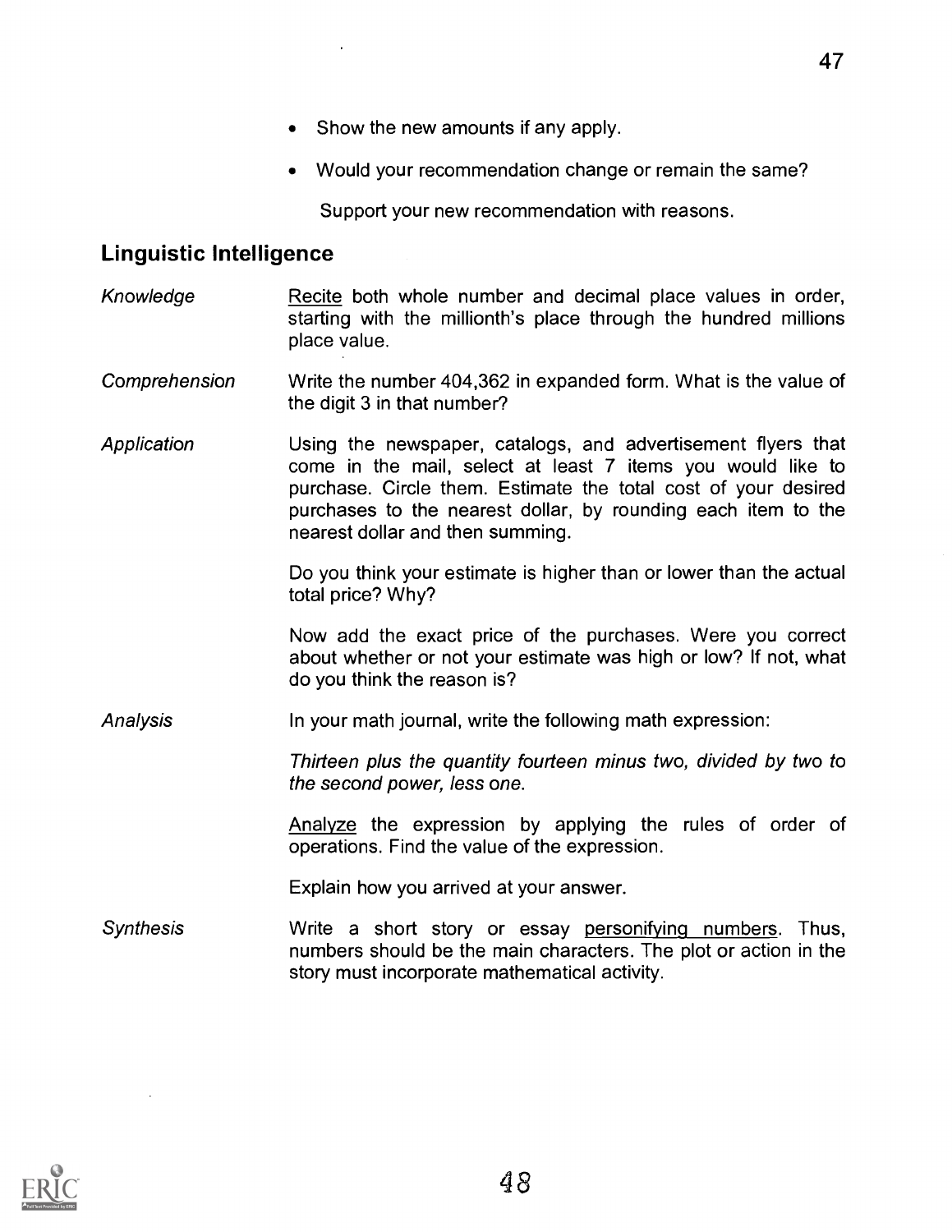- Show the new amounts if any apply.
- Would your recommendation change or remain the same?

  Support your new recommendation with reasons.

## Linguistic Intelligence

*Knowledge* — Recite both whole number and decimal place values in order, starting with the millionth's place through the hundred millions place value.

*Comprehension* — Write the number 404,362 in expanded form. What is the value of the digit 3 in that number?

*Application* — Using the newspaper, catalogs, and advertisement flyers that come in the mail, select at least 7 items you would like to purchase. Circle them. Estimate the total cost of your desired purchases to the nearest dollar, by rounding each item to the nearest dollar and then summing.

Do you think your estimate is higher than or lower than the actual total price? Why?

Now add the exact price of the purchases. Were you correct about whether or not your estimate was high or low? If not, what do you think the reason is?

*Analysis* — In your math journal, write the following math expression:

*Thirteen plus the quantity fourteen minus two, divided by two to the second power, less one.*

Analyze the expression by applying the rules of order of operations. Find the value of the expression.

Explain how you arrived at your answer.

*Synthesis* — Write a short story or essay personifying numbers. Thus, numbers should be the main characters. The plot or action in the story must incorporate mathematical activity.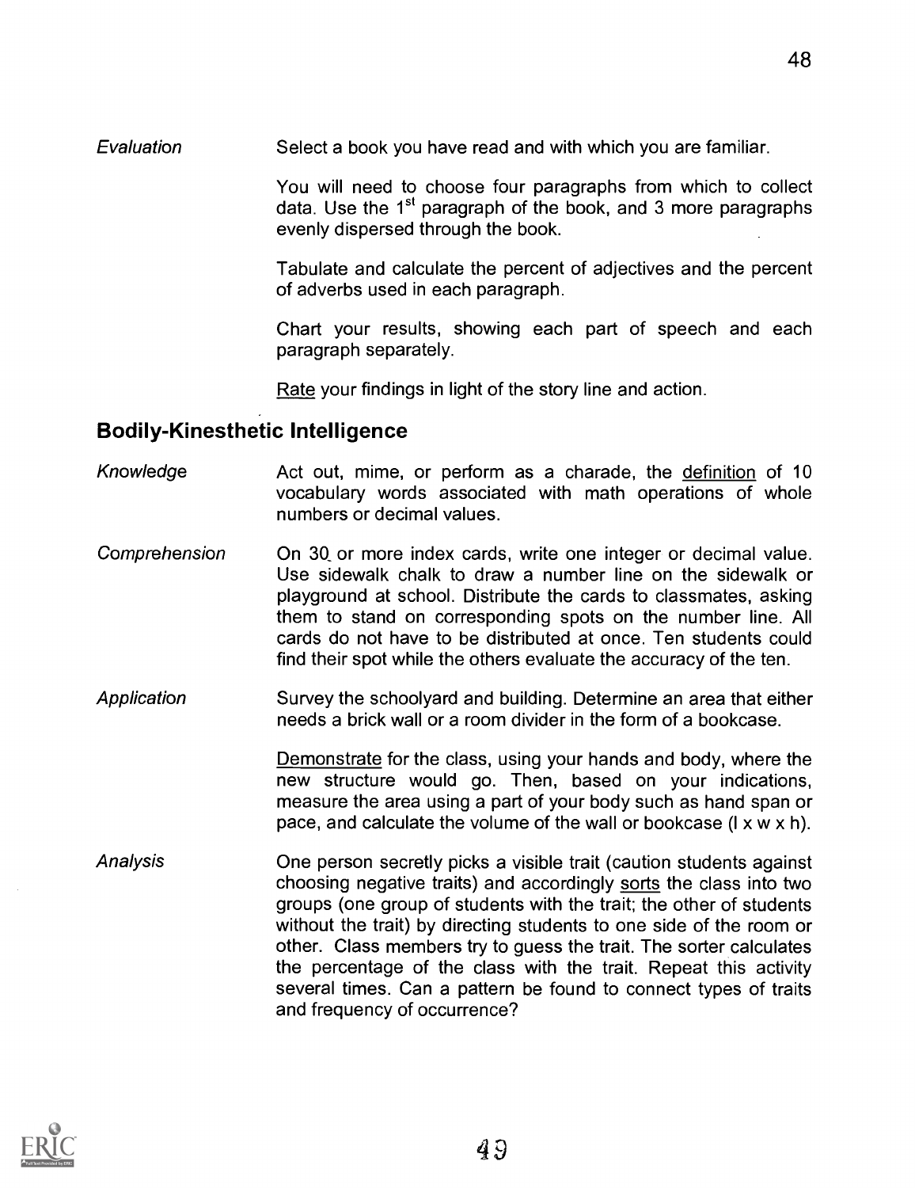*Evaluation*

Select a book you have read and with which you are familiar.

You will need to choose four paragraphs from which to collect data. Use the 1st paragraph of the book, and 3 more paragraphs evenly dispersed through the book.

Tabulate and calculate the percent of adjectives and the percent of adverbs used in each paragraph.

Chart your results, showing each part of speech and each paragraph separately.

<u>Rate</u> your findings in light of the story line and action.

## Bodily-Kinesthetic Intelligence

*Knowledge*

Act out, mime, or perform as a charade, the <u>definition</u> of 10 vocabulary words associated with math operations of whole numbers or decimal values.

*Comprehension*

On 30 or more index cards, write one integer or decimal value. Use sidewalk chalk to draw a number line on the sidewalk or playground at school. Distribute the cards to classmates, asking them to stand on corresponding spots on the number line. All cards do not have to be distributed at once. Ten students could find their spot while the others evaluate the accuracy of the ten.

*Application*

Survey the schoolyard and building. Determine an area that either needs a brick wall or a room divider in the form of a bookcase.

<u>Demonstrate</u> for the class, using your hands and body, where the new structure would go. Then, based on your indications, measure the area using a part of your body such as hand span or pace, and calculate the volume of the wall or bookcase (l x w x h).

*Analysis*

One person secretly picks a visible trait (caution students against choosing negative traits) and accordingly <u>sorts</u> the class into two groups (one group of students with the trait; the other of students without the trait) by directing students to one side of the room or other. Class members try to guess the trait. The sorter calculates the percentage of the class with the trait. Repeat this activity several times. Can a pattern be found to connect types of traits and frequency of occurrence?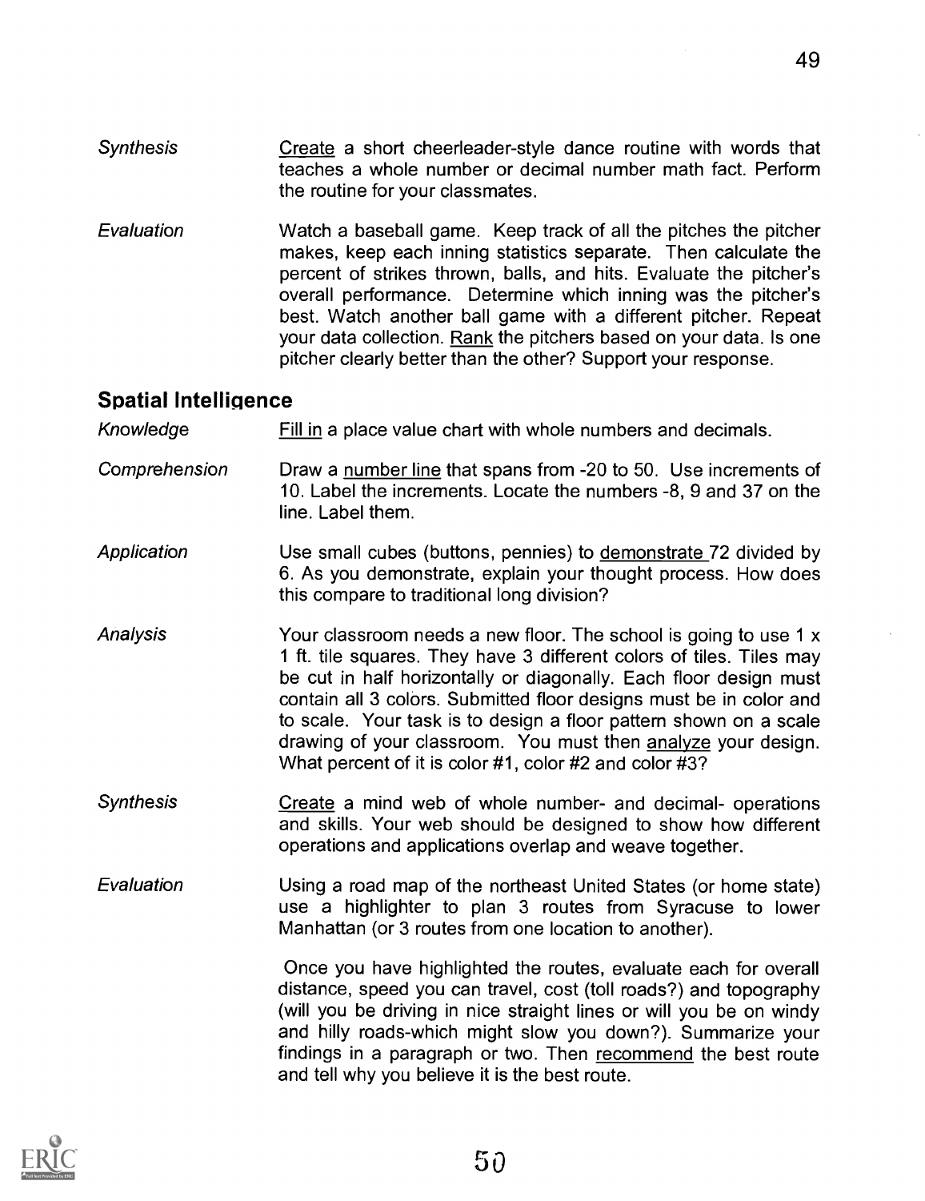*Synthesis* — <u>Create</u> a short cheerleader-style dance routine with words that teaches a whole number or decimal number math fact. Perform the routine for your classmates.

*Evaluation* — Watch a baseball game. Keep track of all the pitches the pitcher makes, keep each inning statistics separate. Then calculate the percent of strikes thrown, balls, and hits. Evaluate the pitcher's overall performance. Determine which inning was the pitcher's best. Watch another ball game with a different pitcher. Repeat your data collection. <u>Rank</u> the pitchers based on your data. Is one pitcher clearly better than the other? Support your response.

## Spatial Intelligence

*Knowledge* — <u>Fill in</u> a place value chart with whole numbers and decimals.

*Comprehension* — Draw a <u>number line</u> that spans from -20 to 50. Use increments of 10. Label the increments. Locate the numbers -8, 9 and 37 on the line. Label them.

*Application* — Use small cubes (buttons, pennies) to <u>demonstrate</u> 72 divided by 6. As you demonstrate, explain your thought process. How does this compare to traditional long division?

*Analysis* — Your classroom needs a new floor. The school is going to use 1 x 1 ft. tile squares. They have 3 different colors of tiles. Tiles may be cut in half horizontally or diagonally. Each floor design must contain all 3 colors. Submitted floor designs must be in color and to scale. Your task is to design a floor pattern shown on a scale drawing of your classroom. You must then <u>analyze</u> your design. What percent of it is color #1, color #2 and color #3?

*Synthesis* — <u>Create</u> a mind web of whole number- and decimal- operations and skills. Your web should be designed to show how different operations and applications overlap and weave together.

*Evaluation* — Using a road map of the northeast United States (or home state) use a highlighter to plan 3 routes from Syracuse to lower Manhattan (or 3 routes from one location to another).

Once you have highlighted the routes, evaluate each for overall distance, speed you can travel, cost (toll roads?) and topography (will you be driving in nice straight lines or will you be on windy and hilly roads-which might slow you down?). Summarize your findings in a paragraph or two. Then <u>recommend</u> the best route and tell why you believe it is the best route.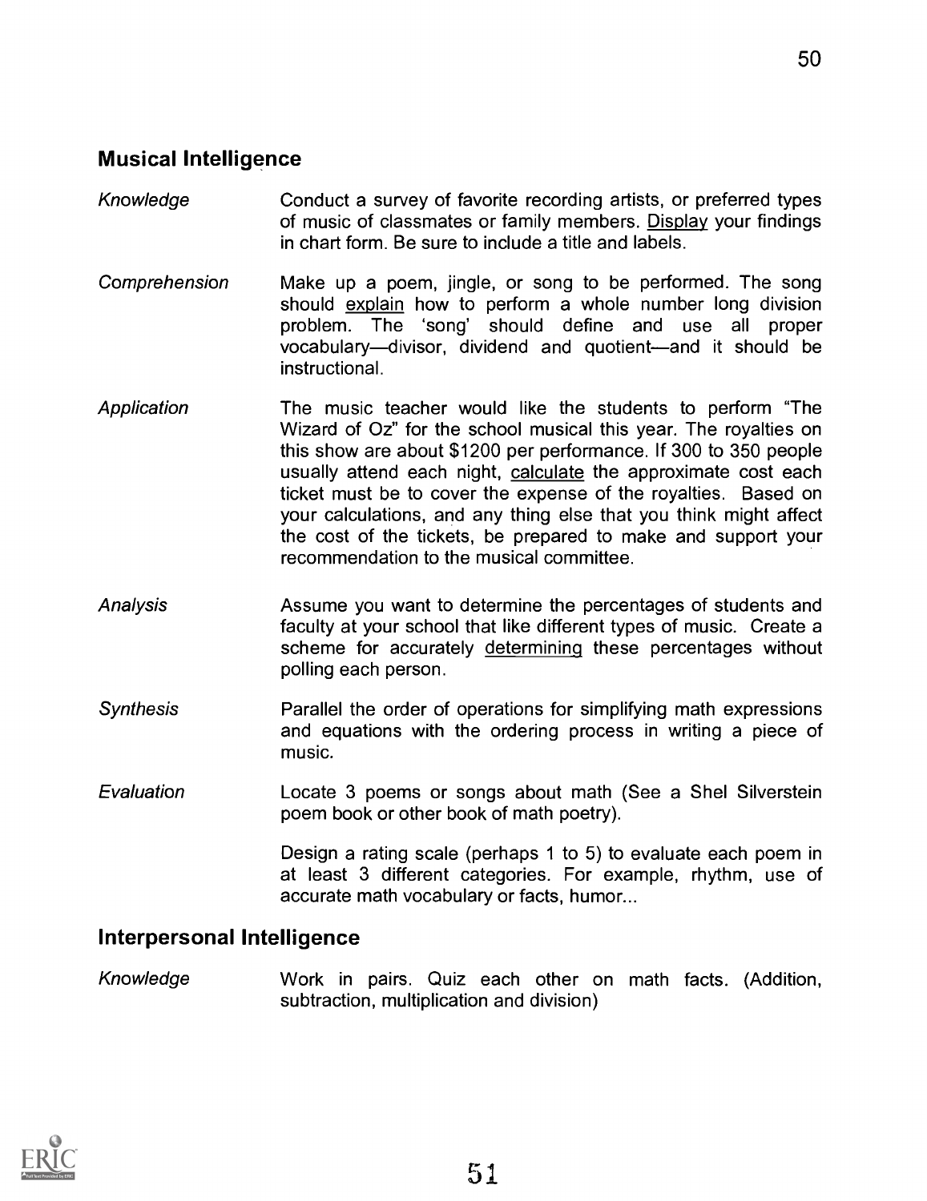## Musical Intelligence

| | |
|---|---|
| *Knowledge* | Conduct a survey of favorite recording artists, or preferred types of music of classmates or family members. <u>Display</u> your findings in chart form. Be sure to include a title and labels. |
| *Comprehension* | Make up a poem, jingle, or song to be performed. The song should <u>explain</u> how to perform a whole number long division problem. The 'song' should define and use all proper vocabulary—divisor, dividend and quotient—and it should be instructional. |
| *Application* | The music teacher would like the students to perform "The Wizard of Oz" for the school musical this year. The royalties on this show are about \$1200 per performance. If 300 to 350 people usually attend each night, <u>calculate</u> the approximate cost each ticket must be to cover the expense of the royalties. Based on your calculations, and any thing else that you think might affect the cost of the tickets, be prepared to make and support your recommendation to the musical committee. |
| *Analysis* | Assume you want to determine the percentages of students and faculty at your school that like different types of music. Create a scheme for accurately <u>determining</u> these percentages without polling each person. |
| *Synthesis* | Parallel the order of operations for simplifying math expressions and equations with the ordering process in writing a piece of music. |
| *Evaluation* | Locate 3 poems or songs about math (See a Shel Silverstein poem book or other book of math poetry). |
| | Design a rating scale (perhaps 1 to 5) to evaluate each poem in at least 3 different categories. For example, rhythm, use of accurate math vocabulary or facts, humor... |

## Interpersonal Intelligence

| | |
|---|---|
| *Knowledge* | Work in pairs. Quiz each other on math facts. (Addition, subtraction, multiplication and division) |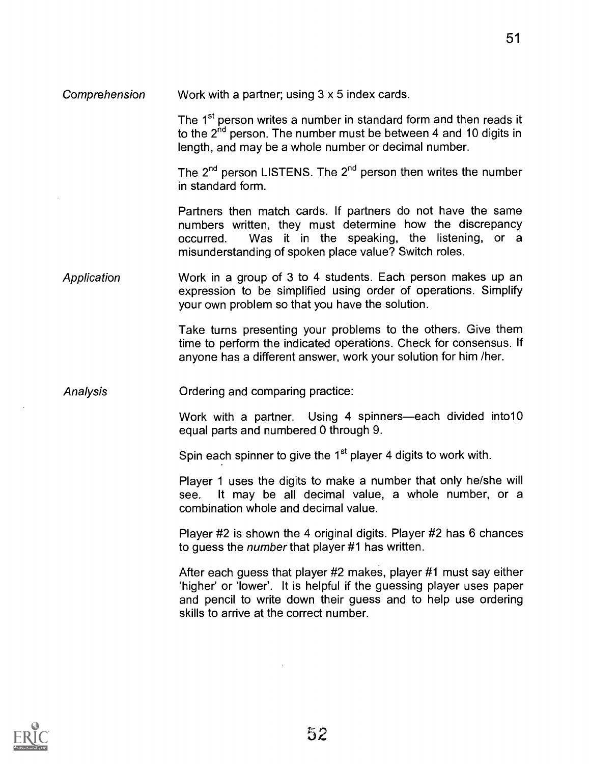*Comprehension*

Work with a partner; using 3 x 5 index cards.

The 1st person writes a number in standard form and then reads it to the 2nd person. The number must be between 4 and 10 digits in length, and may be a whole number or decimal number.

The 2nd person LISTENS. The 2nd person then writes the number in standard form.

Partners then match cards. If partners do not have the same numbers written, they must determine how the discrepancy occurred. Was it in the speaking, the listening, or a misunderstanding of spoken place value? Switch roles.

*Application*

Work in a group of 3 to 4 students. Each person makes up an expression to be simplified using order of operations. Simplify your own problem so that you have the solution.

Take turns presenting your problems to the others. Give them time to perform the indicated operations. Check for consensus. If anyone has a different answer, work your solution for him /her.

*Analysis*

Ordering and comparing practice:

Work with a partner. Using 4 spinners—each divided into10 equal parts and numbered 0 through 9.

Spin each spinner to give the 1st player 4 digits to work with.

Player 1 uses the digits to make a number that only he/she will see. It may be all decimal value, a whole number, or a combination whole and decimal value.

Player #2 is shown the 4 original digits. Player #2 has 6 chances to guess the *number* that player #1 has written.

After each guess that player #2 makes, player #1 must say either 'higher' or 'lower'. It is helpful if the guessing player uses paper and pencil to write down their guess and to help use ordering skills to arrive at the correct number.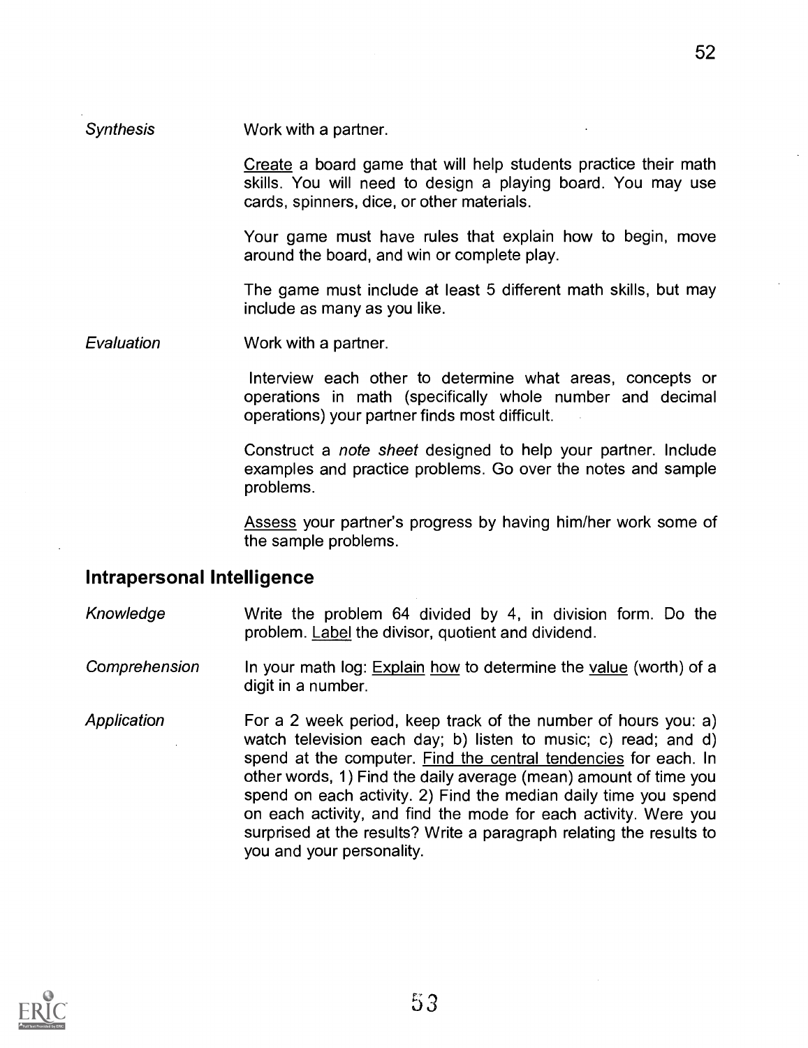*Synthesis* Work with a partner.

<u>Create</u> a board game that will help students practice their math skills. You will need to design a playing board. You may use cards, spinners, dice, or other materials.

Your game must have rules that explain how to begin, move around the board, and win or complete play.

The game must include at least 5 different math skills, but may include as many as you like.

*Evaluation* Work with a partner.

Interview each other to determine what areas, concepts or operations in math (specifically whole number and decimal operations) your partner finds most difficult.

Construct a *note sheet* designed to help your partner. Include examples and practice problems. Go over the notes and sample problems.

<u>Assess</u> your partner's progress by having him/her work some of the sample problems.

## Intrapersonal Intelligence

*Knowledge* Write the problem 64 divided by 4, in division form. Do the problem. <u>Label</u> the divisor, quotient and dividend.

*Comprehension* In your math log: <u>Explain</u> <u>how</u> to determine the <u>value</u> (worth) of a digit in a number.

*Application* For a 2 week period, keep track of the number of hours you: a) watch television each day; b) listen to music; c) read; and d) spend at the computer. <u>Find the central tendencies</u> for each. In other words, 1) Find the daily average (mean) amount of time you spend on each activity. 2) Find the median daily time you spend on each activity, and find the mode for each activity. Were you surprised at the results? Write a paragraph relating the results to you and your personality.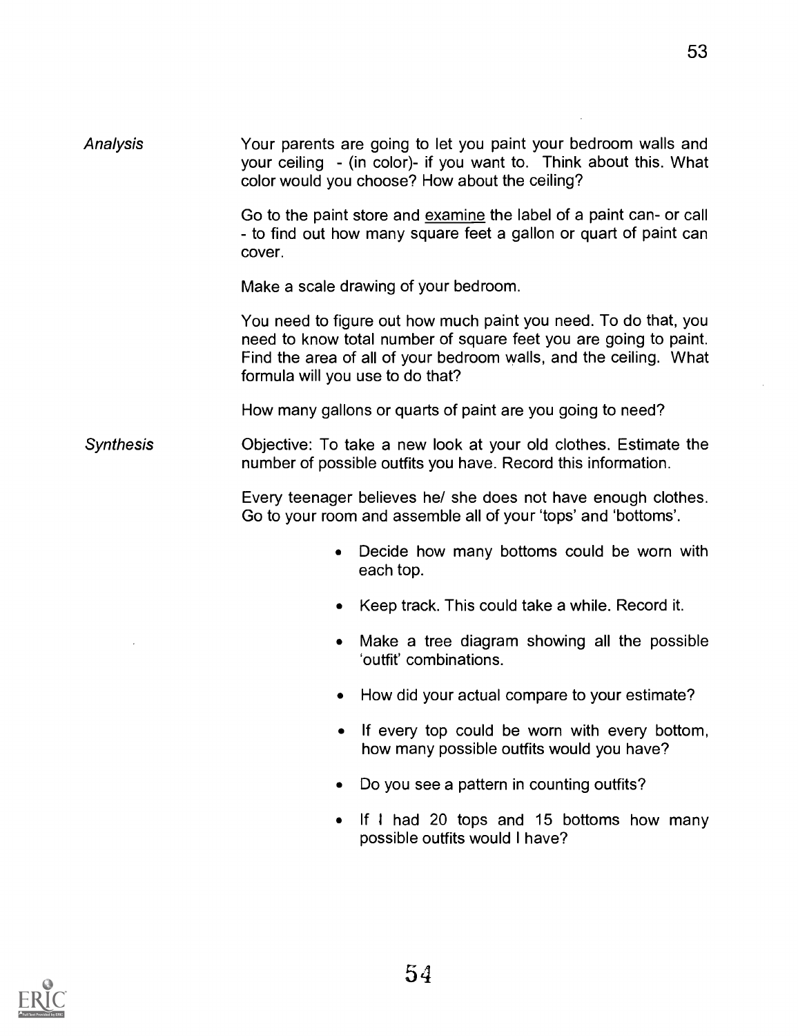*Analysis*

Your parents are going to let you paint your bedroom walls and your ceiling - (in color)- if you want to. Think about this. What color would you choose? How about the ceiling?

Go to the paint store and <u>examine</u> the label of a paint can- or call - to find out how many square feet a gallon or quart of paint can cover.

Make a scale drawing of your bedroom.

You need to figure out how much paint you need. To do that, you need to know total number of square feet you are going to paint. Find the area of all of your bedroom walls, and the ceiling. What formula will you use to do that?

How many gallons or quarts of paint are you going to need?

*Synthesis*

Objective: To take a new look at your old clothes. Estimate the number of possible outfits you have. Record this information.

Every teenager believes he/ she does not have enough clothes. Go to your room and assemble all of your 'tops' and 'bottoms'.

- Decide how many bottoms could be worn with each top.
- Keep track. This could take a while. Record it.
- Make a tree diagram showing all the possible 'outfit' combinations.
- How did your actual compare to your estimate?
- If every top could be worn with every bottom, how many possible outfits would you have?
- Do you see a pattern in counting outfits?
- If I had 20 tops and 15 bottoms how many possible outfits would I have?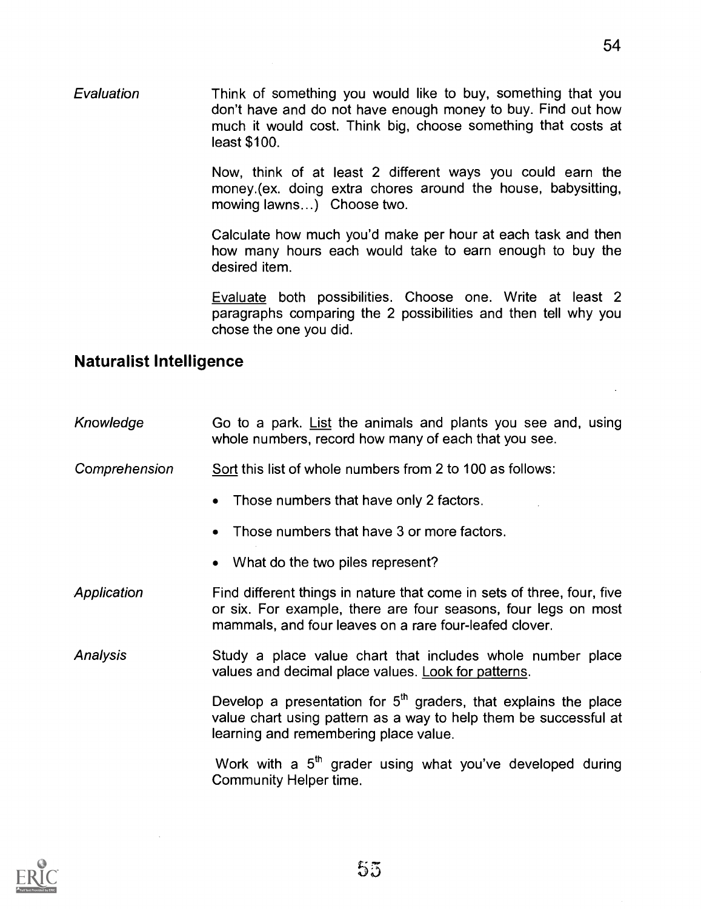*Evaluation* Think of something you would like to buy, something that you don't have and do not have enough money to buy. Find out how much it would cost. Think big, choose something that costs at least $100.

Now, think of at least 2 different ways you could earn the money.(ex. doing extra chores around the house, babysitting, mowing lawns...) Choose two.

Calculate how much you'd make per hour at each task and then how many hours each would take to earn enough to buy the desired item.

<u>Evaluate</u> both possibilities. Choose one. Write at least 2 paragraphs comparing the 2 possibilities and then tell why you chose the one you did.

## Naturalist Intelligence

*Knowledge* Go to a park. <u>List</u> the animals and plants you see and, using whole numbers, record how many of each that you see.

*Comprehension* <u>Sort</u> this list of whole numbers from 2 to 100 as follows:

- Those numbers that have only 2 factors.
- Those numbers that have 3 or more factors.
- What do the two piles represent?

*Application* Find different things in nature that come in sets of three, four, five or six. For example, there are four seasons, four legs on most mammals, and four leaves on a rare four-leafed clover.

*Analysis* Study a place value chart that includes whole number place values and decimal place values. <u>Look for patterns</u>.

Develop a presentation for 5th graders, that explains the place value chart using pattern as a way to help them be successful at learning and remembering place value.

Work with a 5th grader using what you've developed during Community Helper time.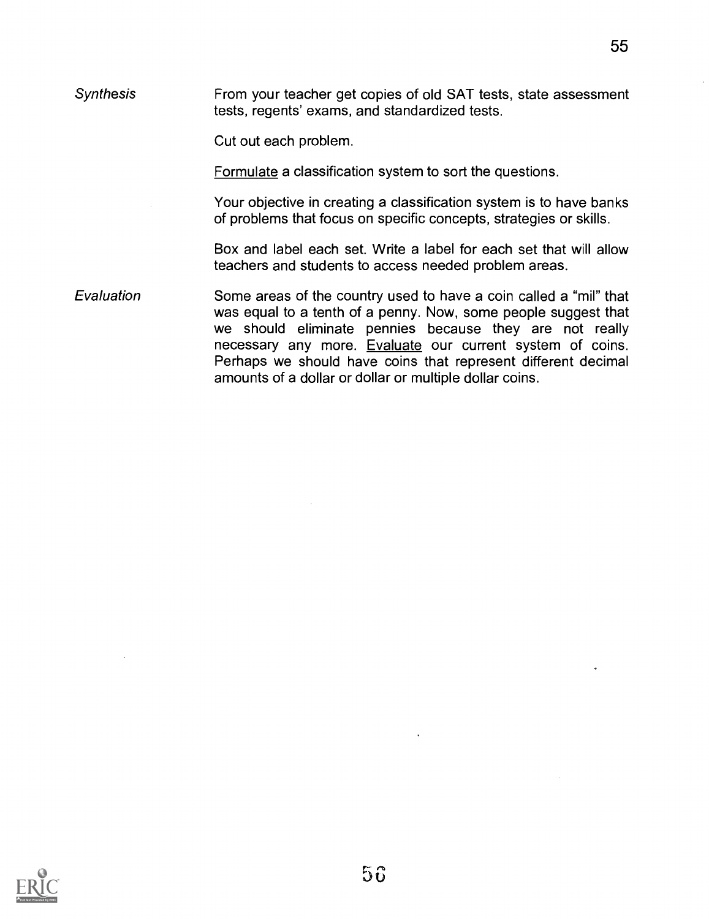*Synthesis*

From your teacher get copies of old SAT tests, state assessment tests, regents' exams, and standardized tests.

Cut out each problem.

Formulate a classification system to sort the questions.

Your objective in creating a classification system is to have banks of problems that focus on specific concepts, strategies or skills.

Box and label each set. Write a label for each set that will allow teachers and students to access needed problem areas.

*Evaluation*

Some areas of the country used to have a coin called a "mil" that was equal to a tenth of a penny. Now, some people suggest that we should eliminate pennies because they are not really necessary any more. Evaluate our current system of coins. Perhaps we should have coins that represent different decimal amounts of a dollar or dollar or multiple dollar coins.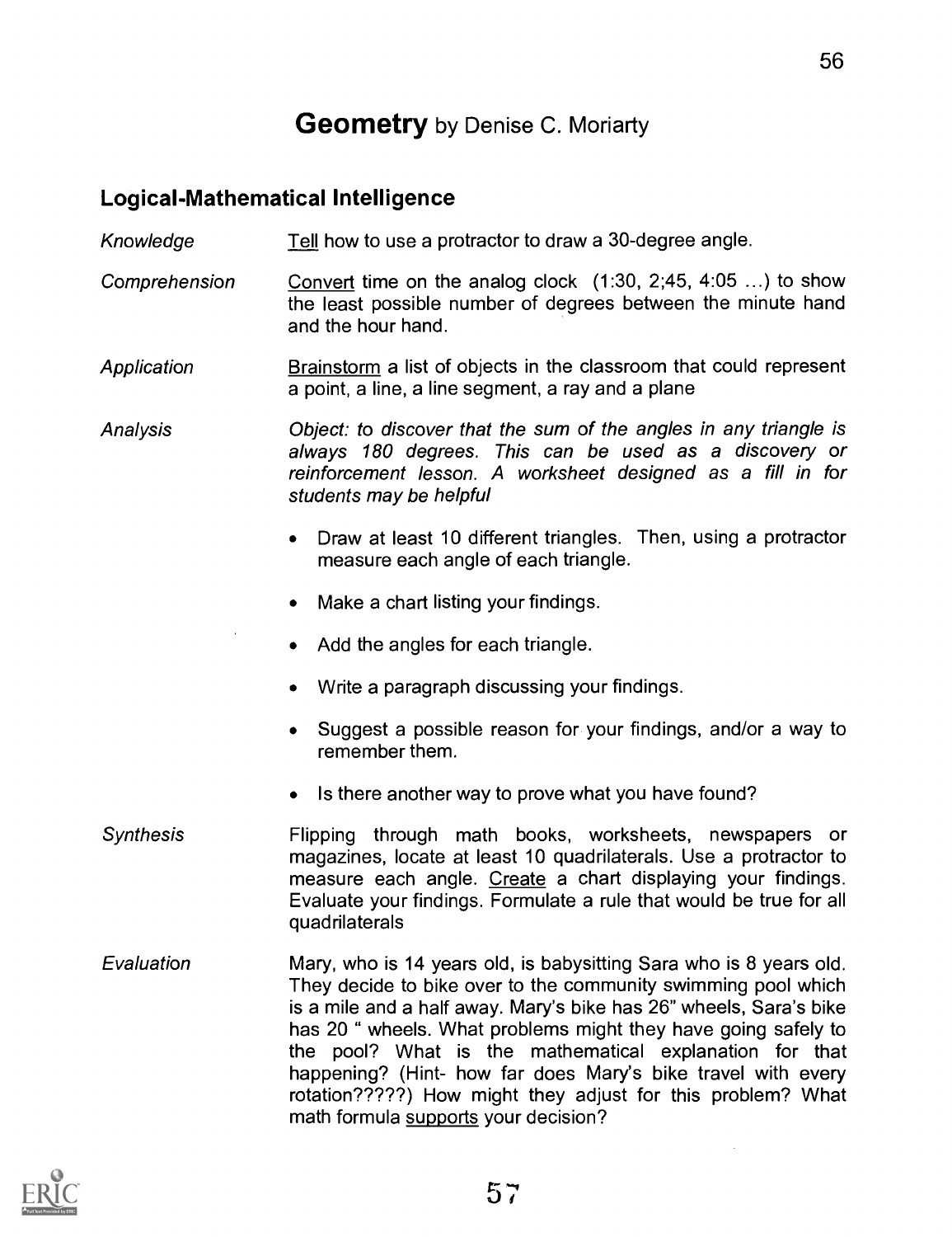# Geometry by Denise C. Moriarty

## Logical-Mathematical Intelligence

*Knowledge* — Tell how to use a protractor to draw a 30-degree angle.

*Comprehension* — Convert time on the analog clock (1:30, 2;45, 4:05 ...) to show the least possible number of degrees between the minute hand and the hour hand.

*Application* — Brainstorm a list of objects in the classroom that could represent a point, a line, a line segment, a ray and a plane

*Analysis* — *Object: to discover that the sum of the angles in any triangle is always 180 degrees. This can be used as a discovery or reinforcement lesson. A worksheet designed as a fill in for students may be helpful*

- Draw at least 10 different triangles. Then, using a protractor measure each angle of each triangle.
- Make a chart listing your findings.
- Add the angles for each triangle.
- Write a paragraph discussing your findings.
- Suggest a possible reason for your findings, and/or a way to remember them.
- Is there another way to prove what you have found?

*Synthesis* — Flipping through math books, worksheets, newspapers or magazines, locate at least 10 quadrilaterals. Use a protractor to measure each angle. Create a chart displaying your findings. Evaluate your findings. Formulate a rule that would be true for all quadrilaterals

*Evaluation* — Mary, who is 14 years old, is babysitting Sara who is 8 years old. They decide to bike over to the community swimming pool which is a mile and a half away. Mary's bike has 26" wheels, Sara's bike has 20 " wheels. What problems might they have going safely to the pool? What is the mathematical explanation for that happening? (Hint- how far does Mary's bike travel with every rotation?????) How might they adjust for this problem? What math formula supports your decision?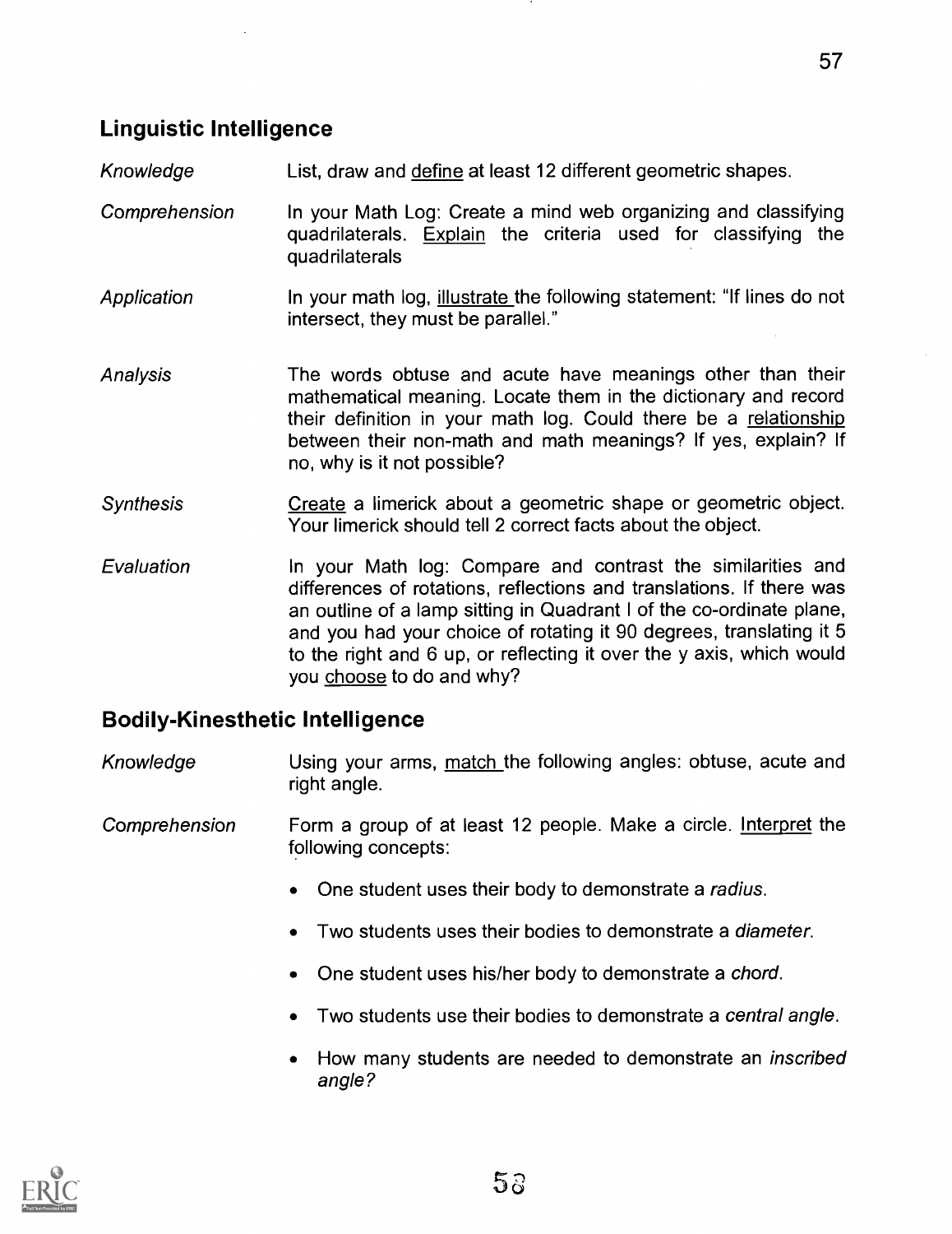## Linguistic Intelligence

| | |
|---|---|
| *Knowledge* | List, draw and define at least 12 different geometric shapes. |
| *Comprehension* | In your Math Log: Create a mind web organizing and classifying quadrilaterals. Explain the criteria used for classifying the quadrilaterals |
| *Application* | In your math log, illustrate the following statement: "If lines do not intersect, they must be parallel." |
| *Analysis* | The words obtuse and acute have meanings other than their mathematical meaning. Locate them in the dictionary and record their definition in your math log. Could there be a relationship between their non-math and math meanings? If yes, explain? If no, why is it not possible? |
| *Synthesis* | Create a limerick about a geometric shape or geometric object. Your limerick should tell 2 correct facts about the object. |
| *Evaluation* | In your Math log: Compare and contrast the similarities and differences of rotations, reflections and translations. If there was an outline of a lamp sitting in Quadrant I of the co-ordinate plane, and you had your choice of rotating it 90 degrees, translating it 5 to the right and 6 up, or reflecting it over the y axis, which would you choose to do and why? |

## Bodily-Kinesthetic Intelligence

*Knowledge* — Using your arms, match the following angles: obtuse, acute and right angle.

*Comprehension* — Form a group of at least 12 people. Make a circle. Interpret the following concepts:

- One student uses their body to demonstrate a *radius*.
- Two students uses their bodies to demonstrate a *diameter*.
- One student uses his/her body to demonstrate a *chord*.
- Two students use their bodies to demonstrate a *central angle*.
- How many students are needed to demonstrate an *inscribed angle?*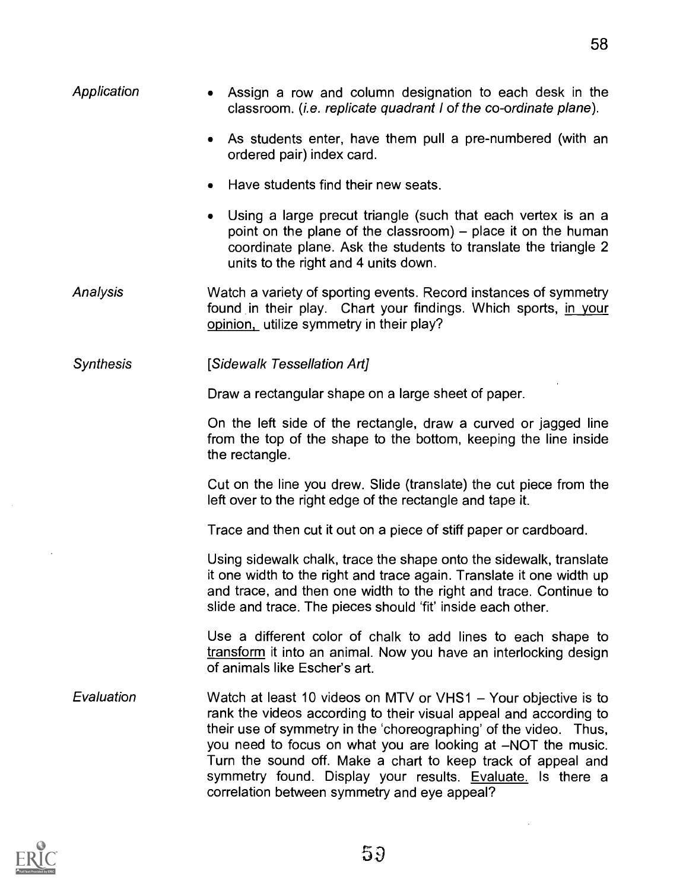*Application*

- Assign a row and column designation to each desk in the classroom. (*i.e. replicate quadrant I of the co-ordinate plane*).
- As students enter, have them pull a pre-numbered (with an ordered pair) index card.
- Have students find their new seats.
- Using a large precut triangle (such that each vertex is an a point on the plane of the classroom) – place it on the human coordinate plane. Ask the students to translate the triangle 2 units to the right and 4 units down.

*Analysis*

Watch a variety of sporting events. Record instances of symmetry found in their play. Chart your findings. Which sports, <u>in your opinion,</u> utilize symmetry in their play?

*Synthesis*

*[Sidewalk Tessellation Art]*

Draw a rectangular shape on a large sheet of paper.

On the left side of the rectangle, draw a curved or jagged line from the top of the shape to the bottom, keeping the line inside the rectangle.

Cut on the line you drew. Slide (translate) the cut piece from the left over to the right edge of the rectangle and tape it.

Trace and then cut it out on a piece of stiff paper or cardboard.

Using sidewalk chalk, trace the shape onto the sidewalk, translate it one width to the right and trace again. Translate it one width up and trace, and then one width to the right and trace. Continue to slide and trace. The pieces should 'fit' inside each other.

Use a different color of chalk to add lines to each shape to <u>transform</u> it into an animal. Now you have an interlocking design of animals like Escher's art.

*Evaluation*

Watch at least 10 videos on MTV or VHS1 – Your objective is to rank the videos according to their visual appeal and according to their use of symmetry in the 'choreographing' of the video. Thus, you need to focus on what you are looking at –NOT the music. Turn the sound off. Make a chart to keep track of appeal and symmetry found. Display your results. <u>Evaluate.</u> Is there a correlation between symmetry and eye appeal?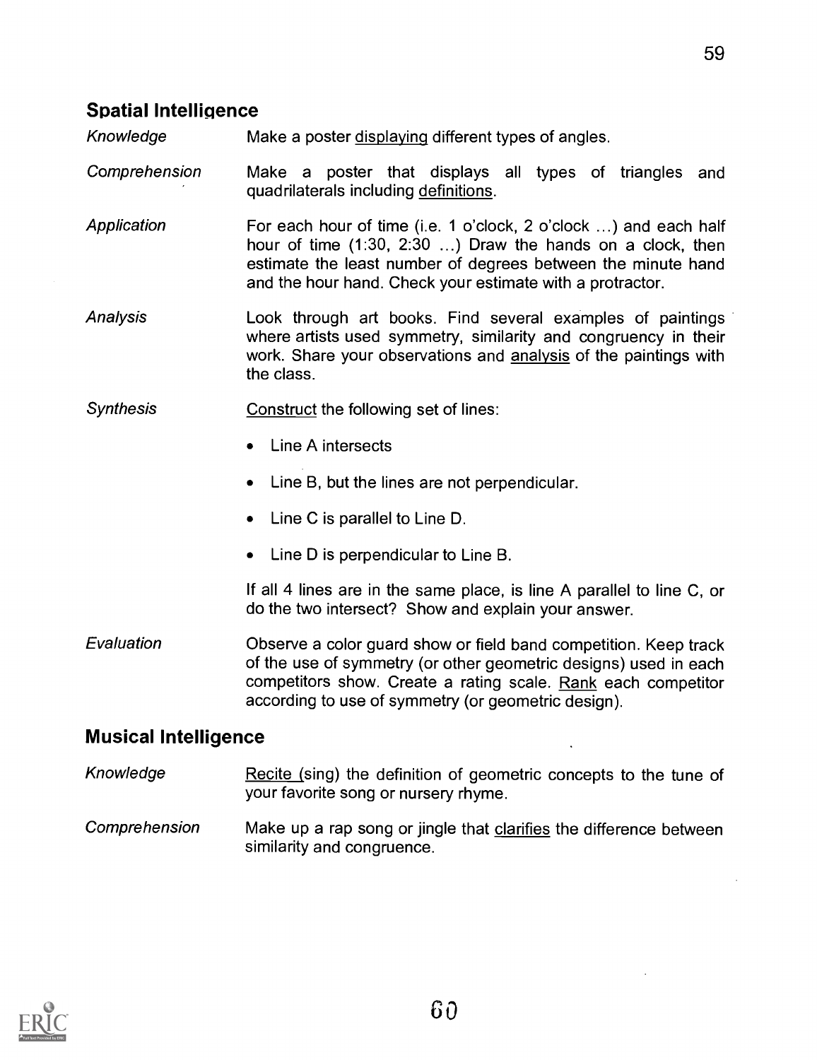## Spatial Intelligence

*Knowledge* — Make a poster displaying different types of angles.

*Comprehension* — Make a poster that displays all types of triangles and quadrilaterals including definitions.

*Application* — For each hour of time (i.e. 1 o'clock, 2 o'clock ...) and each half hour of time (1:30, 2:30 ...) Draw the hands on a clock, then estimate the least number of degrees between the minute hand and the hour hand. Check your estimate with a protractor.

*Analysis* — Look through art books. Find several examples of paintings where artists used symmetry, similarity and congruency in their work. Share your observations and analysis of the paintings with the class.

*Synthesis* — Construct the following set of lines:

- Line A intersects
- Line B, but the lines are not perpendicular.
- Line C is parallel to Line D.
- Line D is perpendicular to Line B.

If all 4 lines are in the same place, is line A parallel to line C, or do the two intersect? Show and explain your answer.

*Evaluation* — Observe a color guard show or field band competition. Keep track of the use of symmetry (or other geometric designs) used in each competitors show. Create a rating scale. Rank each competitor according to use of symmetry (or geometric design).

## Musical Intelligence

*Knowledge* — Recite (sing) the definition of geometric concepts to the tune of your favorite song or nursery rhyme.

*Comprehension* — Make up a rap song or jingle that clarifies the difference between similarity and congruence.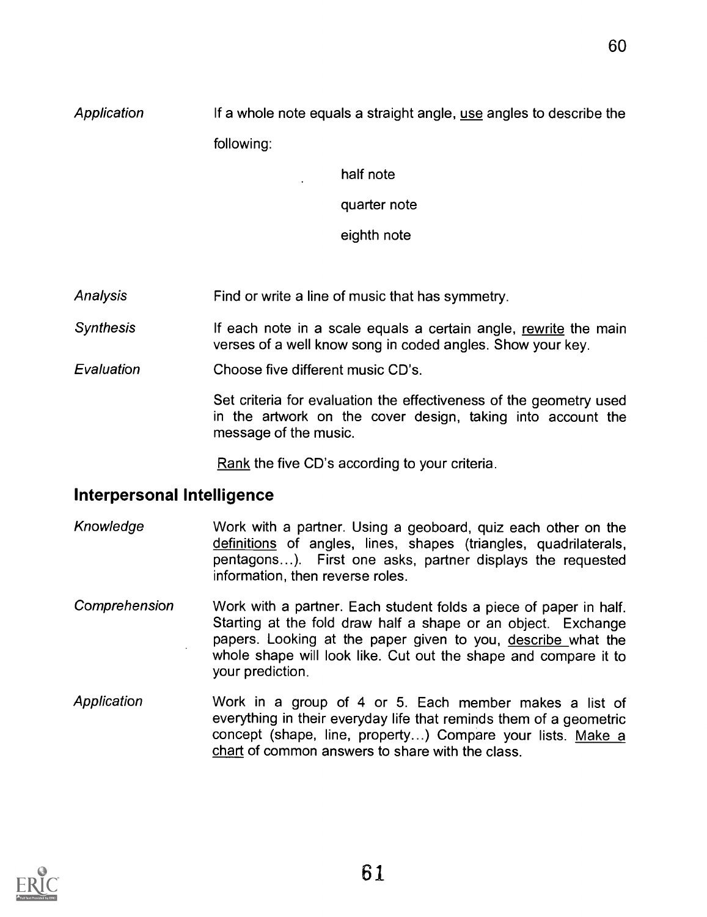*Application* If a whole note equals a straight angle, use angles to describe the following:

half note

quarter note

eighth note

*Analysis* Find or write a line of music that has symmetry.

*Synthesis* If each note in a scale equals a certain angle, rewrite the main verses of a well know song in coded angles. Show your key.

*Evaluation* Choose five different music CD's.

Set criteria for evaluation the effectiveness of the geometry used in the artwork on the cover design, taking into account the message of the music.

Rank the five CD's according to your criteria.

## Interpersonal Intelligence

*Knowledge* Work with a partner. Using a geoboard, quiz each other on the definitions of angles, lines, shapes (triangles, quadrilaterals, pentagons...). First one asks, partner displays the requested information, then reverse roles.

*Comprehension* Work with a partner. Each student folds a piece of paper in half. Starting at the fold draw half a shape or an object. Exchange papers. Looking at the paper given to you, describe what the whole shape will look like. Cut out the shape and compare it to your prediction.

*Application* Work in a group of 4 or 5. Each member makes a list of everything in their everyday life that reminds them of a geometric concept (shape, line, property...) Compare your lists. Make a chart of common answers to share with the class.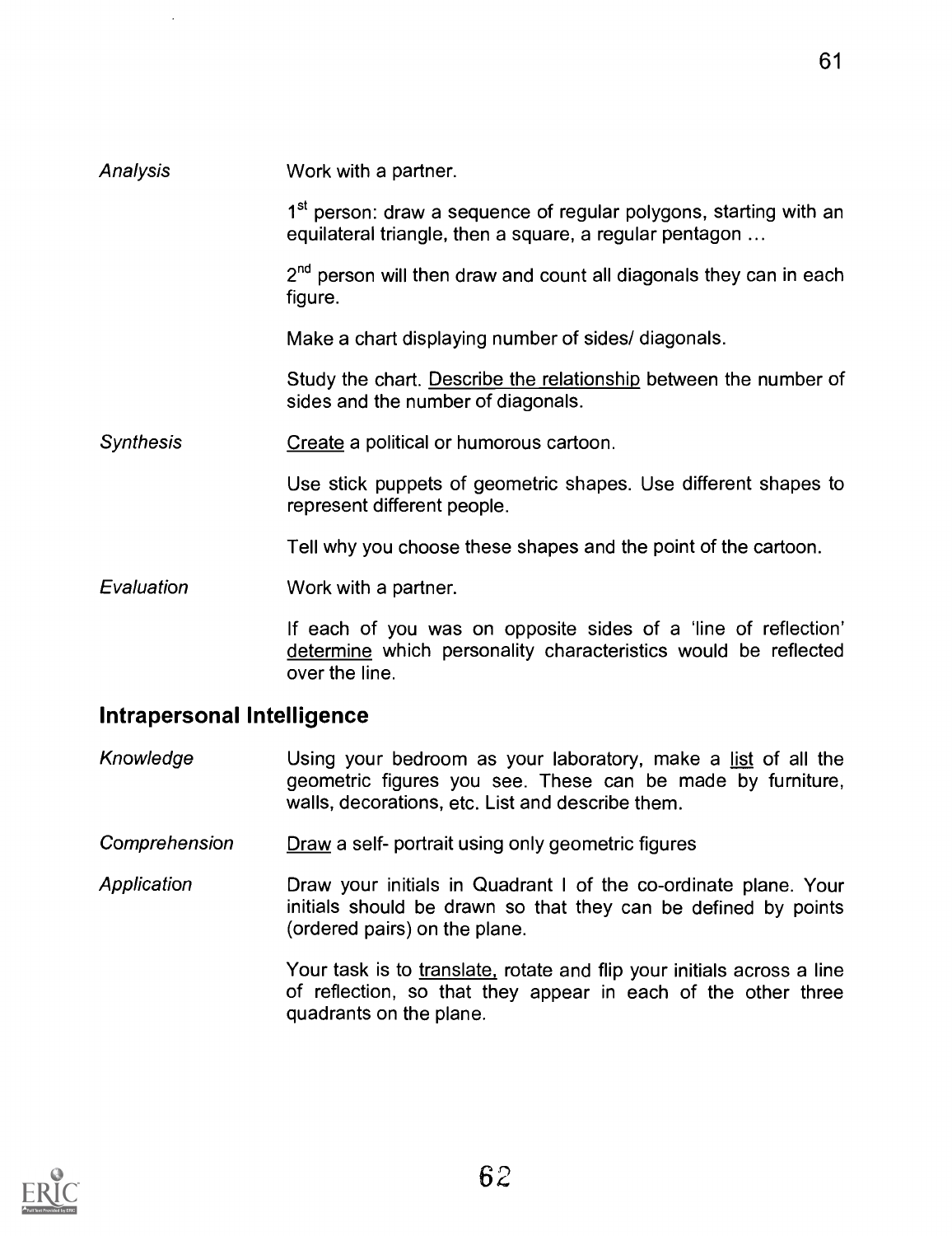*Analysis* Work with a partner.

1st person: draw a sequence of regular polygons, starting with an equilateral triangle, then a square, a regular pentagon …

2nd person will then draw and count all diagonals they can in each figure.

Make a chart displaying number of sides/ diagonals.

Study the chart. Describe the relationship between the number of sides and the number of diagonals.

*Synthesis* Create a political or humorous cartoon.

Use stick puppets of geometric shapes. Use different shapes to represent different people.

Tell why you choose these shapes and the point of the cartoon.

*Evaluation* Work with a partner.

If each of you was on opposite sides of a 'line of reflection' determine which personality characteristics would be reflected over the line.

## Intrapersonal Intelligence

*Knowledge* Using your bedroom as your laboratory, make a list of all the geometric figures you see. These can be made by furniture, walls, decorations, etc. List and describe them.

*Comprehension* Draw a self- portrait using only geometric figures

*Application* Draw your initials in Quadrant I of the co-ordinate plane. Your initials should be drawn so that they can be defined by points (ordered pairs) on the plane.

Your task is to translate, rotate and flip your initials across a line of reflection, so that they appear in each of the other three quadrants on the plane.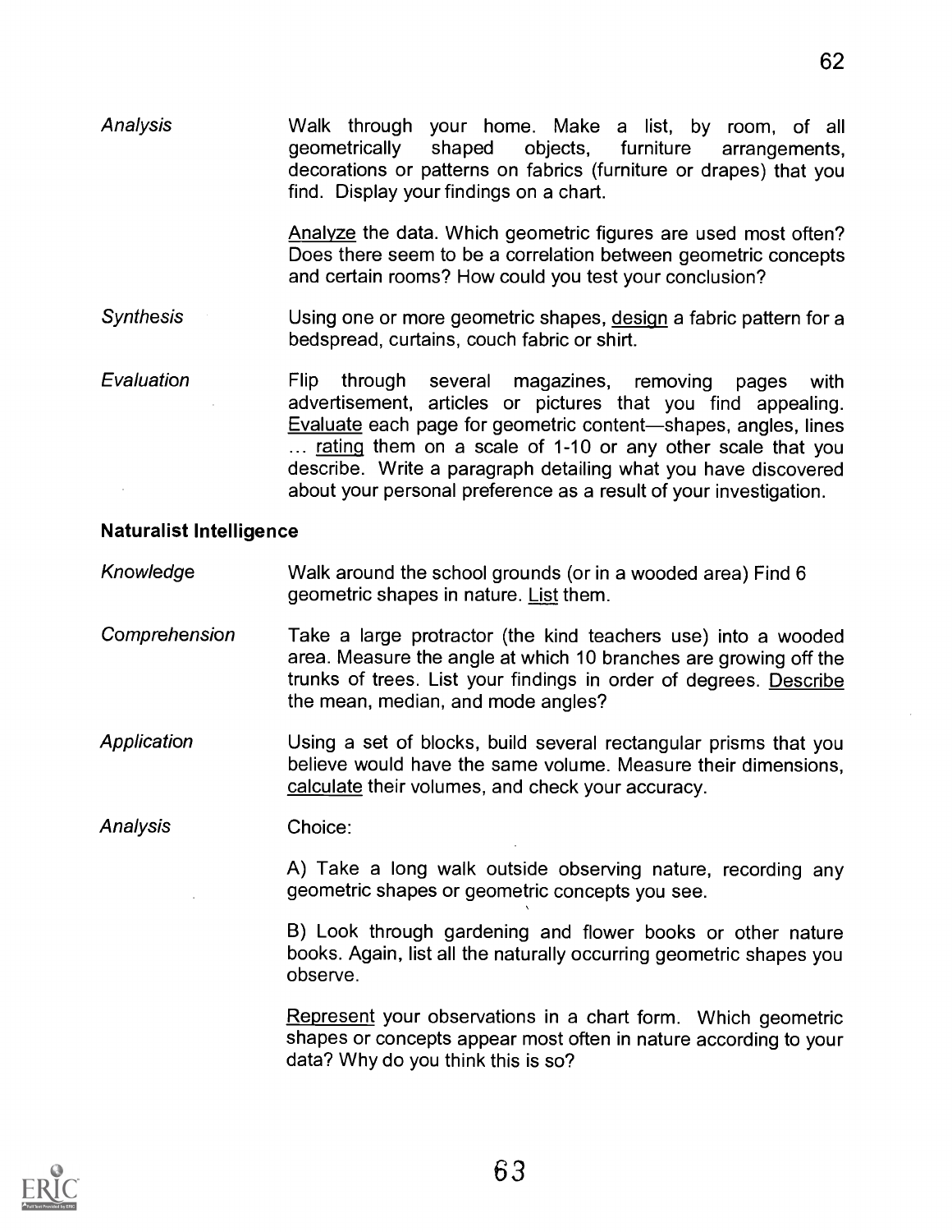*Analysis*

Walk through your home. Make a list, by room, of all geometrically shaped objects, furniture arrangements, decorations or patterns on fabrics (furniture or drapes) that you find. Display your findings on a chart.

Analyze the data. Which geometric figures are used most often? Does there seem to be a correlation between geometric concepts and certain rooms? How could you test your conclusion?

*Synthesis*

Using one or more geometric shapes, design a fabric pattern for a bedspread, curtains, couch fabric or shirt.

*Evaluation*

Flip through several magazines, removing pages with advertisement, articles or pictures that you find appealing. Evaluate each page for geometric content—shapes, angles, lines … rating them on a scale of 1-10 or any other scale that you describe. Write a paragraph detailing what you have discovered about your personal preference as a result of your investigation.

**Naturalist Intelligence**

*Knowledge*

Walk around the school grounds (or in a wooded area) Find 6 geometric shapes in nature. List them.

*Comprehension*

Take a large protractor (the kind teachers use) into a wooded area. Measure the angle at which 10 branches are growing off the trunks of trees. List your findings in order of degrees. Describe the mean, median, and mode angles?

*Application*

Using a set of blocks, build several rectangular prisms that you believe would have the same volume. Measure their dimensions, calculate their volumes, and check your accuracy.

*Analysis*

Choice:

A) Take a long walk outside observing nature, recording any geometric shapes or geometric concepts you see.

B) Look through gardening and flower books or other nature books. Again, list all the naturally occurring geometric shapes you observe.

Represent your observations in a chart form. Which geometric shapes or concepts appear most often in nature according to your data? Why do you think this is so?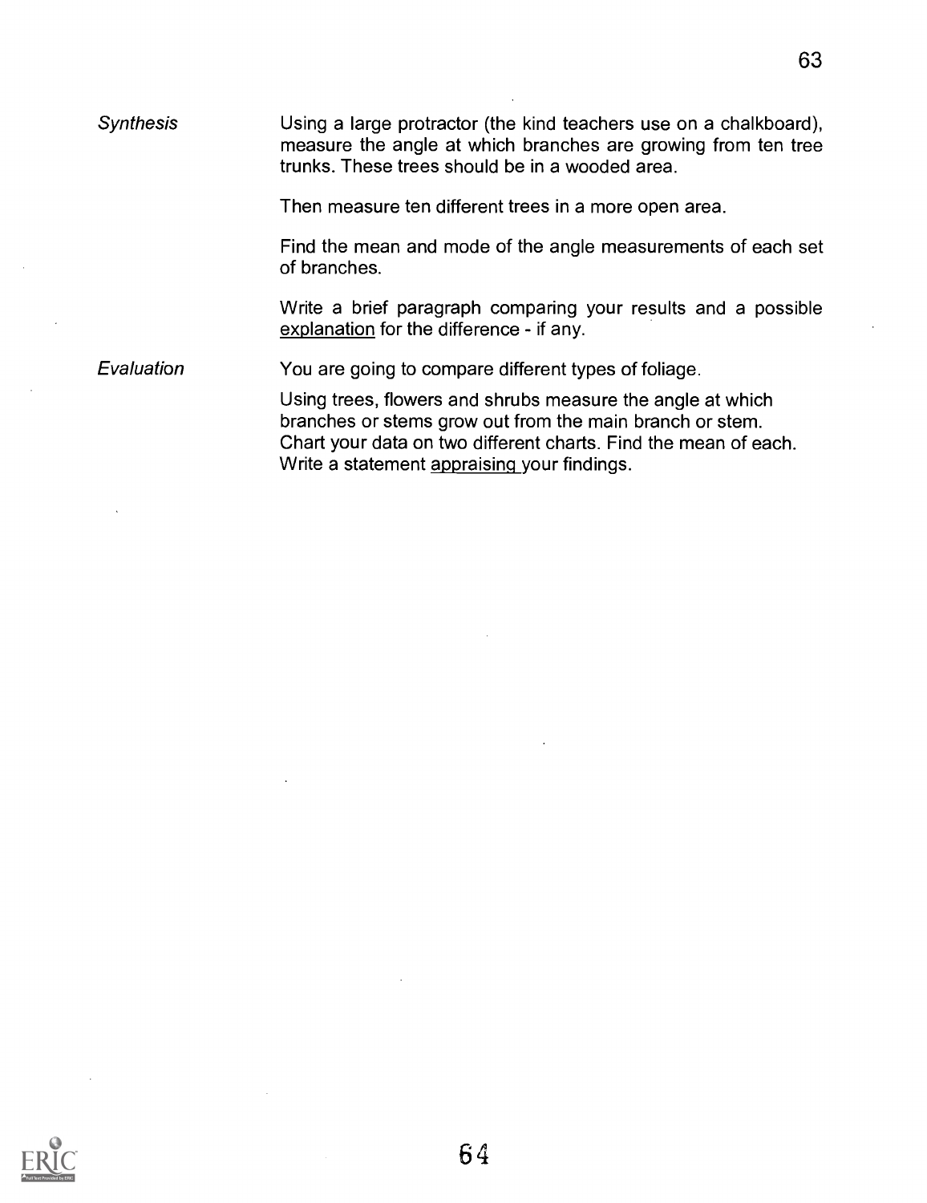*Synthesis*

Using a large protractor (the kind teachers use on a chalkboard), measure the angle at which branches are growing from ten tree trunks. These trees should be in a wooded area.

Then measure ten different trees in a more open area.

Find the mean and mode of the angle measurements of each set of branches.

Write a brief paragraph comparing your results and a possible <u>explanation</u> for the difference - if any.

*Evaluation*

You are going to compare different types of foliage.

Using trees, flowers and shrubs measure the angle at which branches or stems grow out from the main branch or stem. Chart your data on two different charts. Find the mean of each. Write a statement <u>appraising</u> your findings.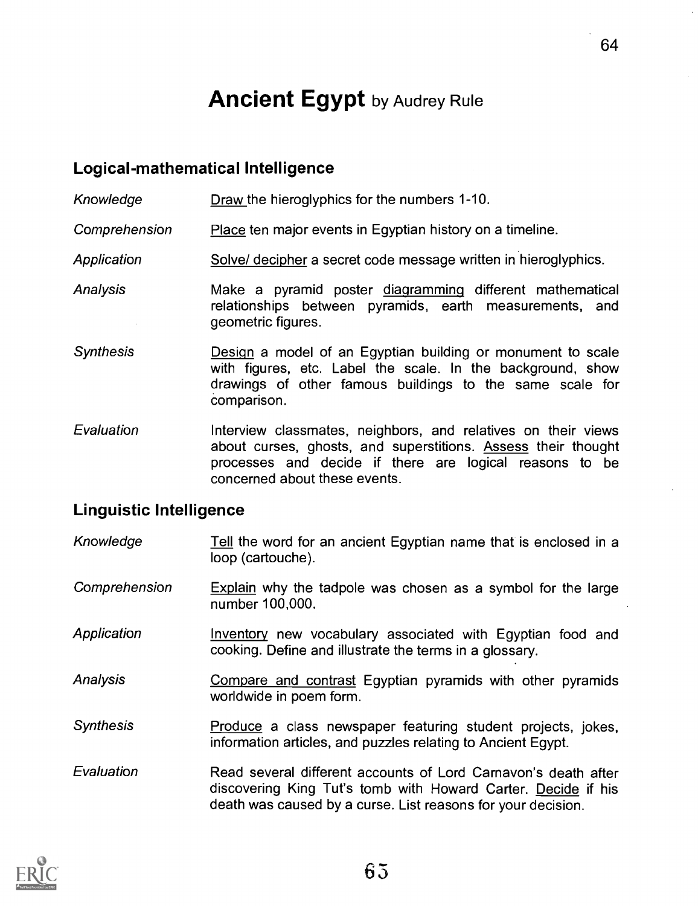# Ancient Egypt by Audrey Rule

## Logical-mathematical Intelligence

| | |
|---|---|
| *Knowledge* | Draw the hieroglyphics for the numbers 1-10. |
| *Comprehension* | Place ten major events in Egyptian history on a timeline. |
| *Application* | Solve/ decipher a secret code message written in hieroglyphics. |
| *Analysis* | Make a pyramid poster diagramming different mathematical relationships between pyramids, earth measurements, and geometric figures. |
| *Synthesis* | Design a model of an Egyptian building or monument to scale with figures, etc. Label the scale. In the background, show drawings of other famous buildings to the same scale for comparison. |
| *Evaluation* | Interview classmates, neighbors, and relatives on their views about curses, ghosts, and superstitions. Assess their thought processes and decide if there are logical reasons to be concerned about these events. |

## Linguistic Intelligence

| | |
|---|---|
| *Knowledge* | Tell the word for an ancient Egyptian name that is enclosed in a loop (cartouche). |
| *Comprehension* | Explain why the tadpole was chosen as a symbol for the large number 100,000. |
| *Application* | Inventory new vocabulary associated with Egyptian food and cooking. Define and illustrate the terms in a glossary. |
| *Analysis* | Compare and contrast Egyptian pyramids with other pyramids worldwide in poem form. |
| *Synthesis* | Produce a class newspaper featuring student projects, jokes, information articles, and puzzles relating to Ancient Egypt. |
| *Evaluation* | Read several different accounts of Lord Carnavon's death after discovering King Tut's tomb with Howard Carter. Decide if his death was caused by a curse. List reasons for your decision. |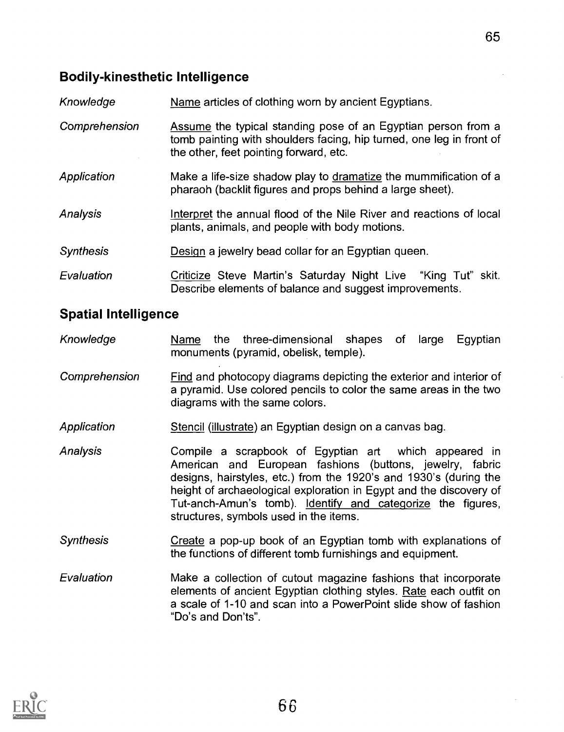## Bodily-kinesthetic Intelligence

| | |
|---|---|
| *Knowledge* | <u>Name</u> articles of clothing worn by ancient Egyptians. |
| *Comprehension* | <u>Assume</u> the typical standing pose of an Egyptian person from a tomb painting with shoulders facing, hip turned, one leg in front of the other, feet pointing forward, etc. |
| *Application* | Make a life-size shadow play to <u>dramatize</u> the mummification of a pharaoh (backlit figures and props behind a large sheet). |
| *Analysis* | <u>Interpret</u> the annual flood of the Nile River and reactions of local plants, animals, and people with body motions. |
| *Synthesis* | <u>Design</u> a jewelry bead collar for an Egyptian queen. |
| *Evaluation* | <u>Criticize</u> Steve Martin's Saturday Night Live "King Tut" skit. Describe elements of balance and suggest improvements. |

## Spatial Intelligence

| | |
|---|---|
| *Knowledge* | <u>Name</u> the three-dimensional shapes of large Egyptian monuments (pyramid, obelisk, temple). |
| *Comprehension* | <u>Find</u> and photocopy diagrams depicting the exterior and interior of a pyramid. Use colored pencils to color the same areas in the two diagrams with the same colors. |
| *Application* | <u>Stencil</u> (<u>illustrate</u>) an Egyptian design on a canvas bag. |
| *Analysis* | Compile a scrapbook of Egyptian art which appeared in American and European fashions (buttons, jewelry, fabric designs, hairstyles, etc.) from the 1920's and 1930's (during the height of archaeological exploration in Egypt and the discovery of Tut-anch-Amun's tomb). <u>Identify and categorize</u> the figures, structures, symbols used in the items. |
| *Synthesis* | <u>Create</u> a pop-up book of an Egyptian tomb with explanations of the functions of different tomb furnishings and equipment. |
| *Evaluation* | Make a collection of cutout magazine fashions that incorporate elements of ancient Egyptian clothing styles. <u>Rate</u> each outfit on a scale of 1-10 and scan into a PowerPoint slide show of fashion "Do's and Don'ts". |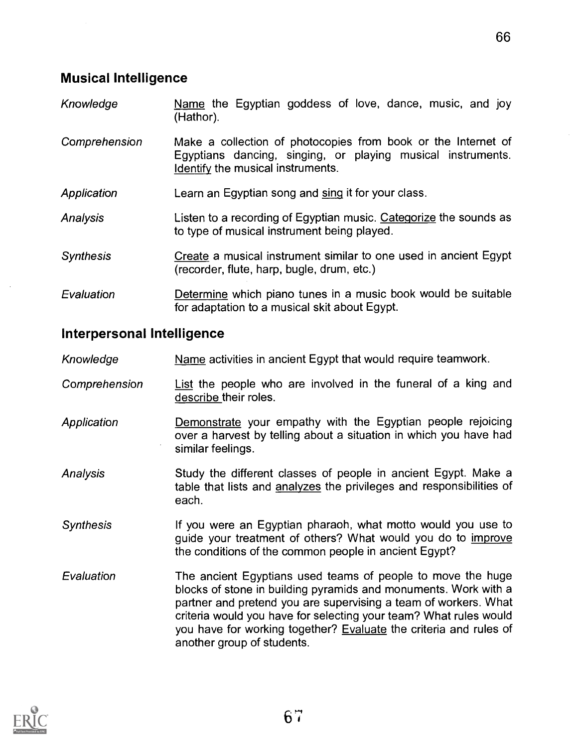## Musical Intelligence

| | |
|---|---|
| *Knowledge* | Name the Egyptian goddess of love, dance, music, and joy (Hathor). |
| *Comprehension* | Make a collection of photocopies from book or the Internet of Egyptians dancing, singing, or playing musical instruments. Identify the musical instruments. |
| *Application* | Learn an Egyptian song and sing it for your class. |
| *Analysis* | Listen to a recording of Egyptian music. Categorize the sounds as to type of musical instrument being played. |
| *Synthesis* | Create a musical instrument similar to one used in ancient Egypt (recorder, flute, harp, bugle, drum, etc.) |
| *Evaluation* | Determine which piano tunes in a music book would be suitable for adaptation to a musical skit about Egypt. |

## Interpersonal Intelligence

| | |
|---|---|
| *Knowledge* | Name activities in ancient Egypt that would require teamwork. |
| *Comprehension* | List the people who are involved in the funeral of a king and describe their roles. |
| *Application* | Demonstrate your empathy with the Egyptian people rejoicing over a harvest by telling about a situation in which you have had similar feelings. |
| *Analysis* | Study the different classes of people in ancient Egypt. Make a table that lists and analyzes the privileges and responsibilities of each. |
| *Synthesis* | If you were an Egyptian pharaoh, what motto would you use to guide your treatment of others? What would you do to improve the conditions of the common people in ancient Egypt? |
| *Evaluation* | The ancient Egyptians used teams of people to move the huge blocks of stone in building pyramids and monuments. Work with a partner and pretend you are supervising a team of workers. What criteria would you have for selecting your team? What rules would you have for working together? Evaluate the criteria and rules of another group of students. |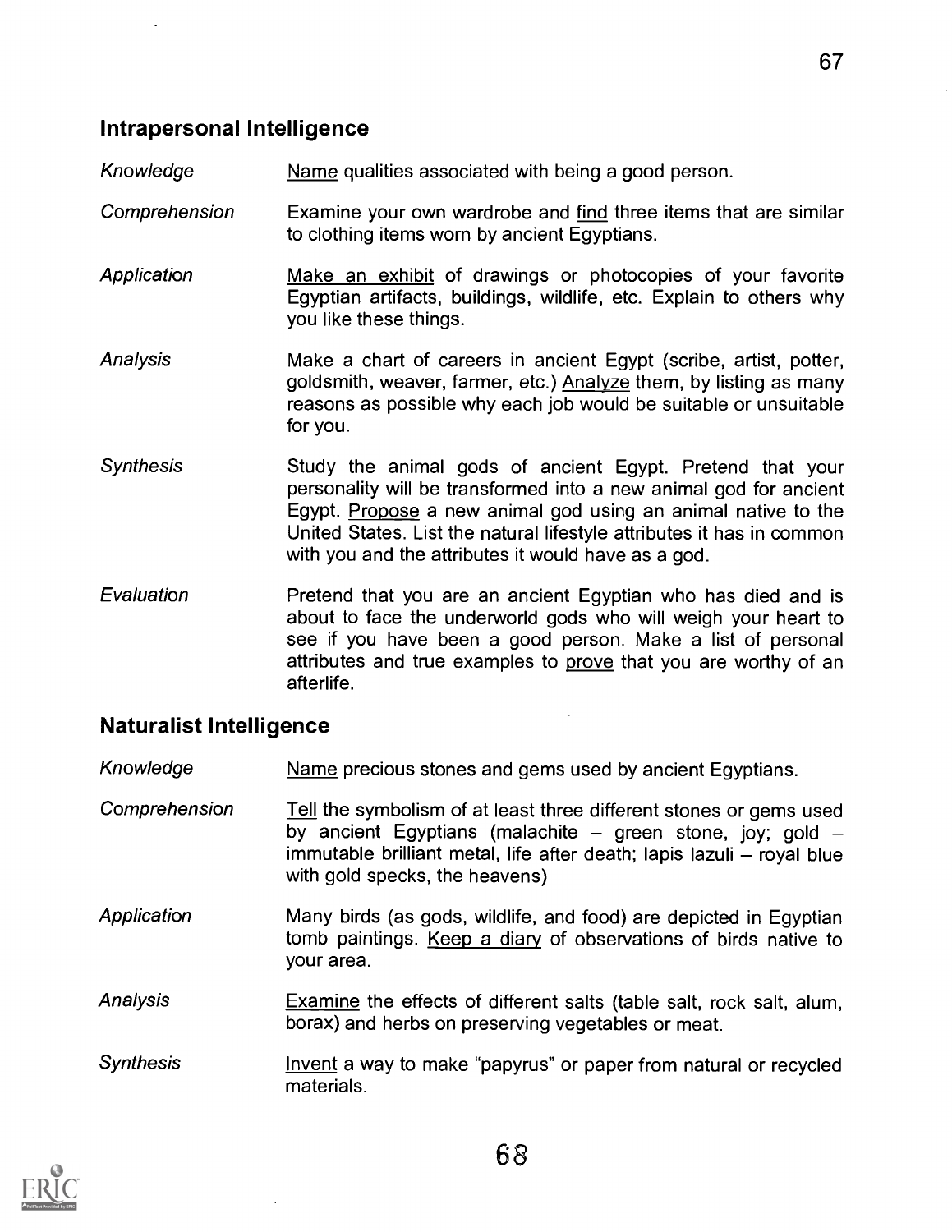## Intrapersonal Intelligence

| | |
|---|---|
| *Knowledge* | Name qualities associated with being a good person. |
| *Comprehension* | Examine your own wardrobe and find three items that are similar to clothing items worn by ancient Egyptians. |
| *Application* | Make an exhibit of drawings or photocopies of your favorite Egyptian artifacts, buildings, wildlife, etc. Explain to others why you like these things. |
| *Analysis* | Make a chart of careers in ancient Egypt (scribe, artist, potter, goldsmith, weaver, farmer, etc.) Analyze them, by listing as many reasons as possible why each job would be suitable or unsuitable for you. |
| *Synthesis* | Study the animal gods of ancient Egypt. Pretend that your personality will be transformed into a new animal god for ancient Egypt. Propose a new animal god using an animal native to the United States. List the natural lifestyle attributes it has in common with you and the attributes it would have as a god. |
| *Evaluation* | Pretend that you are an ancient Egyptian who has died and is about to face the underworld gods who will weigh your heart to see if you have been a good person. Make a list of personal attributes and true examples to prove that you are worthy of an afterlife. |

## Naturalist Intelligence

| | |
|---|---|
| *Knowledge* | Name precious stones and gems used by ancient Egyptians. |
| *Comprehension* | Tell the symbolism of at least three different stones or gems used by ancient Egyptians (malachite – green stone, joy; gold – immutable brilliant metal, life after death; lapis lazuli – royal blue with gold specks, the heavens) |
| *Application* | Many birds (as gods, wildlife, and food) are depicted in Egyptian tomb paintings. Keep a diary of observations of birds native to your area. |
| *Analysis* | Examine the effects of different salts (table salt, rock salt, alum, borax) and herbs on preserving vegetables or meat. |
| *Synthesis* | Invent a way to make "papyrus" or paper from natural or recycled materials. |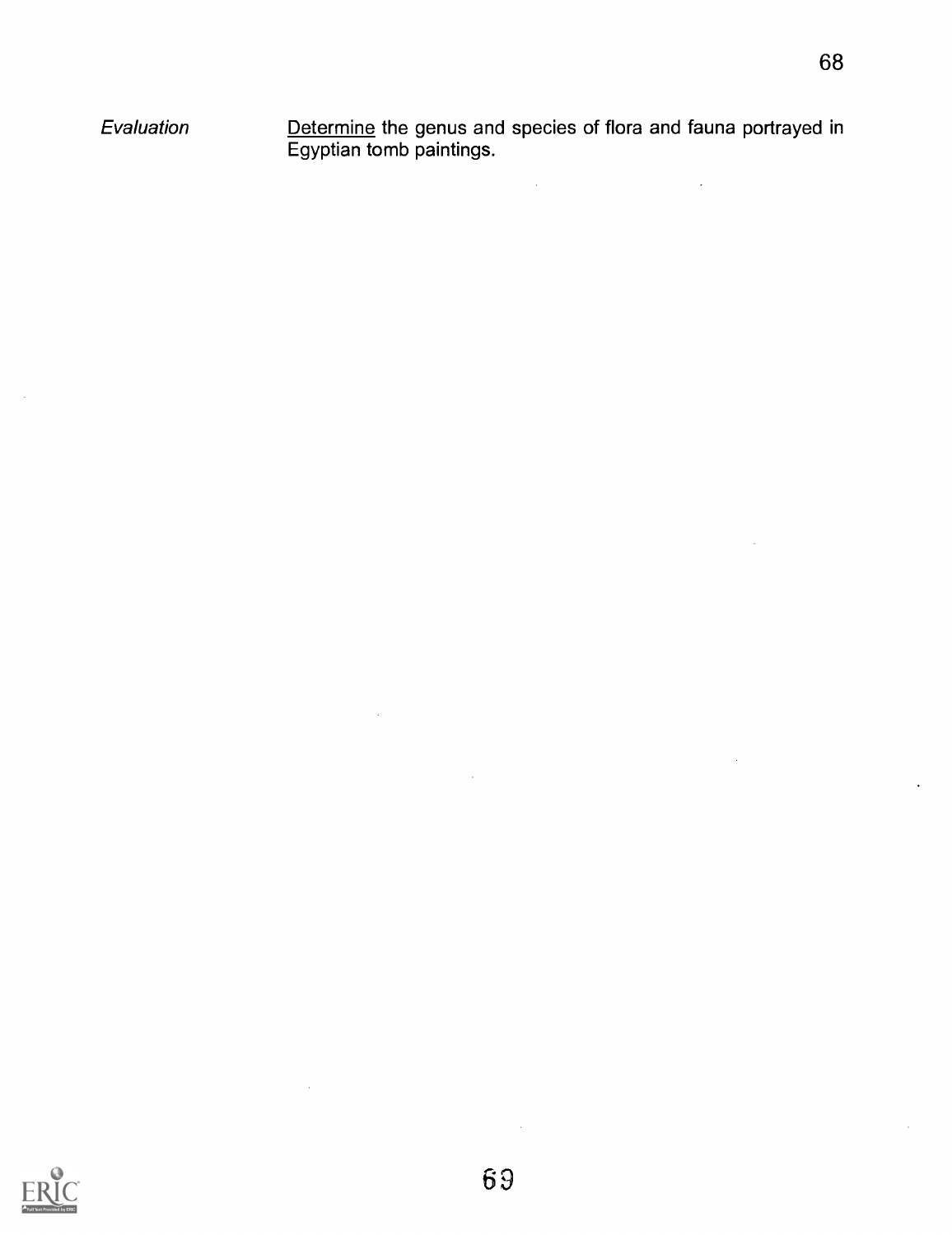*Evaluation*    Determine the genus and species of flora and fauna portrayed in Egyptian tomb paintings.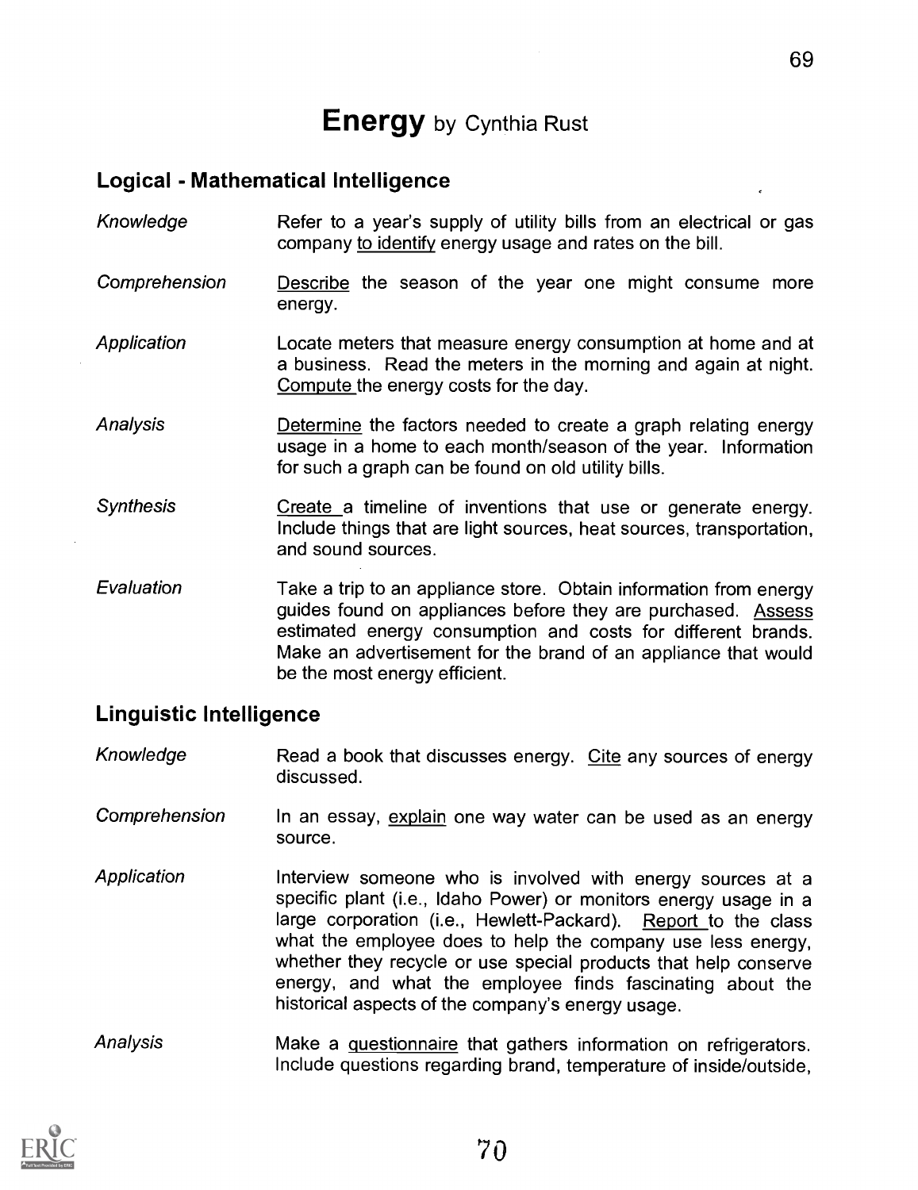# **Energy** by Cynthia Rust

## Logical - Mathematical Intelligence

| | |
|---|---|
| *Knowledge* | Refer to a year's supply of utility bills from an electrical or gas company to identify energy usage and rates on the bill. |
| *Comprehension* | Describe the season of the year one might consume more energy. |
| *Application* | Locate meters that measure energy consumption at home and at a business. Read the meters in the morning and again at night. Compute the energy costs for the day. |
| *Analysis* | Determine the factors needed to create a graph relating energy usage in a home to each month/season of the year. Information for such a graph can be found on old utility bills. |
| *Synthesis* | Create a timeline of inventions that use or generate energy. Include things that are light sources, heat sources, transportation, and sound sources. |
| *Evaluation* | Take a trip to an appliance store. Obtain information from energy guides found on appliances before they are purchased. Assess estimated energy consumption and costs for different brands. Make an advertisement for the brand of an appliance that would be the most energy efficient. |

## Linguistic Intelligence

| | |
|---|---|
| *Knowledge* | Read a book that discusses energy. Cite any sources of energy discussed. |
| *Comprehension* | In an essay, explain one way water can be used as an energy source. |
| *Application* | Interview someone who is involved with energy sources at a specific plant (i.e., Idaho Power) or monitors energy usage in a large corporation (i.e., Hewlett-Packard). Report to the class what the employee does to help the company use less energy, whether they recycle or use special products that help conserve energy, and what the employee finds fascinating about the historical aspects of the company's energy usage. |
| *Analysis* | Make a questionnaire that gathers information on refrigerators. Include questions regarding brand, temperature of inside/outside, |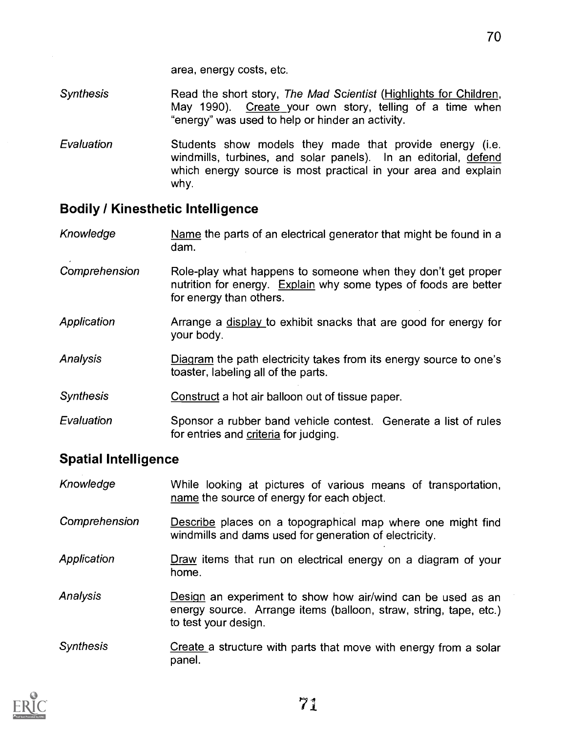area, energy costs, etc.

| | |
|---|---|
| *Synthesis* | Read the short story, *The Mad Scientist* (Highlights for Children, May 1990). Create your own story, telling of a time when "energy" was used to help or hinder an activity. |
| *Evaluation* | Students show models they made that provide energy (i.e. windmills, turbines, and solar panels). In an editorial, defend which energy source is most practical in your area and explain why. |

## Bodily / Kinesthetic Intelligence

| | |
|---|---|
| *Knowledge* | Name the parts of an electrical generator that might be found in a dam. |
| *Comprehension* | Role-play what happens to someone when they don't get proper nutrition for energy. Explain why some types of foods are better for energy than others. |
| *Application* | Arrange a display to exhibit snacks that are good for energy for your body. |
| *Analysis* | Diagram the path electricity takes from its energy source to one's toaster, labeling all of the parts. |
| *Synthesis* | Construct a hot air balloon out of tissue paper. |
| *Evaluation* | Sponsor a rubber band vehicle contest. Generate a list of rules for entries and criteria for judging. |

## Spatial Intelligence

| | |
|---|---|
| *Knowledge* | While looking at pictures of various means of transportation, name the source of energy for each object. |
| *Comprehension* | Describe places on a topographical map where one might find windmills and dams used for generation of electricity. |
| *Application* | Draw items that run on electrical energy on a diagram of your home. |
| *Analysis* | Design an experiment to show how air/wind can be used as an energy source. Arrange items (balloon, straw, string, tape, etc.) to test your design. |
| *Synthesis* | Create a structure with parts that move with energy from a solar panel. |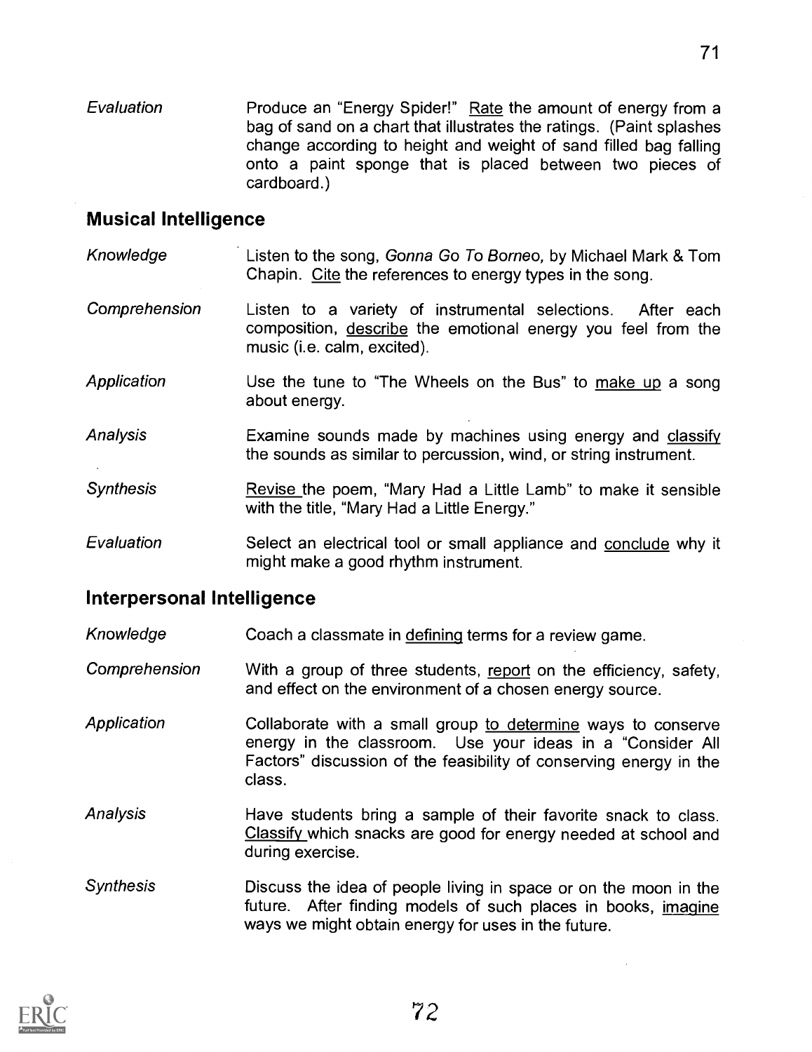*Evaluation* Produce an "Energy Spider!" Rate the amount of energy from a bag of sand on a chart that illustrates the ratings. (Paint splashes change according to height and weight of sand filled bag falling onto a paint sponge that is placed between two pieces of cardboard.)

## Musical Intelligence

*Knowledge* Listen to the song, *Gonna Go To Borneo,* by Michael Mark & Tom Chapin. Cite the references to energy types in the song.

*Comprehension* Listen to a variety of instrumental selections. After each composition, describe the emotional energy you feel from the music (i.e. calm, excited).

*Application* Use the tune to "The Wheels on the Bus" to make up a song about energy.

*Analysis* Examine sounds made by machines using energy and classify the sounds as similar to percussion, wind, or string instrument.

*Synthesis* Revise the poem, "Mary Had a Little Lamb" to make it sensible with the title, "Mary Had a Little Energy."

*Evaluation* Select an electrical tool or small appliance and conclude why it might make a good rhythm instrument.

## Interpersonal Intelligence

*Knowledge* Coach a classmate in defining terms for a review game.

*Comprehension* With a group of three students, report on the efficiency, safety, and effect on the environment of a chosen energy source.

*Application* Collaborate with a small group to determine ways to conserve energy in the classroom. Use your ideas in a "Consider All Factors" discussion of the feasibility of conserving energy in the class.

*Analysis* Have students bring a sample of their favorite snack to class. Classify which snacks are good for energy needed at school and during exercise.

*Synthesis* Discuss the idea of people living in space or on the moon in the future. After finding models of such places in books, imagine ways we might obtain energy for uses in the future.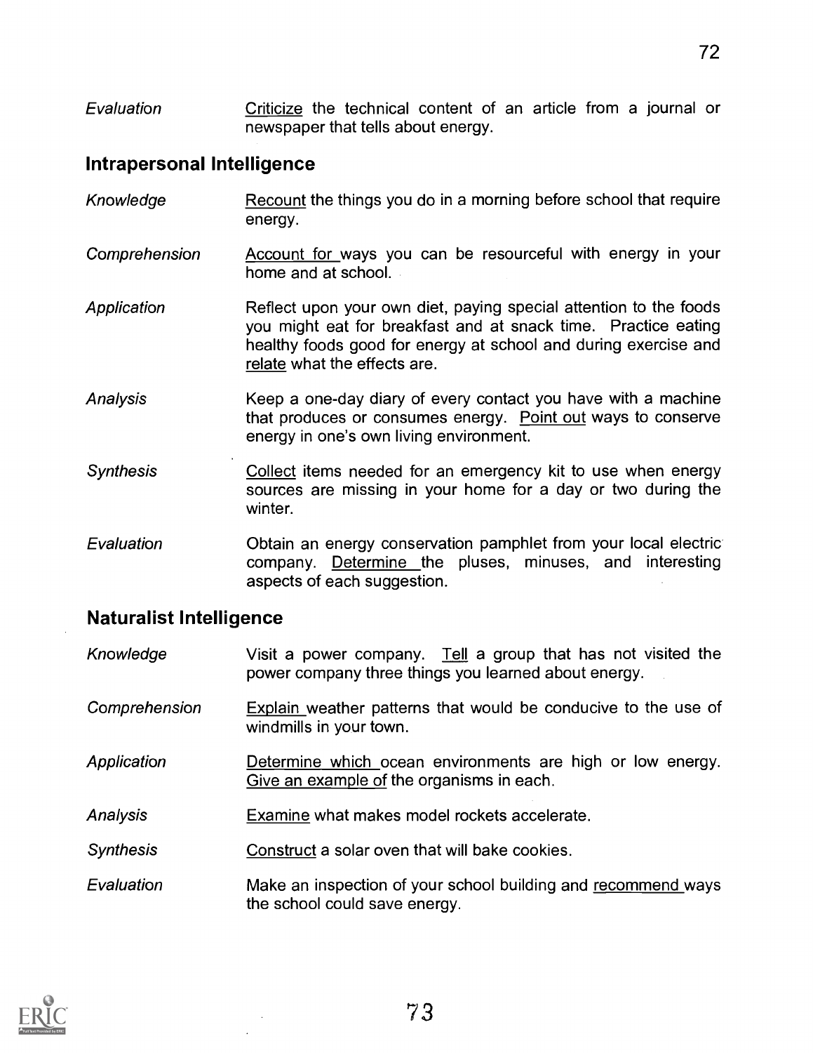*Evaluation* — Criticize the technical content of an article from a journal or newspaper that tells about energy.

## Intrapersonal Intelligence

*Knowledge* — Recount the things you do in a morning before school that require energy.

*Comprehension* — Account for ways you can be resourceful with energy in your home and at school.

*Application* — Reflect upon your own diet, paying special attention to the foods you might eat for breakfast and at snack time. Practice eating healthy foods good for energy at school and during exercise and relate what the effects are.

*Analysis* — Keep a one-day diary of every contact you have with a machine that produces or consumes energy. Point out ways to conserve energy in one's own living environment.

*Synthesis* — Collect items needed for an emergency kit to use when energy sources are missing in your home for a day or two during the winter.

*Evaluation* — Obtain an energy conservation pamphlet from your local electric company. Determine the pluses, minuses, and interesting aspects of each suggestion.

## Naturalist Intelligence

*Knowledge* — Visit a power company. Tell a group that has not visited the power company three things you learned about energy.

*Comprehension* — Explain weather patterns that would be conducive to the use of windmills in your town.

*Application* — Determine which ocean environments are high or low energy. Give an example of the organisms in each.

*Analysis* — Examine what makes model rockets accelerate.

*Synthesis* — Construct a solar oven that will bake cookies.

*Evaluation* — Make an inspection of your school building and recommend ways the school could save energy.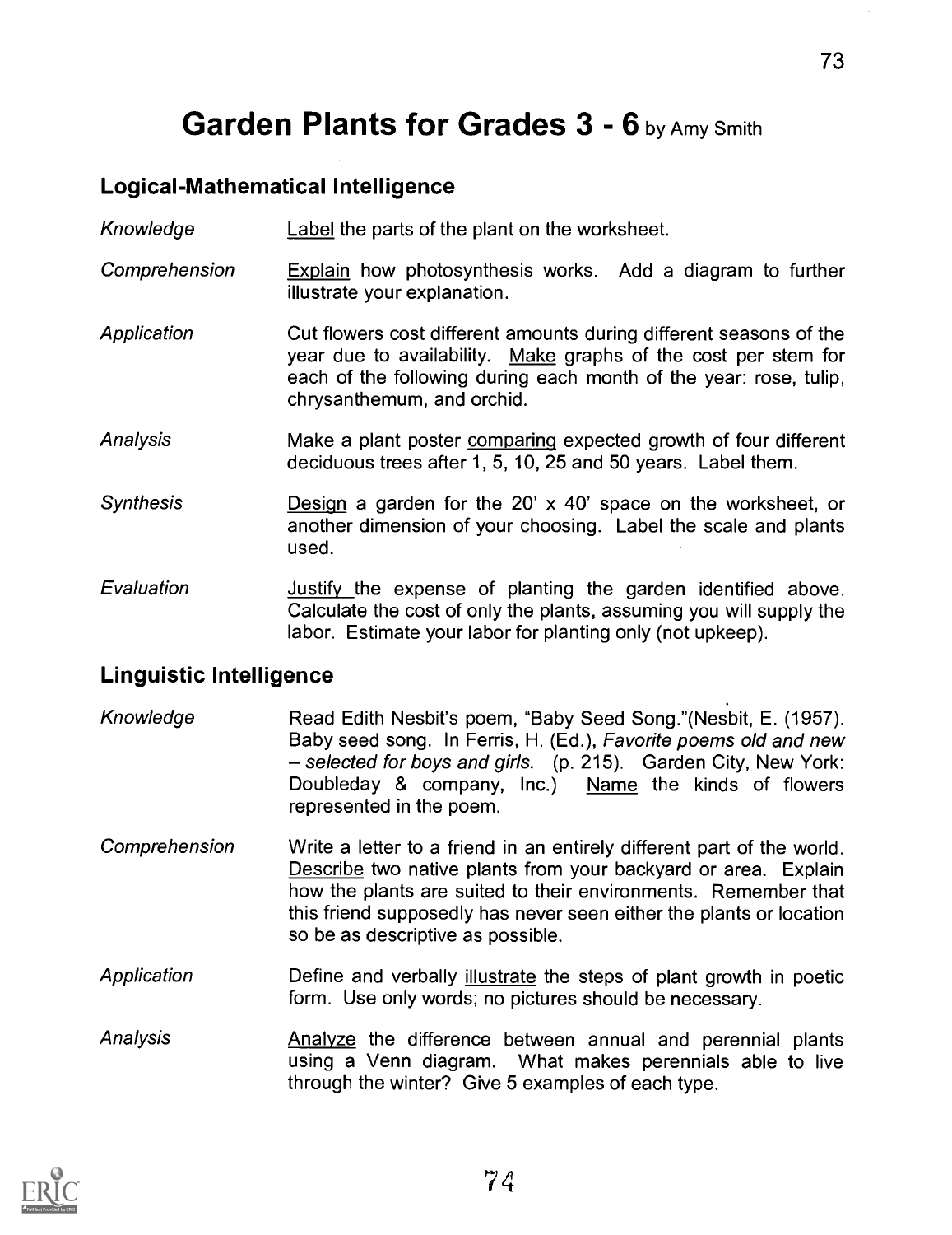# Garden Plants for Grades 3 - 6 by Amy Smith

## Logical-Mathematical Intelligence

| | |
|---|---|
| *Knowledge* | Label the parts of the plant on the worksheet. |
| *Comprehension* | Explain how photosynthesis works. Add a diagram to further illustrate your explanation. |
| *Application* | Cut flowers cost different amounts during different seasons of the year due to availability. Make graphs of the cost per stem for each of the following during each month of the year: rose, tulip, chrysanthemum, and orchid. |
| *Analysis* | Make a plant poster comparing expected growth of four different deciduous trees after 1, 5, 10, 25 and 50 years. Label them. |
| *Synthesis* | Design a garden for the 20' x 40' space on the worksheet, or another dimension of your choosing. Label the scale and plants used. |
| *Evaluation* | Justify the expense of planting the garden identified above. Calculate the cost of only the plants, assuming you will supply the labor. Estimate your labor for planting only (not upkeep). |

## Linguistic Intelligence

| | |
|---|---|
| *Knowledge* | Read Edith Nesbit's poem, "Baby Seed Song."(Nesbit, E. (1957). Baby seed song. In Ferris, H. (Ed.), *Favorite poems old and new – selected for boys and girls.* (p. 215). Garden City, New York: Doubleday & company, Inc.) Name the kinds of flowers represented in the poem. |
| *Comprehension* | Write a letter to a friend in an entirely different part of the world. Describe two native plants from your backyard or area. Explain how the plants are suited to their environments. Remember that this friend supposedly has never seen either the plants or location so be as descriptive as possible. |
| *Application* | Define and verbally illustrate the steps of plant growth in poetic form. Use only words; no pictures should be necessary. |
| *Analysis* | Analyze the difference between annual and perennial plants using a Venn diagram. What makes perennials able to live through the winter? Give 5 examples of each type. |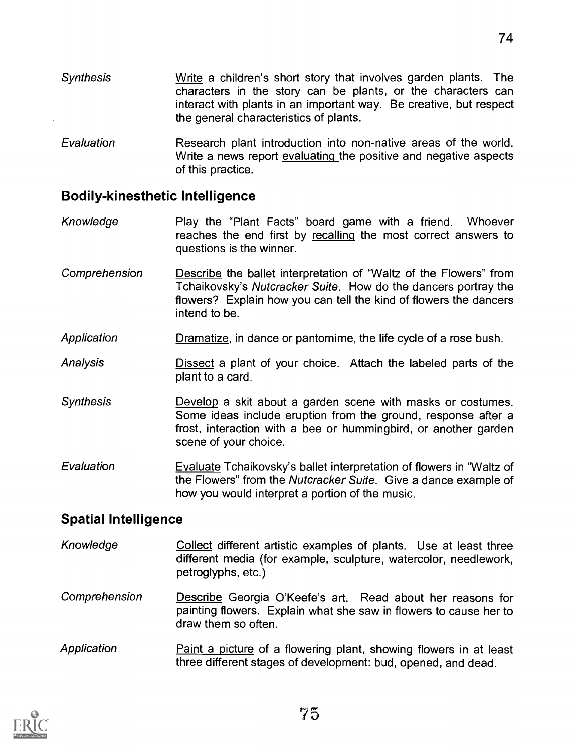*Synthesis* Write a children's short story that involves garden plants. The characters in the story can be plants, or the characters can interact with plants in an important way. Be creative, but respect the general characteristics of plants.

*Evaluation* Research plant introduction into non-native areas of the world. Write a news report evaluating the positive and negative aspects of this practice.

## Bodily-kinesthetic Intelligence

*Knowledge* Play the "Plant Facts" board game with a friend. Whoever reaches the end first by recalling the most correct answers to questions is the winner.

*Comprehension* Describe the ballet interpretation of "Waltz of the Flowers" from Tchaikovsky's *Nutcracker Suite*. How do the dancers portray the flowers? Explain how you can tell the kind of flowers the dancers intend to be.

*Application* Dramatize, in dance or pantomime, the life cycle of a rose bush.

*Analysis* Dissect a plant of your choice. Attach the labeled parts of the plant to a card.

*Synthesis* Develop a skit about a garden scene with masks or costumes. Some ideas include eruption from the ground, response after a frost, interaction with a bee or hummingbird, or another garden scene of your choice.

*Evaluation* Evaluate Tchaikovsky's ballet interpretation of flowers in "Waltz of the Flowers" from the *Nutcracker Suite.* Give a dance example of how you would interpret a portion of the music.

## Spatial Intelligence

*Knowledge* Collect different artistic examples of plants. Use at least three different media (for example, sculpture, watercolor, needlework, petroglyphs, etc.)

*Comprehension* Describe Georgia O'Keefe's art. Read about her reasons for painting flowers. Explain what she saw in flowers to cause her to draw them so often.

*Application* Paint a picture of a flowering plant, showing flowers in at least three different stages of development: bud, opened, and dead.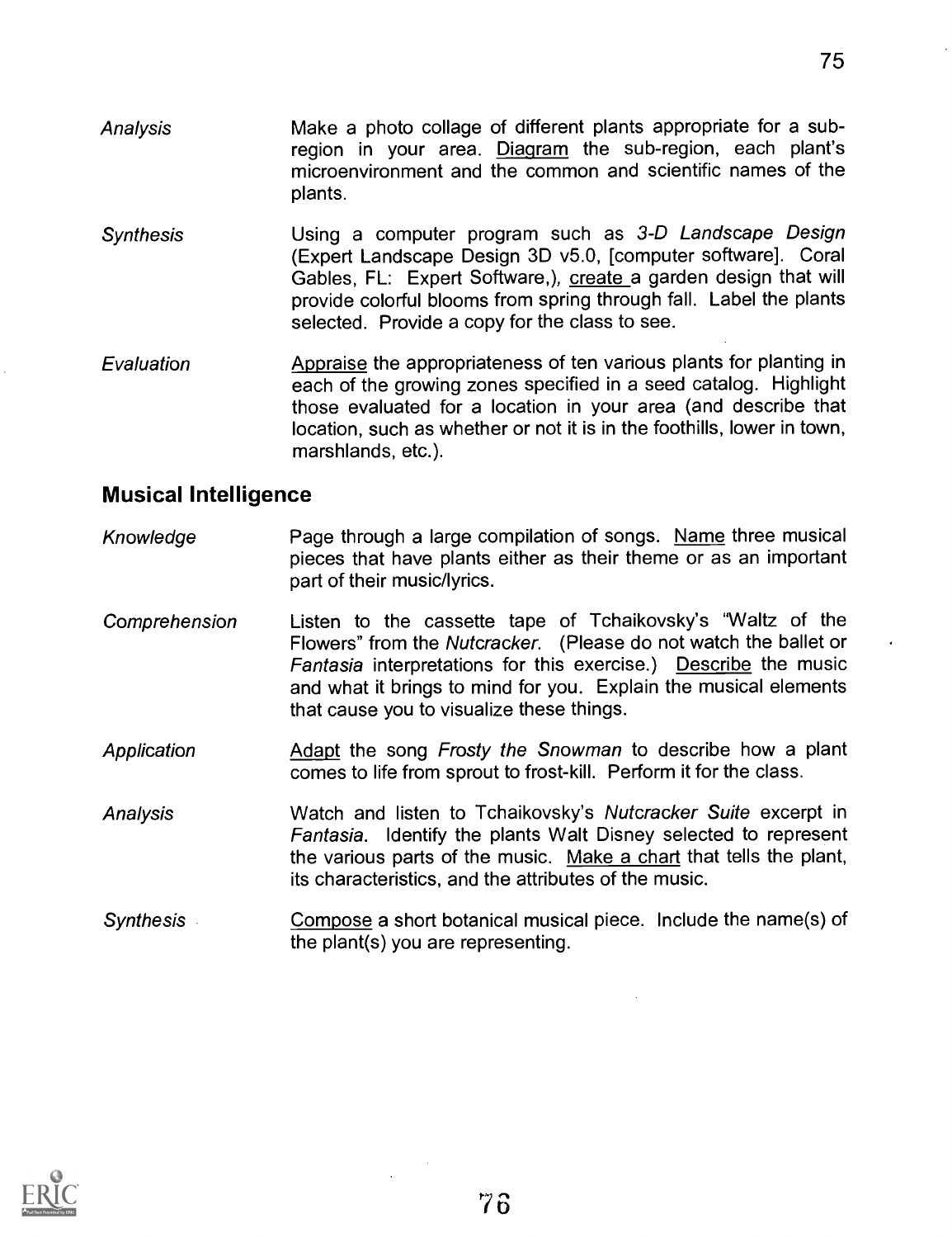*Analysis*

Make a photo collage of different plants appropriate for a sub-region in your area. Diagram the sub-region, each plant's microenvironment and the common and scientific names of the plants.

*Synthesis*

Using a computer program such as *3-D Landscape Design* (Expert Landscape Design 3D v5.0, [computer software]. Coral Gables, FL: Expert Software,), create a garden design that will provide colorful blooms from spring through fall. Label the plants selected. Provide a copy for the class to see.

*Evaluation*

Appraise the appropriateness of ten various plants for planting in each of the growing zones specified in a seed catalog. Highlight those evaluated for a location in your area (and describe that location, such as whether or not it is in the foothills, lower in town, marshlands, etc.).

## Musical Intelligence

*Knowledge*

Page through a large compilation of songs. Name three musical pieces that have plants either as their theme or as an important part of their music/lyrics.

*Comprehension*

Listen to the cassette tape of Tchaikovsky's "Waltz of the Flowers" from the *Nutcracker*. (Please do not watch the ballet or *Fantasia* interpretations for this exercise.) Describe the music and what it brings to mind for you. Explain the musical elements that cause you to visualize these things.

*Application*

Adapt the song *Frosty the Snowman* to describe how a plant comes to life from sprout to frost-kill. Perform it for the class.

*Analysis*

Watch and listen to Tchaikovsky's *Nutcracker Suite* excerpt in *Fantasia*. Identify the plants Walt Disney selected to represent the various parts of the music. Make a chart that tells the plant, its characteristics, and the attributes of the music.

*Synthesis*

Compose a short botanical musical piece. Include the name(s) of the plant(s) you are representing.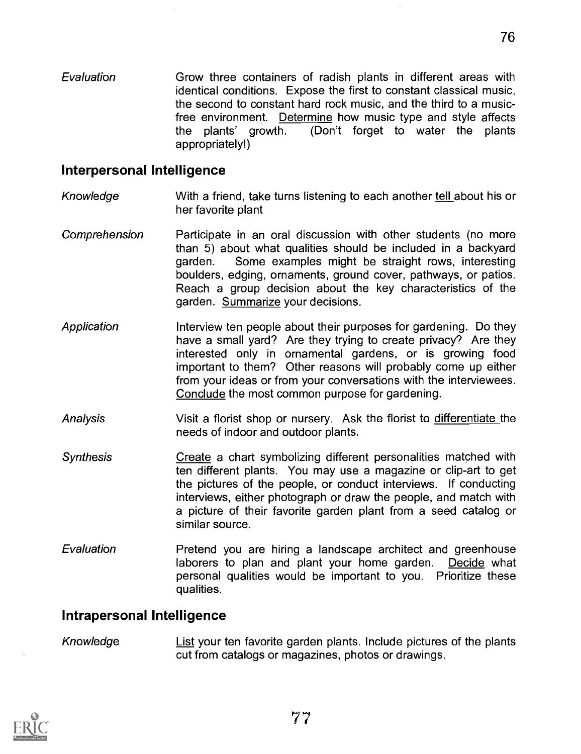*Evaluation* Grow three containers of radish plants in different areas with identical conditions. Expose the first to constant classical music, the second to constant hard rock music, and the third to a music-free environment. <u>Determine</u> how music type and style affects the plants' growth. (Don't forget to water the plants appropriately!)

## Interpersonal Intelligence

*Knowledge* With a friend, take turns listening to each another <u>tell</u> about his or her favorite plant

*Comprehension* Participate in an oral discussion with other students (no more than 5) about what qualities should be included in a backyard garden. Some examples might be straight rows, interesting boulders, edging, ornaments, ground cover, pathways, or patios. Reach a group decision about the key characteristics of the garden. <u>Summarize</u> your decisions.

*Application* Interview ten people about their purposes for gardening. Do they have a small yard? Are they trying to create privacy? Are they interested only in ornamental gardens, or is growing food important to them? Other reasons will probably come up either from your ideas or from your conversations with the interviewees. <u>Conclude</u> the most common purpose for gardening.

*Analysis* Visit a florist shop or nursery. Ask the florist to <u>differentiate</u> the needs of indoor and outdoor plants.

*Synthesis* <u>Create</u> a chart symbolizing different personalities matched with ten different plants. You may use a magazine or clip-art to get the pictures of the people, or conduct interviews. If conducting interviews, either photograph or draw the people, and match with a picture of their favorite garden plant from a seed catalog or similar source.

*Evaluation* Pretend you are hiring a landscape architect and greenhouse laborers to plan and plant your home garden. <u>Decide</u> what personal qualities would be important to you. Prioritize these qualities.

## Intrapersonal Intelligence

*Knowledge* <u>List</u> your ten favorite garden plants. Include pictures of the plants cut from catalogs or magazines, photos or drawings.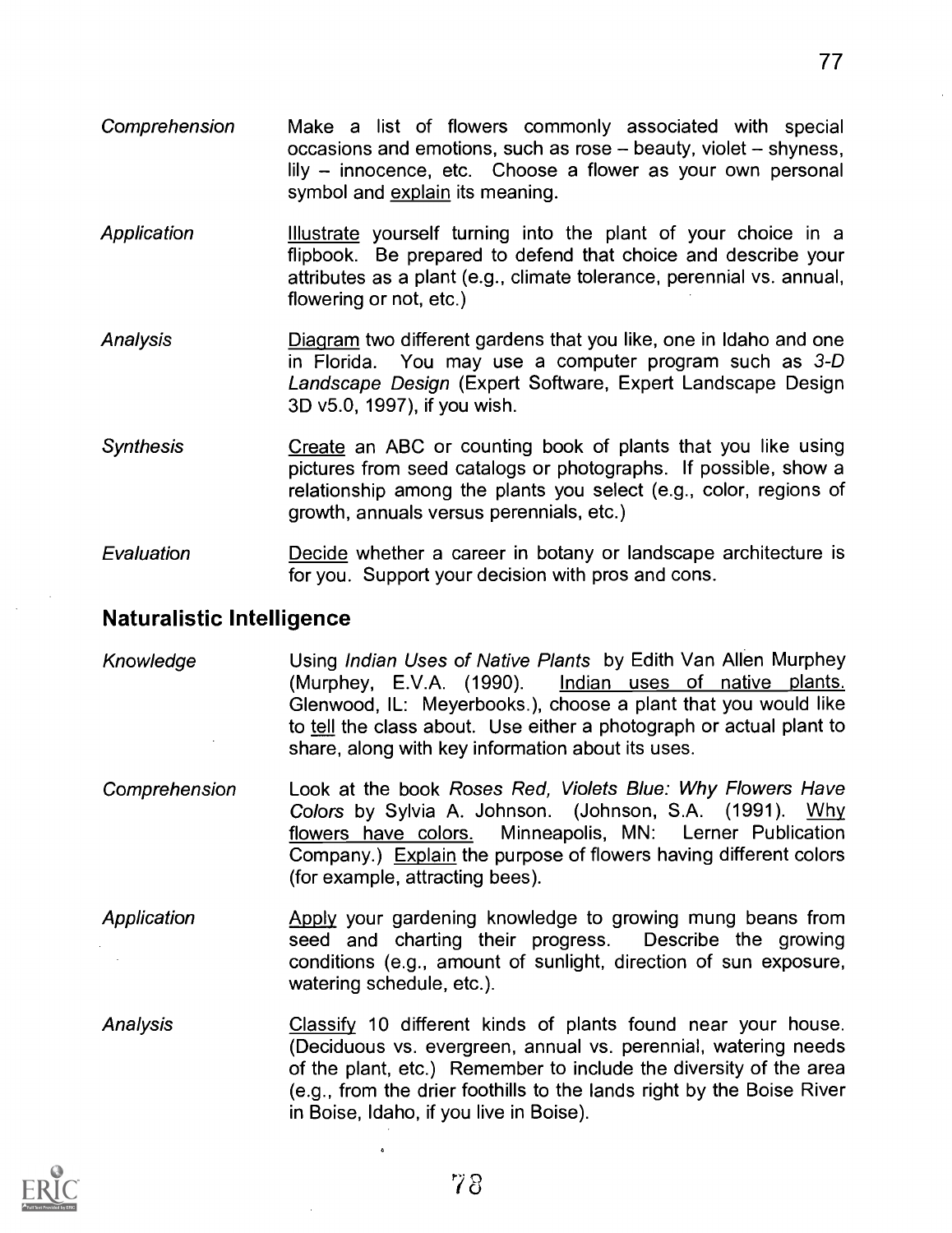*Comprehension* — Make a list of flowers commonly associated with special occasions and emotions, such as rose – beauty, violet – shyness, lily – innocence, etc. Choose a flower as your own personal symbol and explain its meaning.

*Application* — Illustrate yourself turning into the plant of your choice in a flipbook. Be prepared to defend that choice and describe your attributes as a plant (e.g., climate tolerance, perennial vs. annual, flowering or not, etc.)

*Analysis* — Diagram two different gardens that you like, one in Idaho and one in Florida. You may use a computer program such as *3-D Landscape Design* (Expert Software, Expert Landscape Design 3D v5.0, 1997), if you wish.

*Synthesis* — Create an ABC or counting book of plants that you like using pictures from seed catalogs or photographs. If possible, show a relationship among the plants you select (e.g., color, regions of growth, annuals versus perennials, etc.)

*Evaluation* — Decide whether a career in botany or landscape architecture is for you. Support your decision with pros and cons.

## Naturalistic Intelligence

*Knowledge* — Using *Indian Uses of Native Plants* by Edith Van Allen Murphey (Murphey, E.V.A. (1990). Indian uses of native plants. Glenwood, IL: Meyerbooks.), choose a plant that you would like to tell the class about. Use either a photograph or actual plant to share, along with key information about its uses.

*Comprehension* — Look at the book *Roses Red, Violets Blue: Why Flowers Have Colors* by Sylvia A. Johnson. (Johnson, S.A. (1991). Why flowers have colors. Minneapolis, MN: Lerner Publication Company.) Explain the purpose of flowers having different colors (for example, attracting bees).

*Application* — Apply your gardening knowledge to growing mung beans from seed and charting their progress. Describe the growing conditions (e.g., amount of sunlight, direction of sun exposure, watering schedule, etc.).

*Analysis* — Classify 10 different kinds of plants found near your house. (Deciduous vs. evergreen, annual vs. perennial, watering needs of the plant, etc.) Remember to include the diversity of the area (e.g., from the drier foothills to the lands right by the Boise River in Boise, Idaho, if you live in Boise).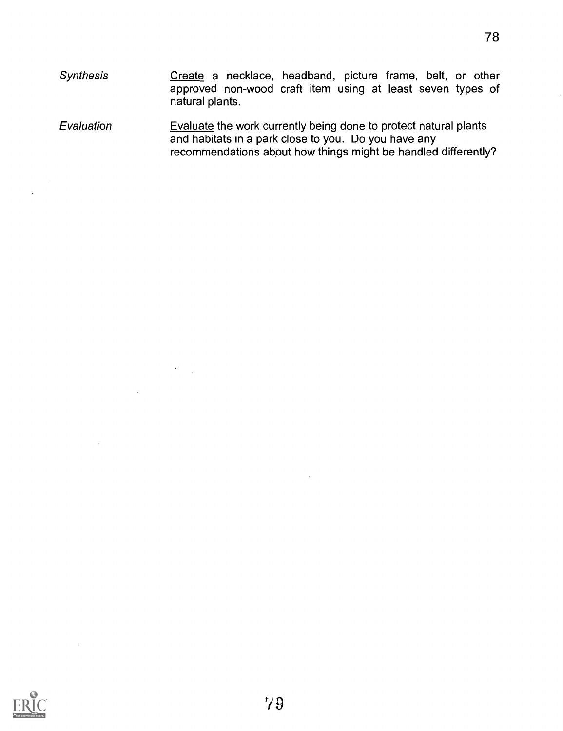| | |
|---|---|
| *Synthesis* | Create a necklace, headband, picture frame, belt, or other approved non-wood craft item using at least seven types of natural plants. |
| *Evaluation* | Evaluate the work currently being done to protect natural plants and habitats in a park close to you. Do you have any recommendations about how things might be handled differently? |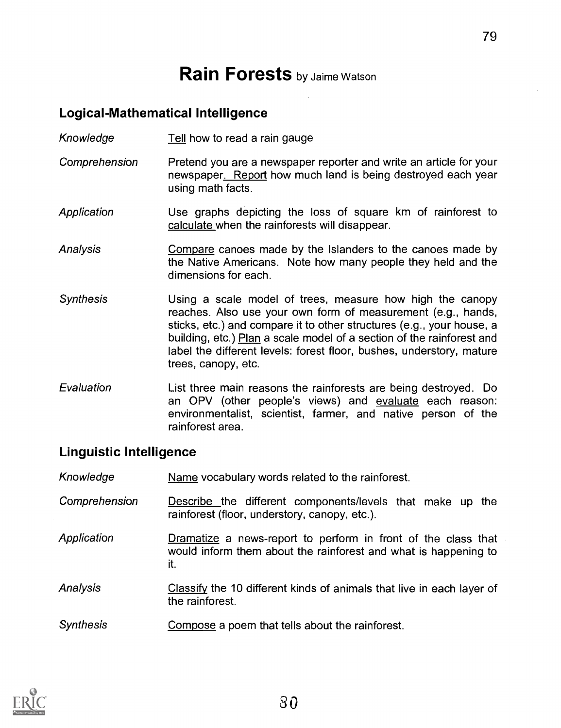# Rain Forests by Jaime Watson

## Logical-Mathematical Intelligence

| | |
|---|---|
| *Knowledge* | Tell how to read a rain gauge |
| *Comprehension* | Pretend you are a newspaper reporter and write an article for your newspaper. Report how much land is being destroyed each year using math facts. |
| *Application* | Use graphs depicting the loss of square km of rainforest to calculate when the rainforests will disappear. |
| *Analysis* | Compare canoes made by the Islanders to the canoes made by the Native Americans. Note how many people they held and the dimensions for each. |
| *Synthesis* | Using a scale model of trees, measure how high the canopy reaches. Also use your own form of measurement (e.g., hands, sticks, etc.) and compare it to other structures (e.g., your house, a building, etc.) Plan a scale model of a section of the rainforest and label the different levels: forest floor, bushes, understory, mature trees, canopy, etc. |
| *Evaluation* | List three main reasons the rainforests are being destroyed. Do an OPV (other people's views) and evaluate each reason: environmentalist, scientist, farmer, and native person of the rainforest area. |

## Linguistic Intelligence

| | |
|---|---|
| *Knowledge* | Name vocabulary words related to the rainforest. |
| *Comprehension* | Describe the different components/levels that make up the rainforest (floor, understory, canopy, etc.). |
| *Application* | Dramatize a news-report to perform in front of the class that would inform them about the rainforest and what is happening to it. |
| *Analysis* | Classify the 10 different kinds of animals that live in each layer of the rainforest. |
| *Synthesis* | Compose a poem that tells about the rainforest. |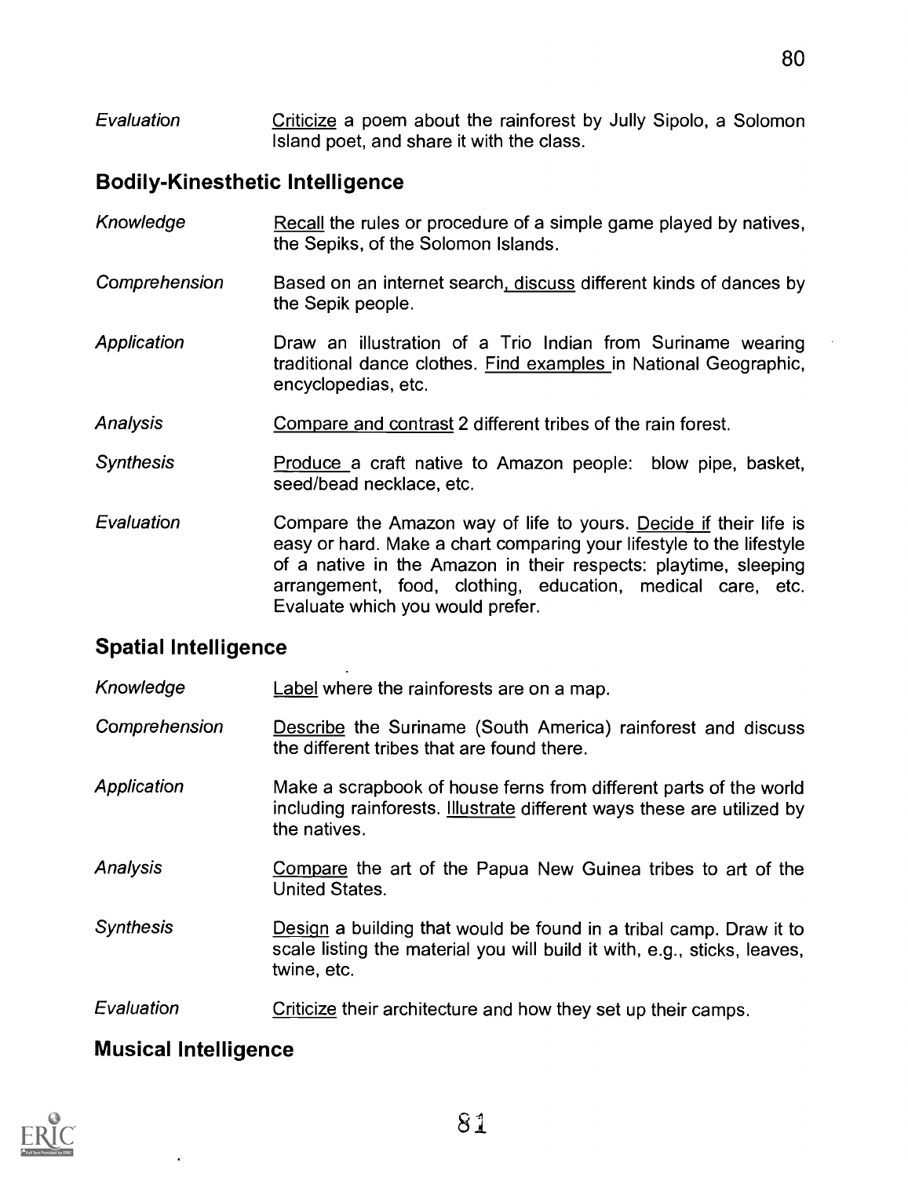*Evaluation* Criticize a poem about the rainforest by Jully Sipolo, a Solomon Island poet, and share it with the class.

## Bodily-Kinesthetic Intelligence

*Knowledge* Recall the rules or procedure of a simple game played by natives, the Sepiks, of the Solomon Islands.

*Comprehension* Based on an internet search, discuss different kinds of dances by the Sepik people.

*Application* Draw an illustration of a Trio Indian from Suriname wearing traditional dance clothes. Find examples in National Geographic, encyclopedias, etc.

*Analysis* Compare and contrast 2 different tribes of the rain forest.

*Synthesis* Produce a craft native to Amazon people: blow pipe, basket, seed/bead necklace, etc.

*Evaluation* Compare the Amazon way of life to yours. Decide if their life is easy or hard. Make a chart comparing your lifestyle to the lifestyle of a native in the Amazon in their respects: playtime, sleeping arrangement, food, clothing, education, medical care, etc. Evaluate which you would prefer.

## Spatial Intelligence

*Knowledge* Label where the rainforests are on a map.

*Comprehension* Describe the Suriname (South America) rainforest and discuss the different tribes that are found there.

*Application* Make a scrapbook of house ferns from different parts of the world including rainforests. Illustrate different ways these are utilized by the natives.

*Analysis* Compare the art of the Papua New Guinea tribes to art of the United States.

*Synthesis* Design a building that would be found in a tribal camp. Draw it to scale listing the material you will build it with, e.g., sticks, leaves, twine, etc.

*Evaluation* Criticize their architecture and how they set up their camps.

## Musical Intelligence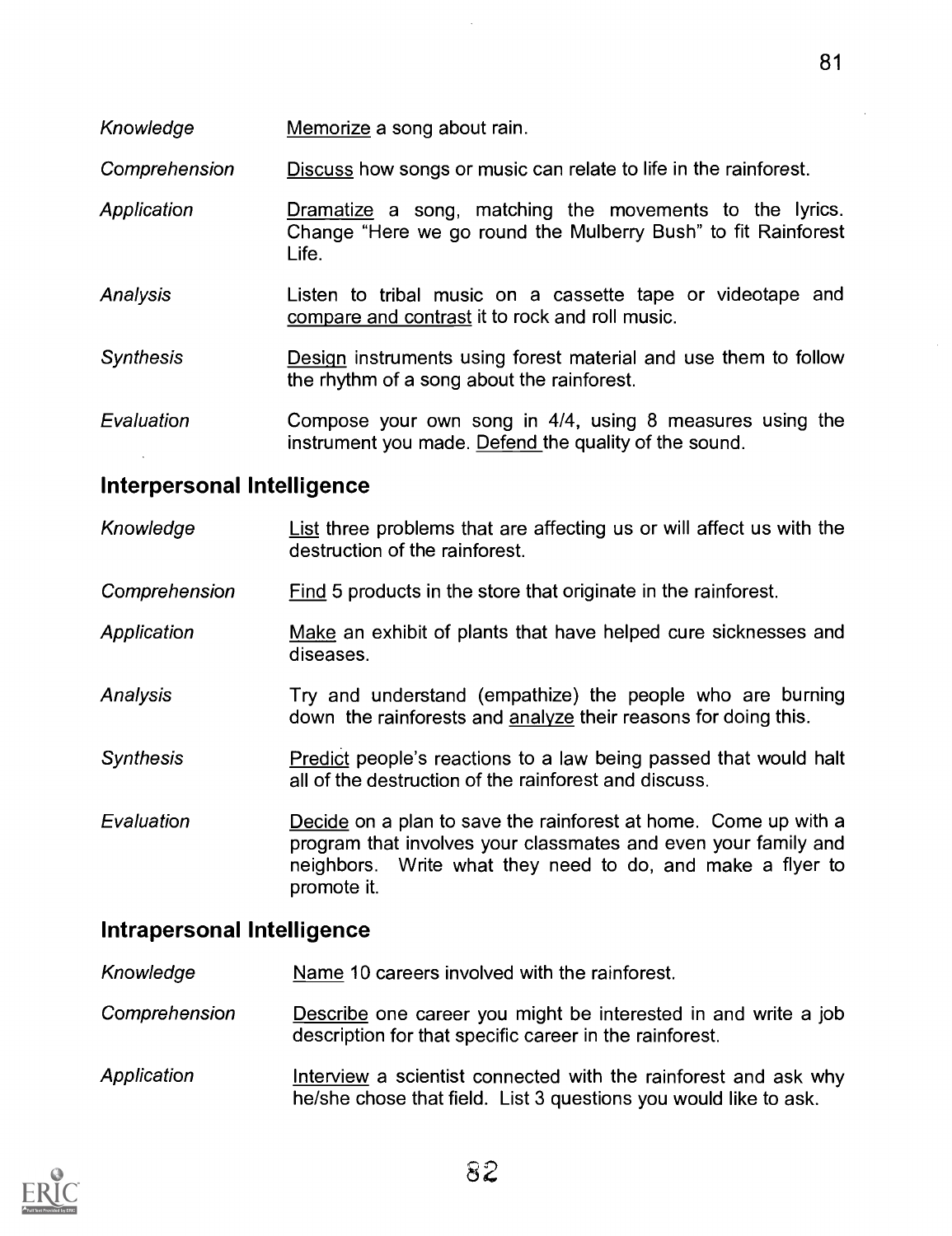| | |
|---|---|
| *Knowledge* | Memorize a song about rain. |
| *Comprehension* | Discuss how songs or music can relate to life in the rainforest. |
| *Application* | Dramatize a song, matching the movements to the lyrics. Change "Here we go round the Mulberry Bush" to fit Rainforest Life. |
| *Analysis* | Listen to tribal music on a cassette tape or videotape and compare and contrast it to rock and roll music. |
| *Synthesis* | Design instruments using forest material and use them to follow the rhythm of a song about the rainforest. |
| *Evaluation* | Compose your own song in 4/4, using 8 measures using the instrument you made. Defend the quality of the sound. |

## Interpersonal Intelligence

| | |
|---|---|
| *Knowledge* | List three problems that are affecting us or will affect us with the destruction of the rainforest. |
| *Comprehension* | Find 5 products in the store that originate in the rainforest. |
| *Application* | Make an exhibit of plants that have helped cure sicknesses and diseases. |
| *Analysis* | Try and understand (empathize) the people who are burning down the rainforests and analyze their reasons for doing this. |
| *Synthesis* | Predict people's reactions to a law being passed that would halt all of the destruction of the rainforest and discuss. |
| *Evaluation* | Decide on a plan to save the rainforest at home. Come up with a program that involves your classmates and even your family and neighbors. Write what they need to do, and make a flyer to promote it. |

## Intrapersonal Intelligence

| | |
|---|---|
| *Knowledge* | Name 10 careers involved with the rainforest. |
| *Comprehension* | Describe one career you might be interested in and write a job description for that specific career in the rainforest. |
| *Application* | Interview a scientist connected with the rainforest and ask why he/she chose that field. List 3 questions you would like to ask. |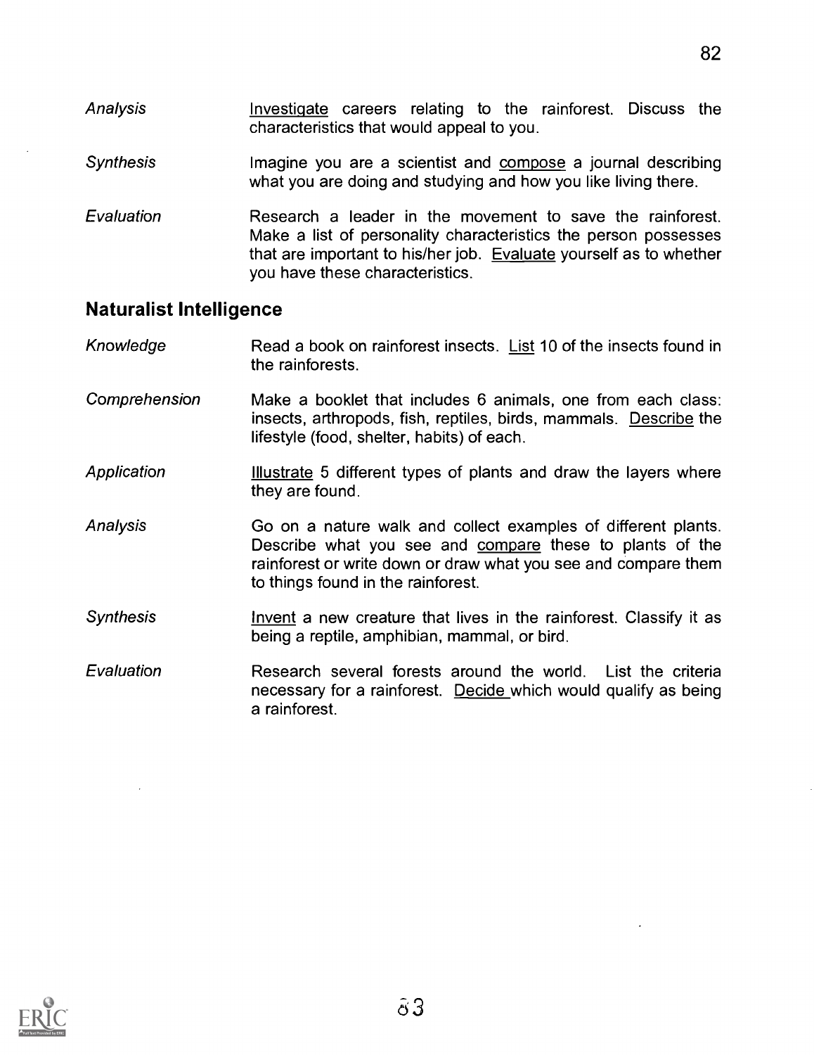*Analysis* Investigate careers relating to the rainforest. Discuss the characteristics that would appeal to you.

*Synthesis* Imagine you are a scientist and compose a journal describing what you are doing and studying and how you like living there.

*Evaluation* Research a leader in the movement to save the rainforest. Make a list of personality characteristics the person possesses that are important to his/her job. Evaluate yourself as to whether you have these characteristics.

## Naturalist Intelligence

*Knowledge* Read a book on rainforest insects. List 10 of the insects found in the rainforests.

*Comprehension* Make a booklet that includes 6 animals, one from each class: insects, arthropods, fish, reptiles, birds, mammals. Describe the lifestyle (food, shelter, habits) of each.

*Application* Illustrate 5 different types of plants and draw the layers where they are found.

*Analysis* Go on a nature walk and collect examples of different plants. Describe what you see and compare these to plants of the rainforest or write down or draw what you see and compare them to things found in the rainforest.

*Synthesis* Invent a new creature that lives in the rainforest. Classify it as being a reptile, amphibian, mammal, or bird.

*Evaluation* Research several forests around the world. List the criteria necessary for a rainforest. Decide which would qualify as being a rainforest.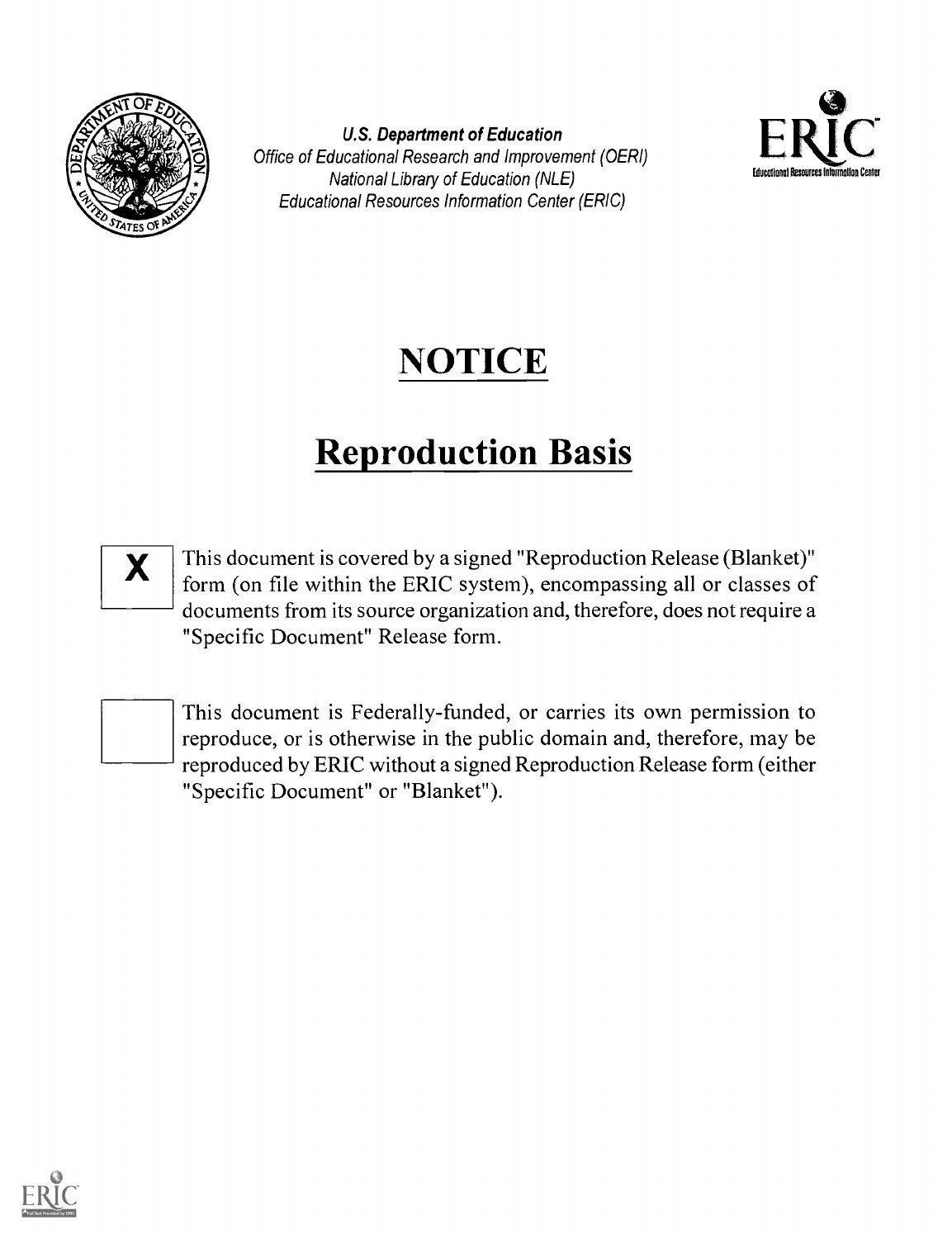U.S. Department of Education
*Office of Educational Research and Improvement (OERI)*
*National Library of Education (NLE)*
*Educational Resources Information Center (ERIC)*

# NOTICE

# Reproduction Basis

- [X] This document is covered by a signed "Reproduction Release (Blanket)" form (on file within the ERIC system), encompassing all or classes of documents from its source organization and, therefore, does not require a "Specific Document" Release form.

- [ ] This document is Federally-funded, or carries its own permission to reproduce, or is otherwise in the public domain and, therefore, may be reproduced by ERIC without a signed Reproduction Release form (either "Specific Document" or "Blanket").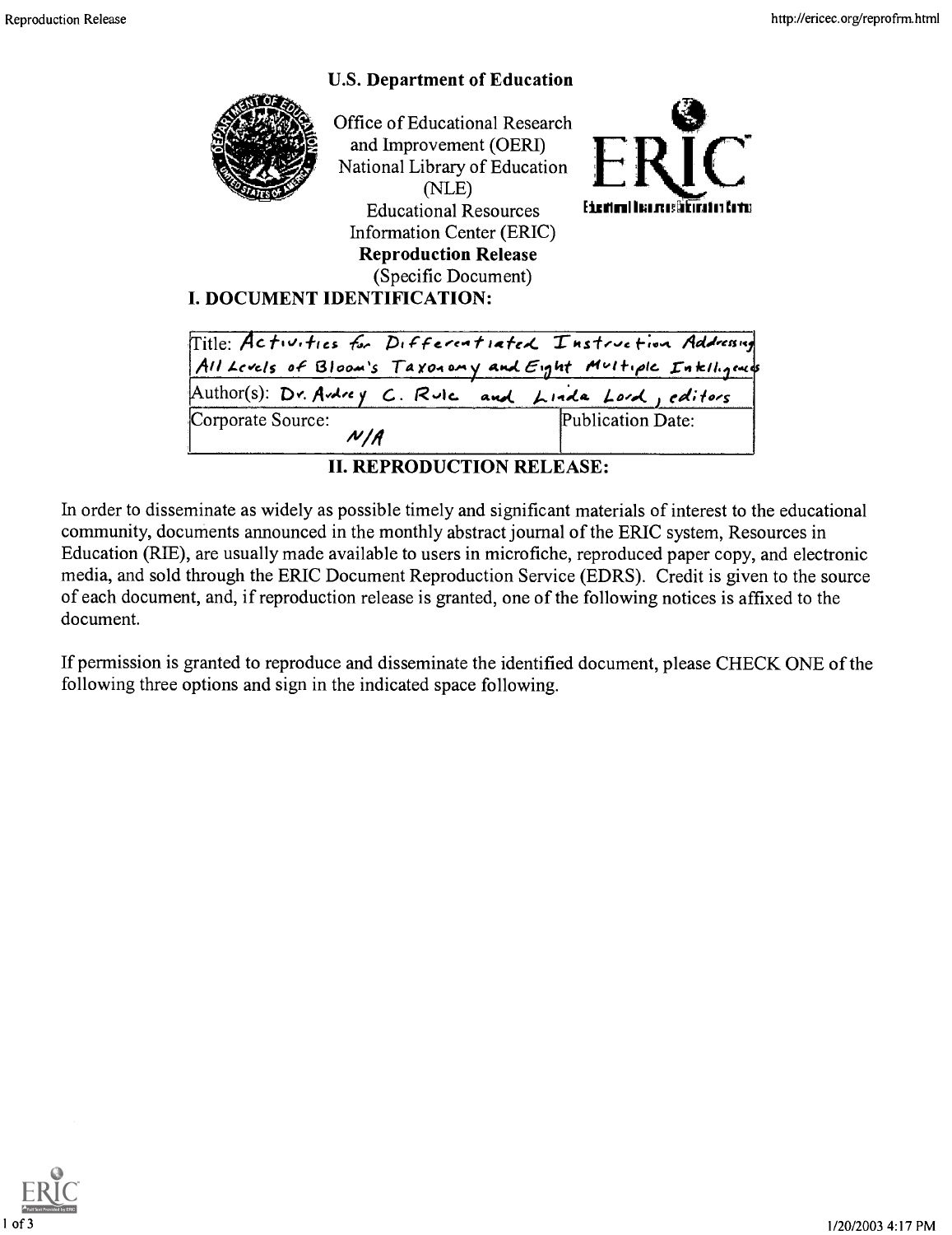**U.S. Department of Education**

Office of Educational Research and Improvement (OERI)
National Library of Education (NLE)
Educational Resources Information Center (ERIC)

**Reproduction Release**
(Specific Document)

## I. DOCUMENT IDENTIFICATION:

| Title: Activities for Differentiated Instruction Addressing All Levels of Bloom's Taxonomy and Eight Multiple Intelligences | |
|---|---|
| Author(s): Dr. Audrey C. Rule and Linda Lord, editors | |
| Corporate Source: N/A | Publication Date: |

## II. REPRODUCTION RELEASE:

In order to disseminate as widely as possible timely and significant materials of interest to the educational community, documents announced in the monthly abstract journal of the ERIC system, Resources in Education (RIE), are usually made available to users in microfiche, reproduced paper copy, and electronic media, and sold through the ERIC Document Reproduction Service (EDRS). Credit is given to the source of each document, and, if reproduction release is granted, one of the following notices is affixed to the document.

If permission is granted to reproduce and disseminate the identified document, please CHECK ONE of the following three options and sign in the indicated space following.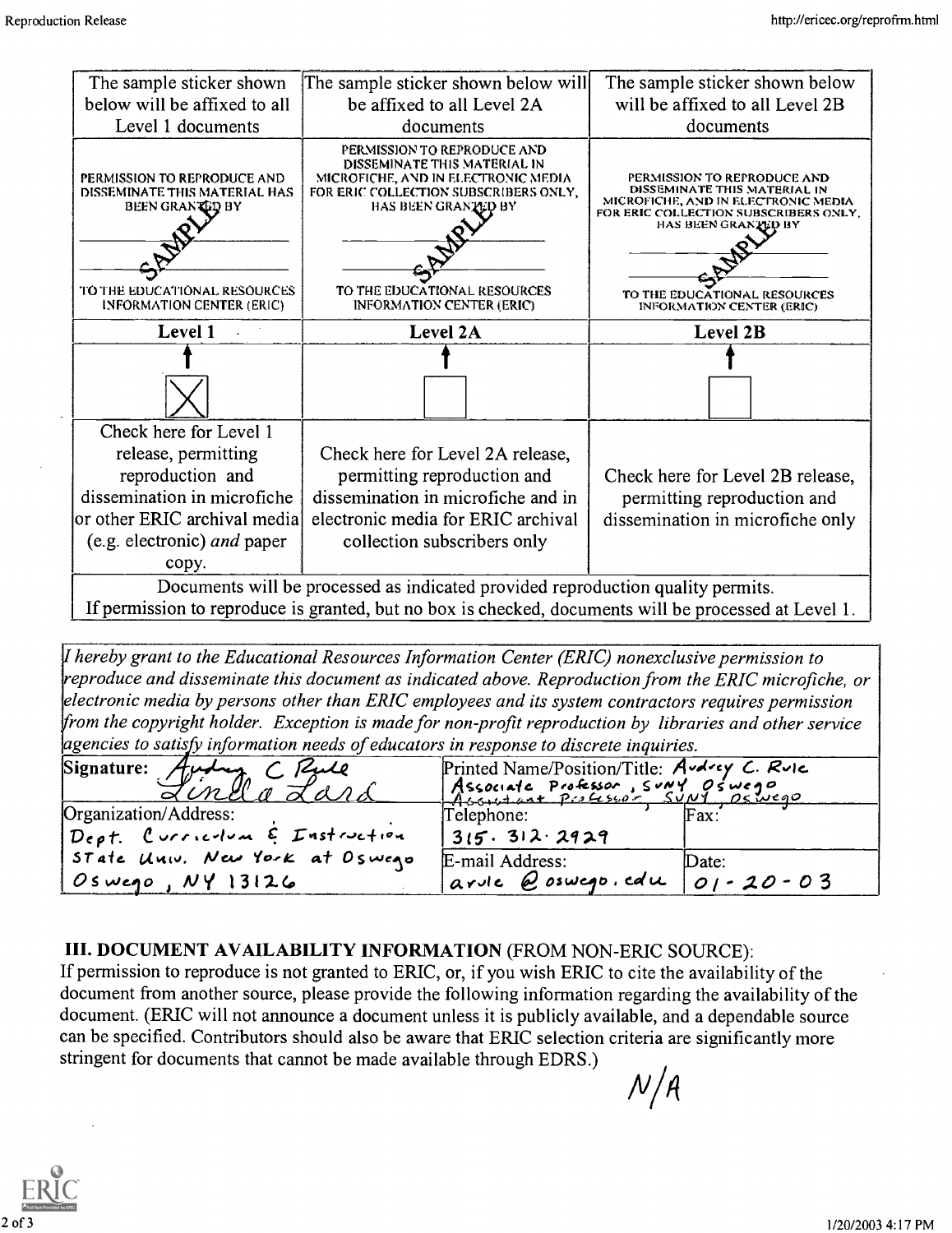| The sample sticker shown below will be affixed to all Level 1 documents | The sample sticker shown below will be affixed to all Level 2A documents | The sample sticker shown below will be affixed to all Level 2B documents |
|---|---|---|
| PERMISSION TO REPRODUCE AND DISSEMINATE THIS MATERIAL HAS BEEN GRANTED BY SAMPLE TO THE EDUCATIONAL RESOURCES INFORMATION CENTER (ERIC) | PERMISSION TO REPRODUCE AND DISSEMINATE THIS MATERIAL IN MICROFICHE, AND IN ELECTRONIC MEDIA FOR ERIC COLLECTION SUBSCRIBERS ONLY, HAS BEEN GRANTED BY SAMPLE TO THE EDUCATIONAL RESOURCES INFORMATION CENTER (ERIC) | PERMISSION TO REPRODUCE AND DISSEMINATE THIS MATERIAL IN MICROFICHE, AND IN ELECTRONIC MEDIA FOR ERIC COLLECTION SUBSCRIBERS ONLY, HAS BEEN GRANTED BY SAMPLE TO THE EDUCATIONAL RESOURCES INFORMATION CENTER (ERIC) |
| **Level 1** | **Level 2A** | **Level 2B** |
| ↑ [X] | ↑ [ ] | ↑ [ ] |
| Check here for Level 1 release, permitting reproduction and dissemination in microfiche or other ERIC archival media (e.g. electronic) *and* paper copy. | Check here for Level 2A release, permitting reproduction and dissemination in microfiche and in electronic media for ERIC archival collection subscribers only | Check here for Level 2B release, permitting reproduction and dissemination in microfiche only |

Documents will be processed as indicated provided reproduction quality permits.
If permission to reproduce is granted, but no box is checked, documents will be processed at Level 1.

*I hereby grant to the Educational Resources Information Center (ERIC) nonexclusive permission to reproduce and disseminate this document as indicated above. Reproduction from the ERIC microfiche, or electronic media by persons other than ERIC employees and its system contractors requires permission from the copyright holder. Exception is made for non-profit reproduction by libraries and other service agencies to satisfy information needs of educators in response to discrete inquiries.*

| Signature: Audrey C Rule / Linda Lard | Printed Name/Position/Title: Audrey C. Rule Associate Professor, SUNY Oswego / Assistant Professor, SUNY, Oswego | |
|---|---|---|
| Organization/Address: Dept. Curriculum & Instruction State Univ. New York at Oswego Oswego, NY 13126 | Telephone: 315. 312. 2929 | Fax: |
| | E-mail Address: arule @ oswego.edu | Date: 01-20-03 |

## III. DOCUMENT AVAILABILITY INFORMATION (FROM NON-ERIC SOURCE):

If permission to reproduce is not granted to ERIC, or, if you wish ERIC to cite the availability of the document from another source, please provide the following information regarding the availability of the document. (ERIC will not announce a document unless it is publicly available, and a dependable source can be specified. Contributors should also be aware that ERIC selection criteria are significantly more stringent for documents that cannot be made available through EDRS.)

N/A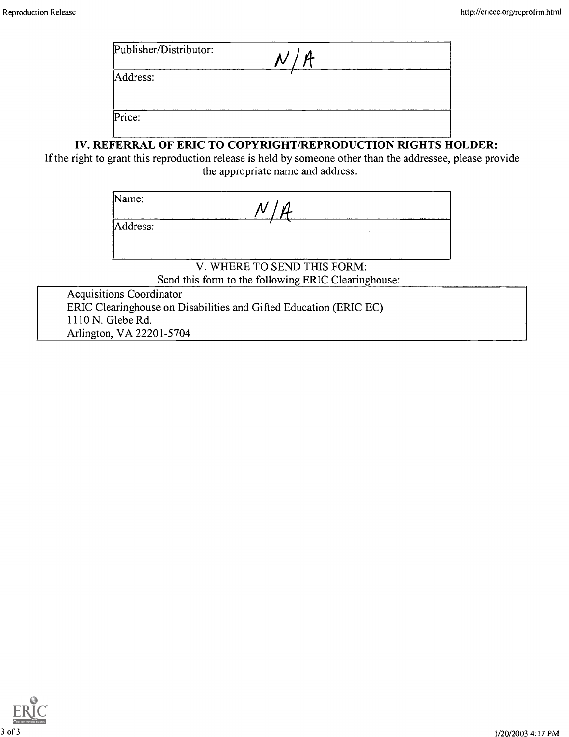| | |
|---|---|
| Publisher/Distributor: | N/A |
| Address: | |
| Price: | |

## IV. REFERRAL OF ERIC TO COPYRIGHT/REPRODUCTION RIGHTS HOLDER:

If the right to grant this reproduction release is held by someone other than the addressee, please provide the appropriate name and address:

| | |
|---|---|
| Name: | N/A |
| Address: | |

V. WHERE TO SEND THIS FORM:

Send this form to the following ERIC Clearinghouse:

Acquisitions Coordinator
ERIC Clearinghouse on Disabilities and Gifted Education (ERIC EC)
1110 N. Glebe Rd.
Arlington, VA 22201-5704